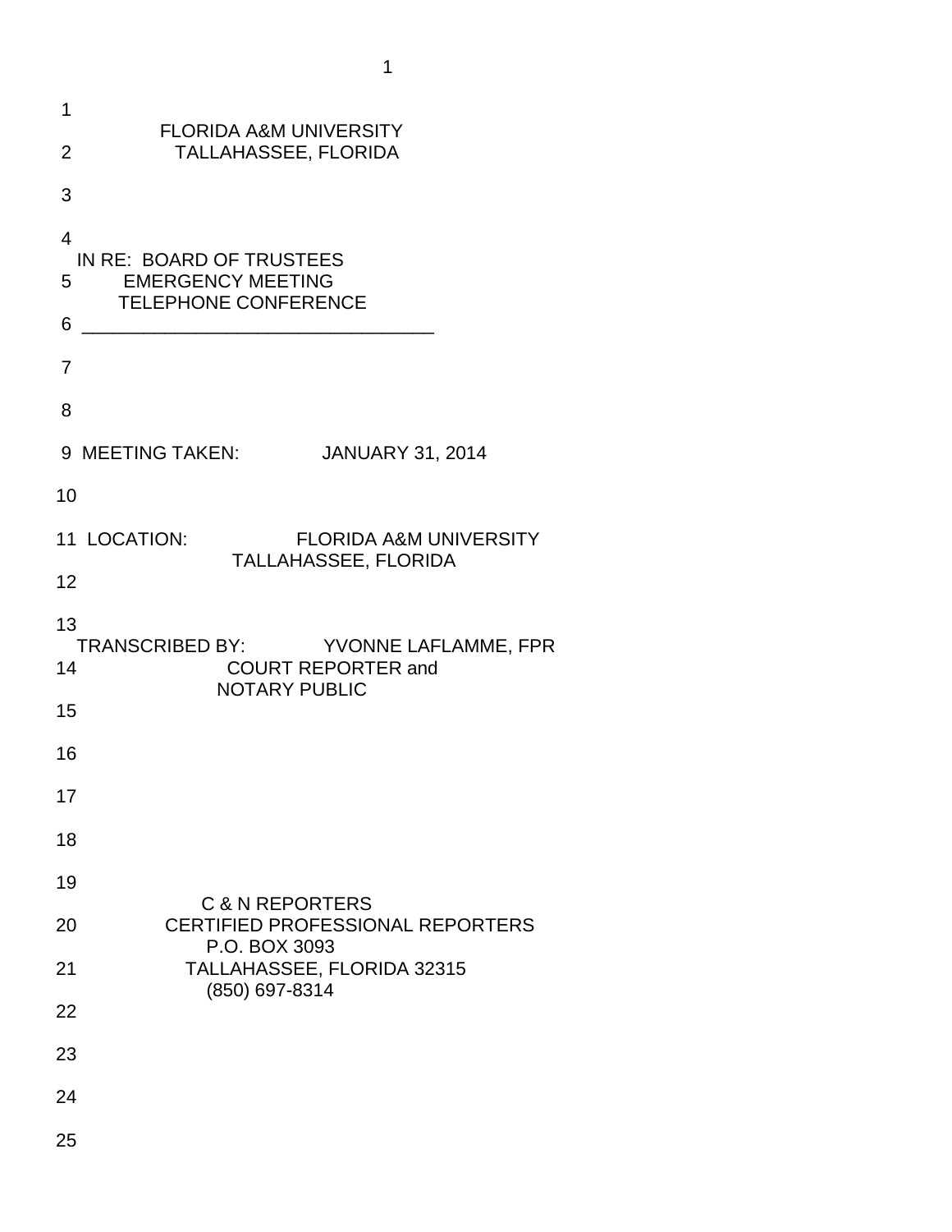FLORIDA A&M UNIVERSITY
TALLAHASSEE, FLORIDA

IN RE: BOARD OF TRUSTEES
EMERGENCY MEETING
TELEPHONE CONFERENCE

---

MEETING TAKEN: JANUARY 31, 2014

LOCATION: FLORIDA A&M UNIVERSITY
TALLAHASSEE, FLORIDA

TRANSCRIBED BY: YVONNE LAFLAMME, FPR
COURT REPORTER and
NOTARY PUBLIC

C & N REPORTERS
CERTIFIED PROFESSIONAL REPORTERS
P.O. BOX 3093
TALLAHASSEE, FLORIDA 32315
(850) 697-8314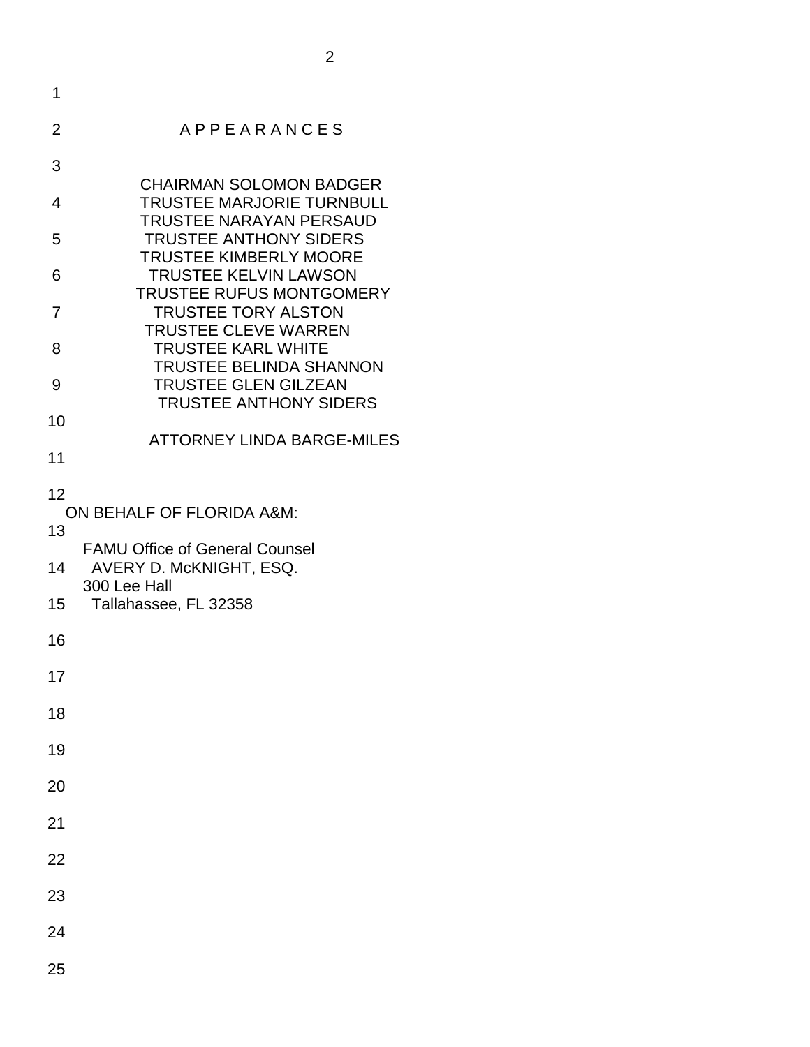## A P P E A R A N C E S

CHAIRMAN SOLOMON BADGER
TRUSTEE MARJORIE TURNBULL
TRUSTEE NARAYAN PERSAUD
TRUSTEE ANTHONY SIDERS
TRUSTEE KIMBERLY MOORE
TRUSTEE KELVIN LAWSON
TRUSTEE RUFUS MONTGOMERY
TRUSTEE TORY ALSTON
TRUSTEE CLEVE WARREN
TRUSTEE KARL WHITE
TRUSTEE BELINDA SHANNON
TRUSTEE GLEN GILZEAN
TRUSTEE ANTHONY SIDERS

ATTORNEY LINDA BARGE-MILES

ON BEHALF OF FLORIDA A&M:

FAMU Office of General Counsel
AVERY D. McKNIGHT, ESQ.
300 Lee Hall
Tallahassee, FL 32358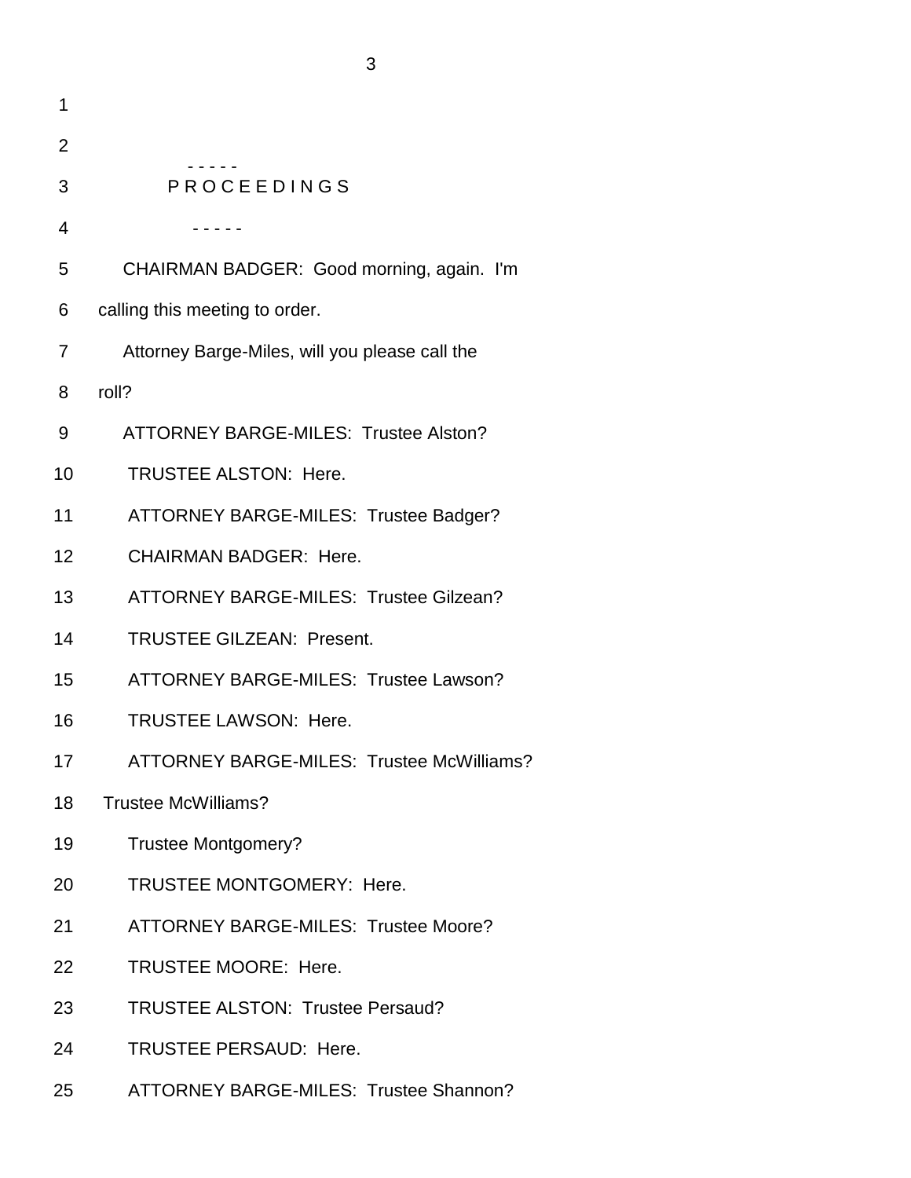- - - - -

P R O C E E D I N G S

- - - - -

CHAIRMAN BADGER: Good morning, again. I'm calling this meeting to order.

Attorney Barge-Miles, will you please call the roll?

ATTORNEY BARGE-MILES: Trustee Alston?

TRUSTEE ALSTON: Here.

ATTORNEY BARGE-MILES: Trustee Badger?

CHAIRMAN BADGER: Here.

ATTORNEY BARGE-MILES: Trustee Gilzean?

TRUSTEE GILZEAN: Present.

ATTORNEY BARGE-MILES: Trustee Lawson?

TRUSTEE LAWSON: Here.

ATTORNEY BARGE-MILES: Trustee McWilliams? Trustee McWilliams?

Trustee Montgomery?

TRUSTEE MONTGOMERY: Here.

ATTORNEY BARGE-MILES: Trustee Moore?

TRUSTEE MOORE: Here.

TRUSTEE ALSTON: Trustee Persaud?

TRUSTEE PERSAUD: Here.

ATTORNEY BARGE-MILES: Trustee Shannon?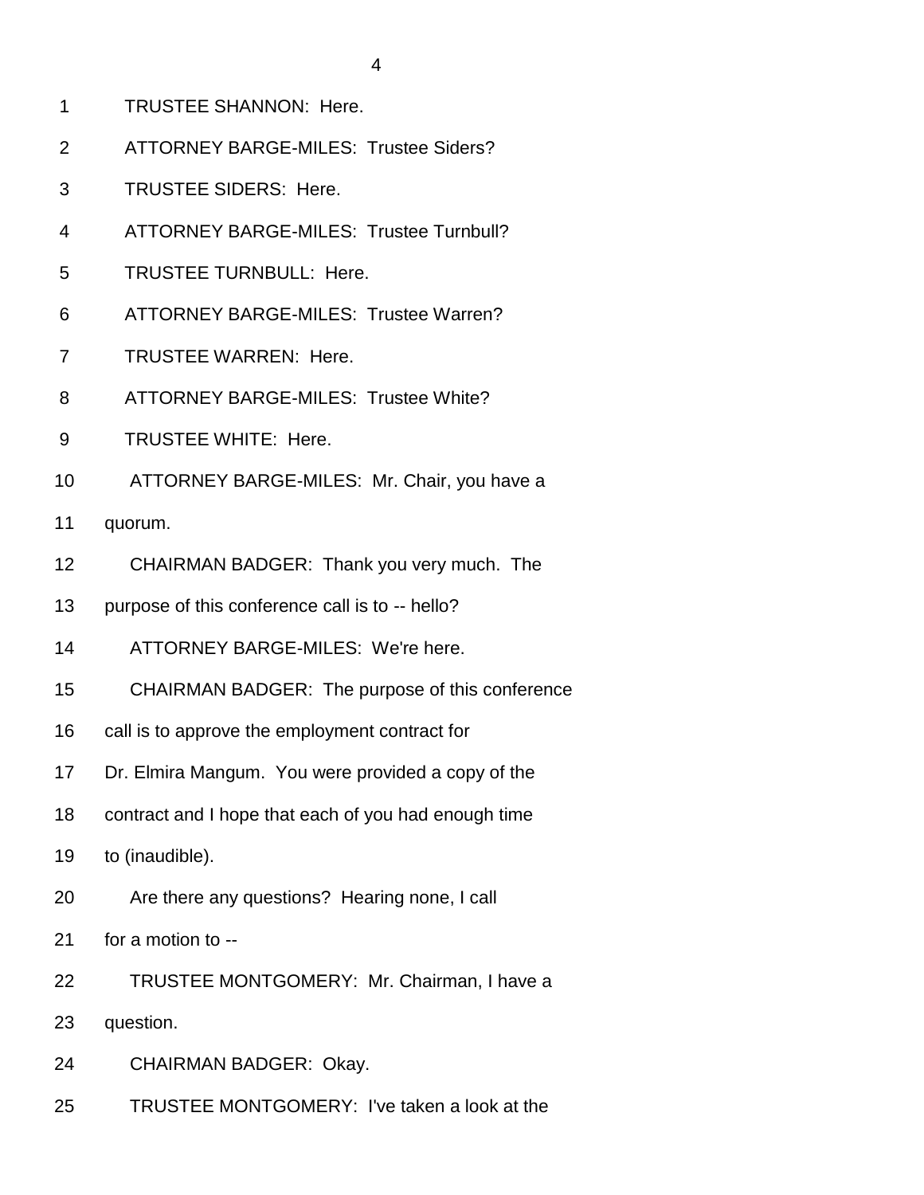TRUSTEE SHANNON: Here.

ATTORNEY BARGE-MILES: Trustee Siders?

TRUSTEE SIDERS: Here.

ATTORNEY BARGE-MILES: Trustee Turnbull?

TRUSTEE TURNBULL: Here.

ATTORNEY BARGE-MILES: Trustee Warren?

TRUSTEE WARREN: Here.

ATTORNEY BARGE-MILES: Trustee White?

TRUSTEE WHITE: Here.

ATTORNEY BARGE-MILES: Mr. Chair, you have a quorum.

CHAIRMAN BADGER: Thank you very much. The purpose of this conference call is to -- hello?

ATTORNEY BARGE-MILES: We're here.

CHAIRMAN BADGER: The purpose of this conference call is to approve the employment contract for Dr. Elmira Mangum. You were provided a copy of the contract and I hope that each of you had enough time to (inaudible).

Are there any questions? Hearing none, I call for a motion to --

TRUSTEE MONTGOMERY: Mr. Chairman, I have a question.

CHAIRMAN BADGER: Okay.

TRUSTEE MONTGOMERY: I've taken a look at the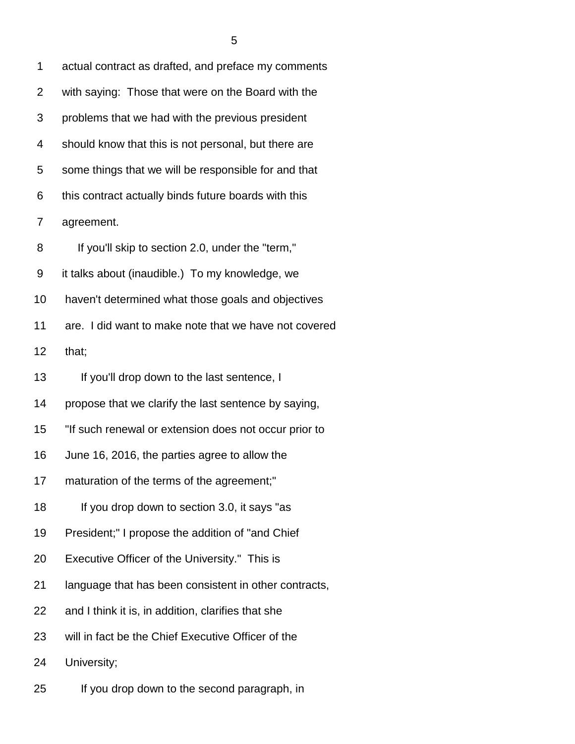actual contract as drafted, and preface my comments with saying: Those that were on the Board with the problems that we had with the previous president should know that this is not personal, but there are some things that we will be responsible for and that this contract actually binds future boards with this agreement.

If you'll skip to section 2.0, under the "term," it talks about (inaudible.) To my knowledge, we haven't determined what those goals and objectives are. I did want to make note that we have not covered that;

If you'll drop down to the last sentence, I propose that we clarify the last sentence by saying, "If such renewal or extension does not occur prior to June 16, 2016, the parties agree to allow the maturation of the terms of the agreement;"

If you drop down to section 3.0, it says "as President;" I propose the addition of "and Chief Executive Officer of the University." This is language that has been consistent in other contracts, and I think it is, in addition, clarifies that she will in fact be the Chief Executive Officer of the University;

If you drop down to the second paragraph, in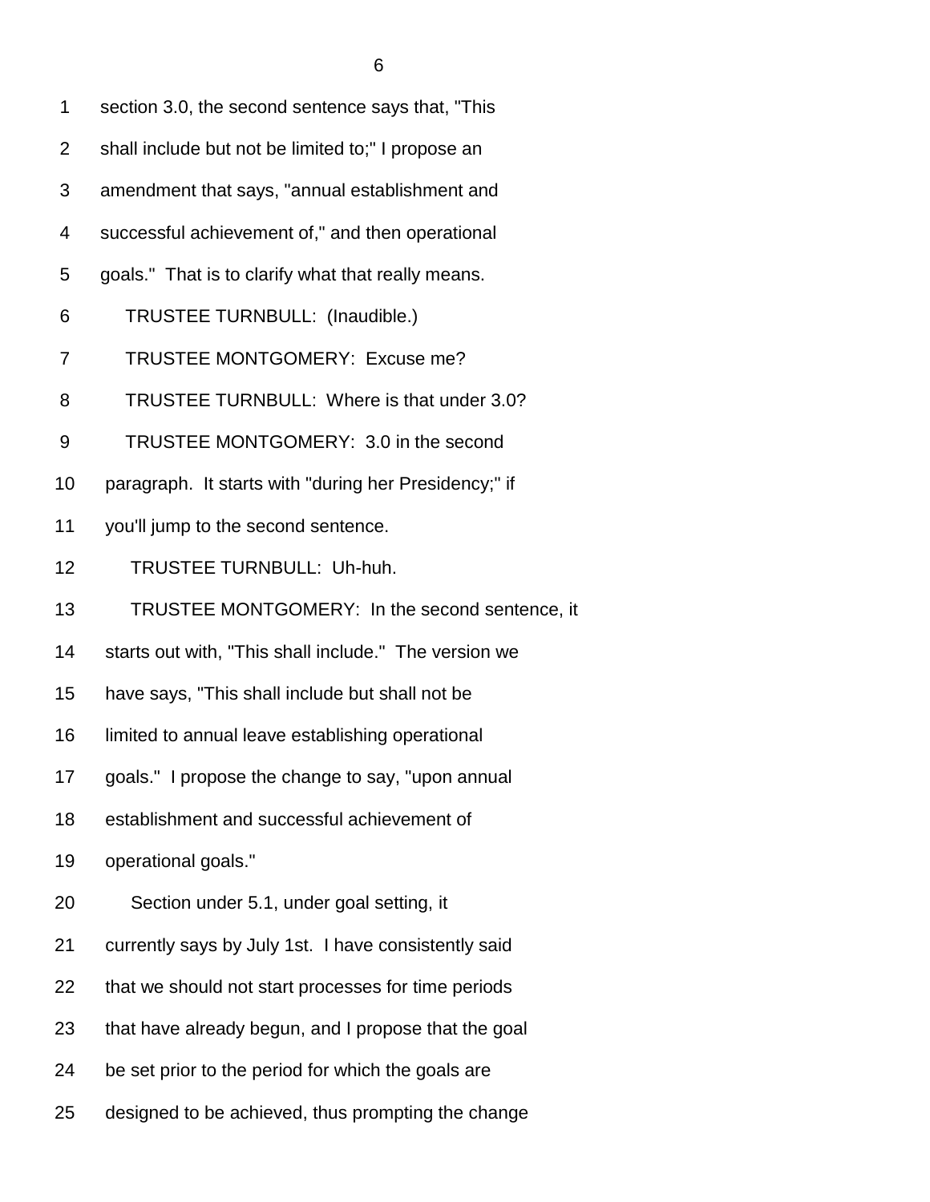section 3.0, the second sentence says that, "This shall include but not be limited to;" I propose an amendment that says, "annual establishment and successful achievement of," and then operational goals." That is to clarify what that really means.

TRUSTEE TURNBULL: (Inaudible.)

TRUSTEE MONTGOMERY: Excuse me?

TRUSTEE TURNBULL: Where is that under 3.0?

TRUSTEE MONTGOMERY: 3.0 in the second paragraph. It starts with "during her Presidency;" if you'll jump to the second sentence.

TRUSTEE TURNBULL: Uh-huh.

TRUSTEE MONTGOMERY: In the second sentence, it starts out with, "This shall include." The version we have says, "This shall include but shall not be limited to annual leave establishing operational goals." I propose the change to say, "upon annual establishment and successful achievement of operational goals."

Section under 5.1, under goal setting, it currently says by July 1st. I have consistently said that we should not start processes for time periods that have already begun, and I propose that the goal be set prior to the period for which the goals are designed to be achieved, thus prompting the change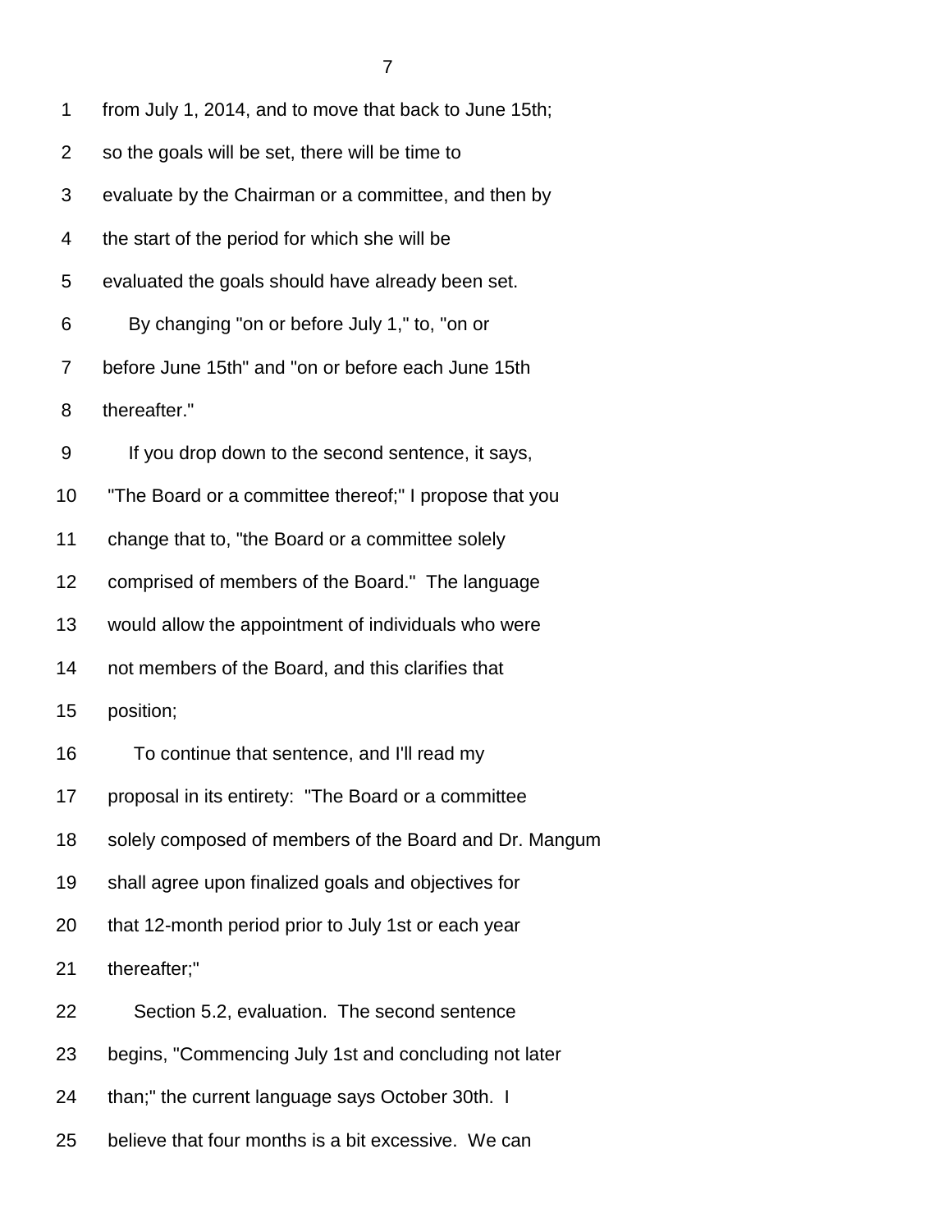from July 1, 2014, and to move that back to June 15th; so the goals will be set, there will be time to evaluate by the Chairman or a committee, and then by the start of the period for which she will be evaluated the goals should have already been set.

By changing "on or before July 1," to, "on or before June 15th" and "on or before each June 15th thereafter."

If you drop down to the second sentence, it says, "The Board or a committee thereof;" I propose that you change that to, "the Board or a committee solely comprised of members of the Board." The language would allow the appointment of individuals who were not members of the Board, and this clarifies that position;

To continue that sentence, and I'll read my proposal in its entirety: "The Board or a committee solely composed of members of the Board and Dr. Mangum shall agree upon finalized goals and objectives for that 12-month period prior to July 1st or each year thereafter;"

Section 5.2, evaluation. The second sentence begins, "Commencing July 1st and concluding not later than;" the current language says October 30th. I believe that four months is a bit excessive. We can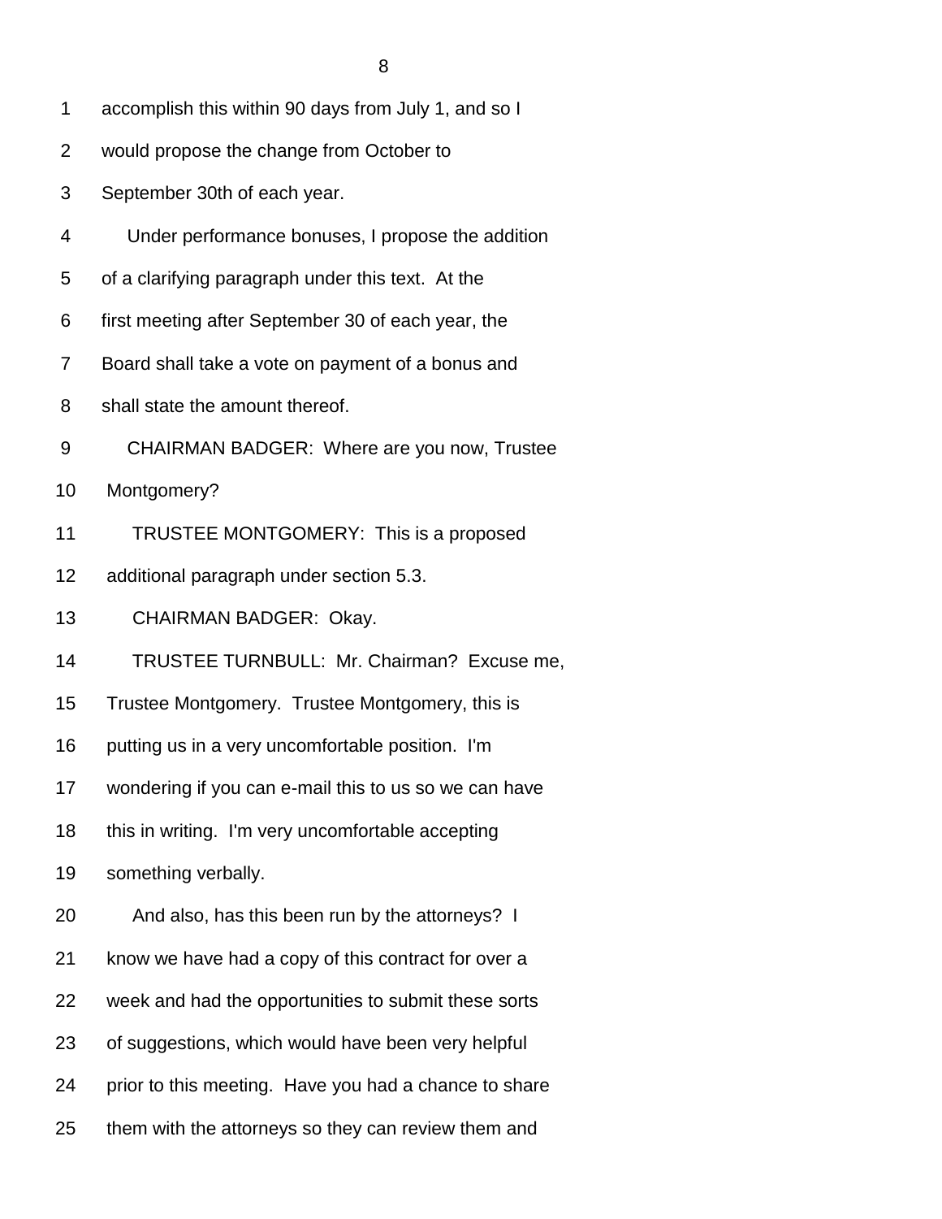accomplish this within 90 days from July 1, and so I would propose the change from October to September 30th of each year.

Under performance bonuses, I propose the addition of a clarifying paragraph under this text. At the first meeting after September 30 of each year, the Board shall take a vote on payment of a bonus and shall state the amount thereof.

CHAIRMAN BADGER: Where are you now, Trustee Montgomery?

TRUSTEE MONTGOMERY: This is a proposed additional paragraph under section 5.3.

CHAIRMAN BADGER: Okay.

TRUSTEE TURNBULL: Mr. Chairman? Excuse me, Trustee Montgomery. Trustee Montgomery, this is putting us in a very uncomfortable position. I'm wondering if you can e-mail this to us so we can have this in writing. I'm very uncomfortable accepting something verbally.

And also, has this been run by the attorneys? I know we have had a copy of this contract for over a week and had the opportunities to submit these sorts of suggestions, which would have been very helpful prior to this meeting. Have you had a chance to share them with the attorneys so they can review them and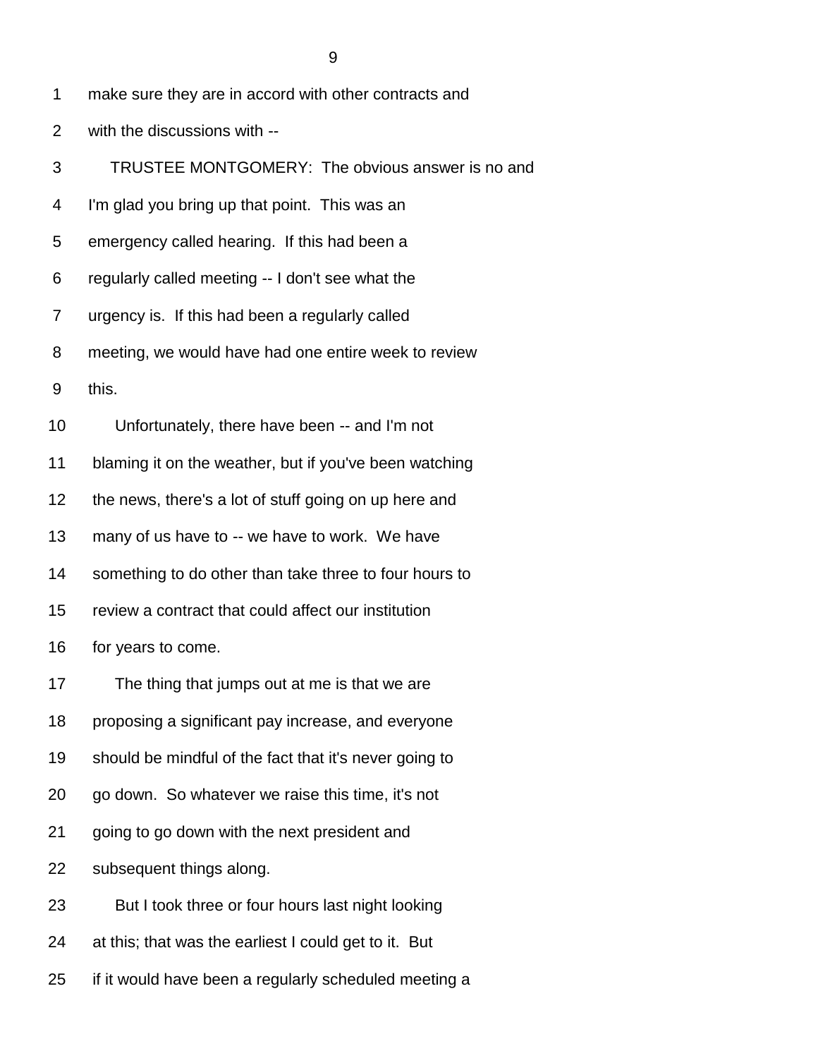make sure they are in accord with other contracts and with the discussions with --

TRUSTEE MONTGOMERY: The obvious answer is no and I'm glad you bring up that point. This was an emergency called hearing. If this had been a regularly called meeting -- I don't see what the urgency is. If this had been a regularly called meeting, we would have had one entire week to review this.

Unfortunately, there have been -- and I'm not blaming it on the weather, but if you've been watching the news, there's a lot of stuff going on up here and many of us have to -- we have to work. We have something to do other than take three to four hours to review a contract that could affect our institution for years to come.

The thing that jumps out at me is that we are proposing a significant pay increase, and everyone should be mindful of the fact that it's never going to go down. So whatever we raise this time, it's not going to go down with the next president and subsequent things along.

But I took three or four hours last night looking at this; that was the earliest I could get to it. But if it would have been a regularly scheduled meeting a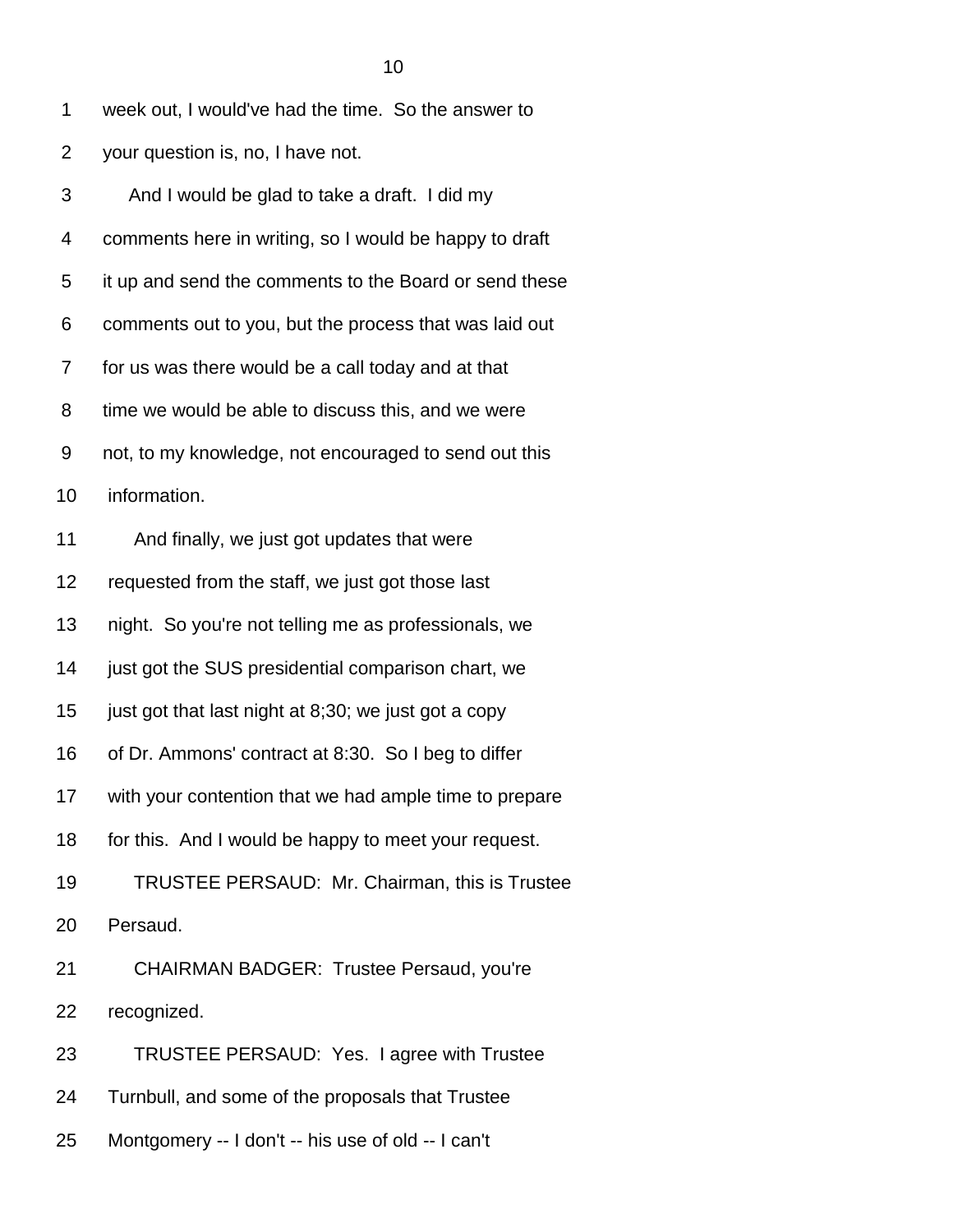1 week out, I would've had the time. So the answer to

2 your question is, no, I have not.

3 And I would be glad to take a draft. I did my

4 comments here in writing, so I would be happy to draft

5 it up and send the comments to the Board or send these

6 comments out to you, but the process that was laid out

7 for us was there would be a call today and at that

8 time we would be able to discuss this, and we were

9 not, to my knowledge, not encouraged to send out this

10 information.

11 And finally, we just got updates that were

12 requested from the staff, we just got those last

13 night. So you're not telling me as professionals, we

14 just got the SUS presidential comparison chart, we

15 just got that last night at 8;30; we just got a copy

16 of Dr. Ammons' contract at 8:30. So I beg to differ

17 with your contention that we had ample time to prepare

18 for this. And I would be happy to meet your request.

19 TRUSTEE PERSAUD: Mr. Chairman, this is Trustee

20 Persaud.

21 CHAIRMAN BADGER: Trustee Persaud, you're

22 recognized.

23 TRUSTEE PERSAUD: Yes. I agree with Trustee

24 Turnbull, and some of the proposals that Trustee

25 Montgomery -- I don't -- his use of old -- I can't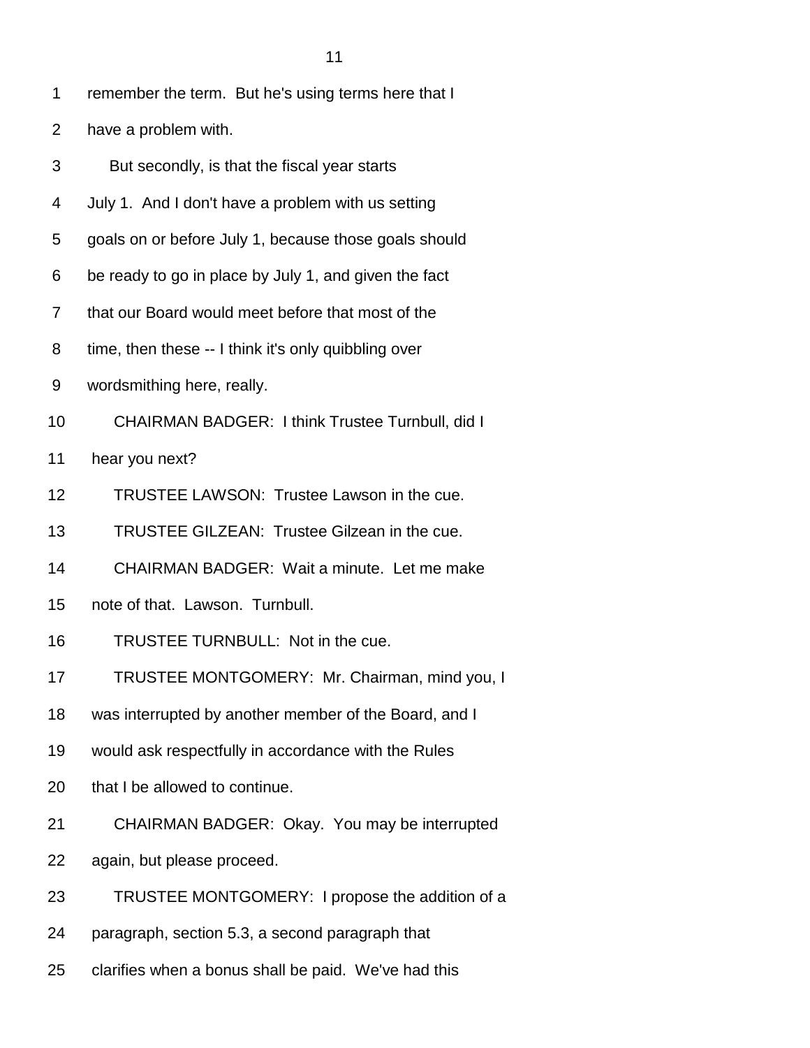remember the term. But he's using terms here that I have a problem with.

But secondly, is that the fiscal year starts July 1. And I don't have a problem with us setting goals on or before July 1, because those goals should be ready to go in place by July 1, and given the fact that our Board would meet before that most of the time, then these -- I think it's only quibbling over wordsmithing here, really.

CHAIRMAN BADGER: I think Trustee Turnbull, did I hear you next?

TRUSTEE LAWSON: Trustee Lawson in the cue.

TRUSTEE GILZEAN: Trustee Gilzean in the cue.

CHAIRMAN BADGER: Wait a minute. Let me make note of that. Lawson. Turnbull.

TRUSTEE TURNBULL: Not in the cue.

TRUSTEE MONTGOMERY: Mr. Chairman, mind you, I was interrupted by another member of the Board, and I would ask respectfully in accordance with the Rules that I be allowed to continue.

CHAIRMAN BADGER: Okay. You may be interrupted again, but please proceed.

TRUSTEE MONTGOMERY: I propose the addition of a paragraph, section 5.3, a second paragraph that clarifies when a bonus shall be paid. We've had this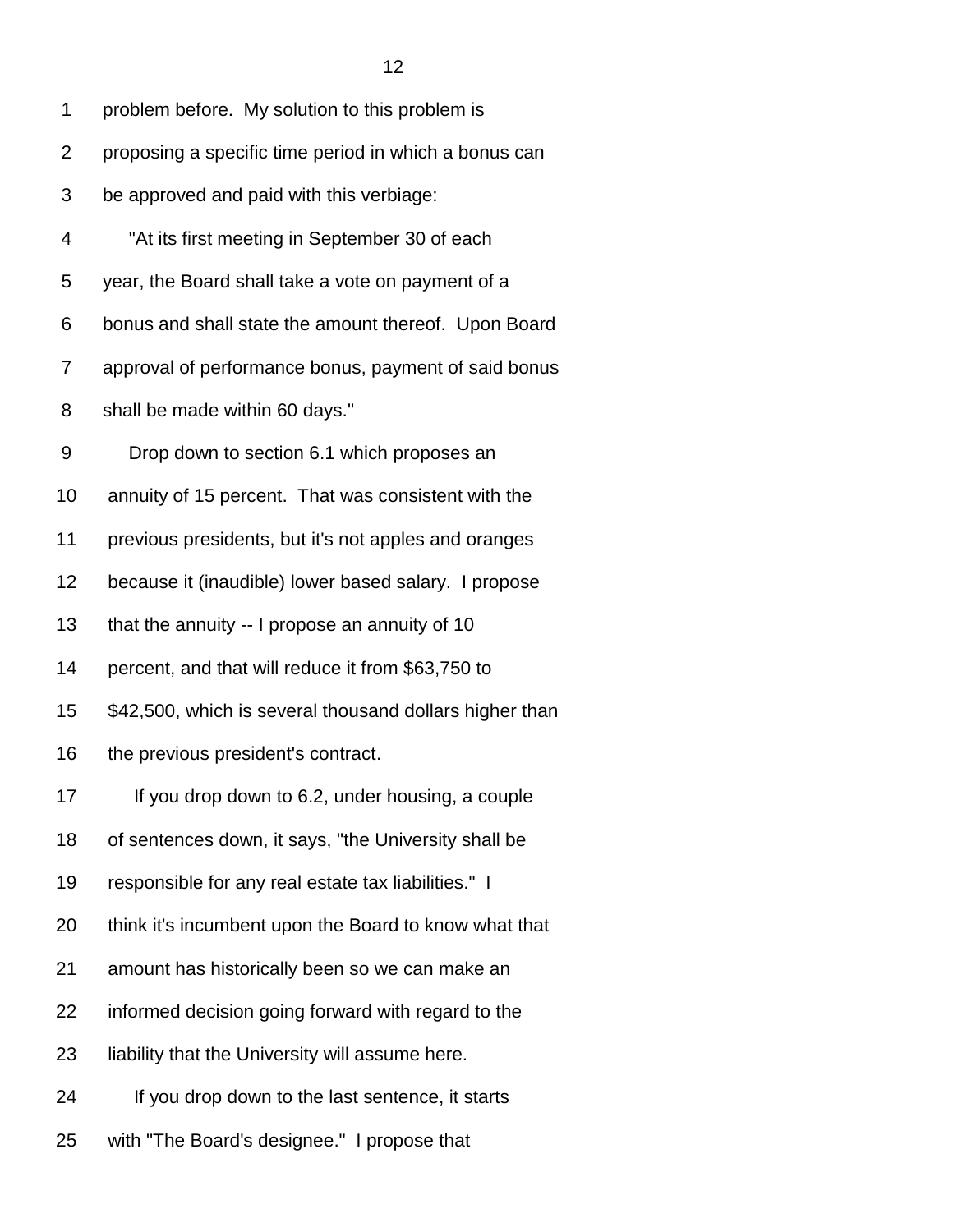problem before. My solution to this problem is proposing a specific time period in which a bonus can be approved and paid with this verbiage:

"At its first meeting in September 30 of each year, the Board shall take a vote on payment of a bonus and shall state the amount thereof. Upon Board approval of performance bonus, payment of said bonus shall be made within 60 days."

Drop down to section 6.1 which proposes an annuity of 15 percent. That was consistent with the previous presidents, but it's not apples and oranges because it (inaudible) lower based salary. I propose that the annuity -- I propose an annuity of 10 percent, and that will reduce it from $63,750 to $42,500, which is several thousand dollars higher than the previous president's contract.

If you drop down to 6.2, under housing, a couple of sentences down, it says, "the University shall be responsible for any real estate tax liabilities." I think it's incumbent upon the Board to know what that amount has historically been so we can make an informed decision going forward with regard to the liability that the University will assume here.

If you drop down to the last sentence, it starts with "The Board's designee." I propose that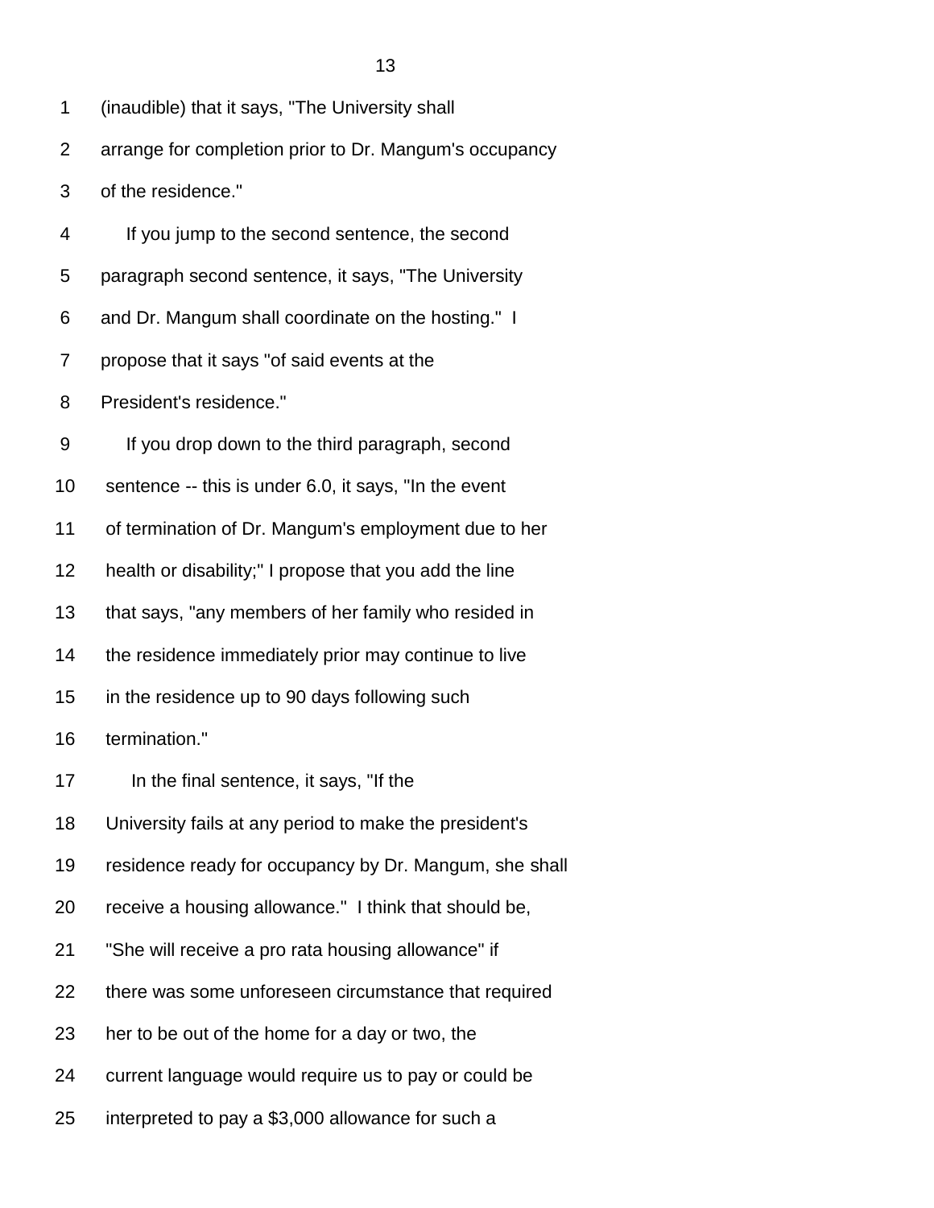1 (inaudible) that it says, "The University shall
2 arrange for completion prior to Dr. Mangum's occupancy
3 of the residence."
4 If you jump to the second sentence, the second
5 paragraph second sentence, it says, "The University
6 and Dr. Mangum shall coordinate on the hosting." I
7 propose that it says "of said events at the
8 President's residence."
9 If you drop down to the third paragraph, second
10 sentence -- this is under 6.0, it says, "In the event
11 of termination of Dr. Mangum's employment due to her
12 health or disability;" I propose that you add the line
13 that says, "any members of her family who resided in
14 the residence immediately prior may continue to live
15 in the residence up to 90 days following such
16 termination."
17 In the final sentence, it says, "If the
18 University fails at any period to make the president's
19 residence ready for occupancy by Dr. Mangum, she shall
20 receive a housing allowance." I think that should be,
21 "She will receive a pro rata housing allowance" if
22 there was some unforeseen circumstance that required
23 her to be out of the home for a day or two, the
24 current language would require us to pay or could be
25 interpreted to pay a $3,000 allowance for such a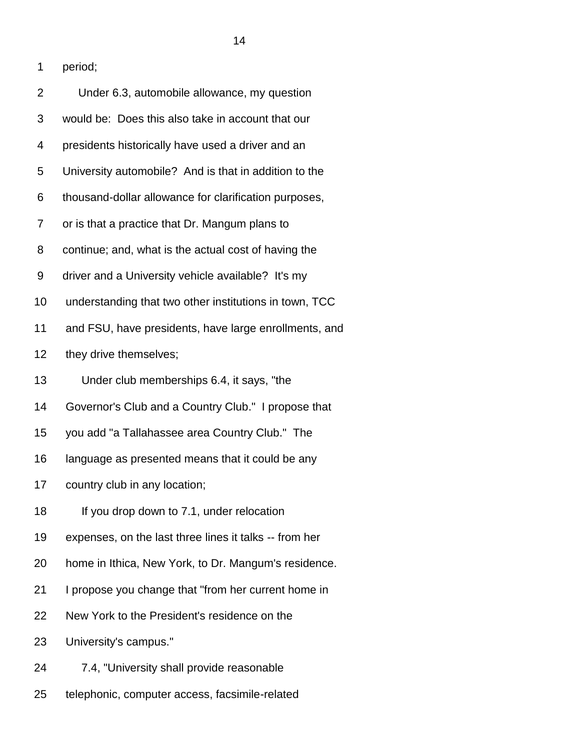1 period;

2 Under 6.3, automobile allowance, my question

3 would be: Does this also take in account that our

4 presidents historically have used a driver and an

5 University automobile? And is that in addition to the

6 thousand-dollar allowance for clarification purposes,

7 or is that a practice that Dr. Mangum plans to

8 continue; and, what is the actual cost of having the

9 driver and a University vehicle available? It's my

10 understanding that two other institutions in town, TCC

11 and FSU, have presidents, have large enrollments, and

12 they drive themselves;

13 Under club memberships 6.4, it says, "the

14 Governor's Club and a Country Club." I propose that

15 you add "a Tallahassee area Country Club." The

16 language as presented means that it could be any

17 country club in any location;

18 If you drop down to 7.1, under relocation

19 expenses, on the last three lines it talks -- from her

20 home in Ithica, New York, to Dr. Mangum's residence.

21 I propose you change that "from her current home in

22 New York to the President's residence on the

23 University's campus."

24 7.4, "University shall provide reasonable

25 telephonic, computer access, facsimile-related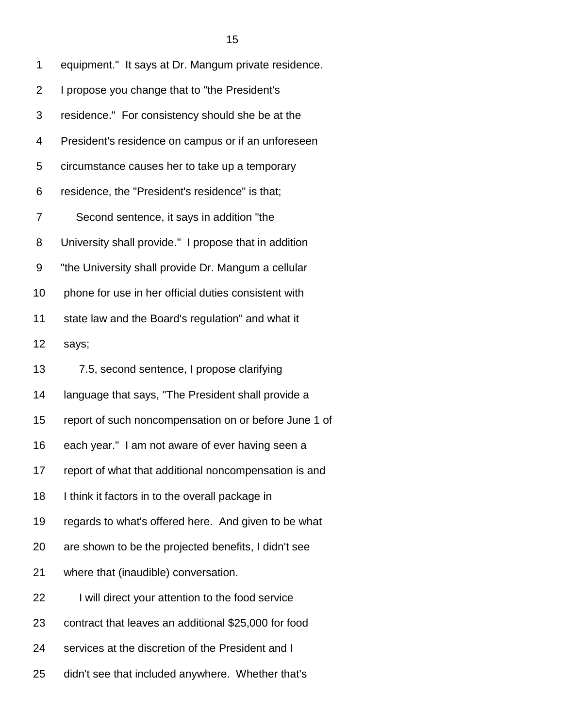equipment." It says at Dr. Mangum private residence. I propose you change that to "the President's residence." For consistency should she be at the President's residence on campus or if an unforeseen circumstance causes her to take up a temporary residence, the "President's residence" is that;

Second sentence, it says in addition "the University shall provide." I propose that in addition "the University shall provide Dr. Mangum a cellular phone for use in her official duties consistent with state law and the Board's regulation" and what it says;

7.5, second sentence, I propose clarifying language that says, "The President shall provide a report of such noncompensation on or before June 1 of each year." I am not aware of ever having seen a report of what that additional noncompensation is and I think it factors in to the overall package in regards to what's offered here. And given to be what are shown to be the projected benefits, I didn't see where that (inaudible) conversation.

I will direct your attention to the food service contract that leaves an additional $25,000 for food services at the discretion of the President and I didn't see that included anywhere. Whether that's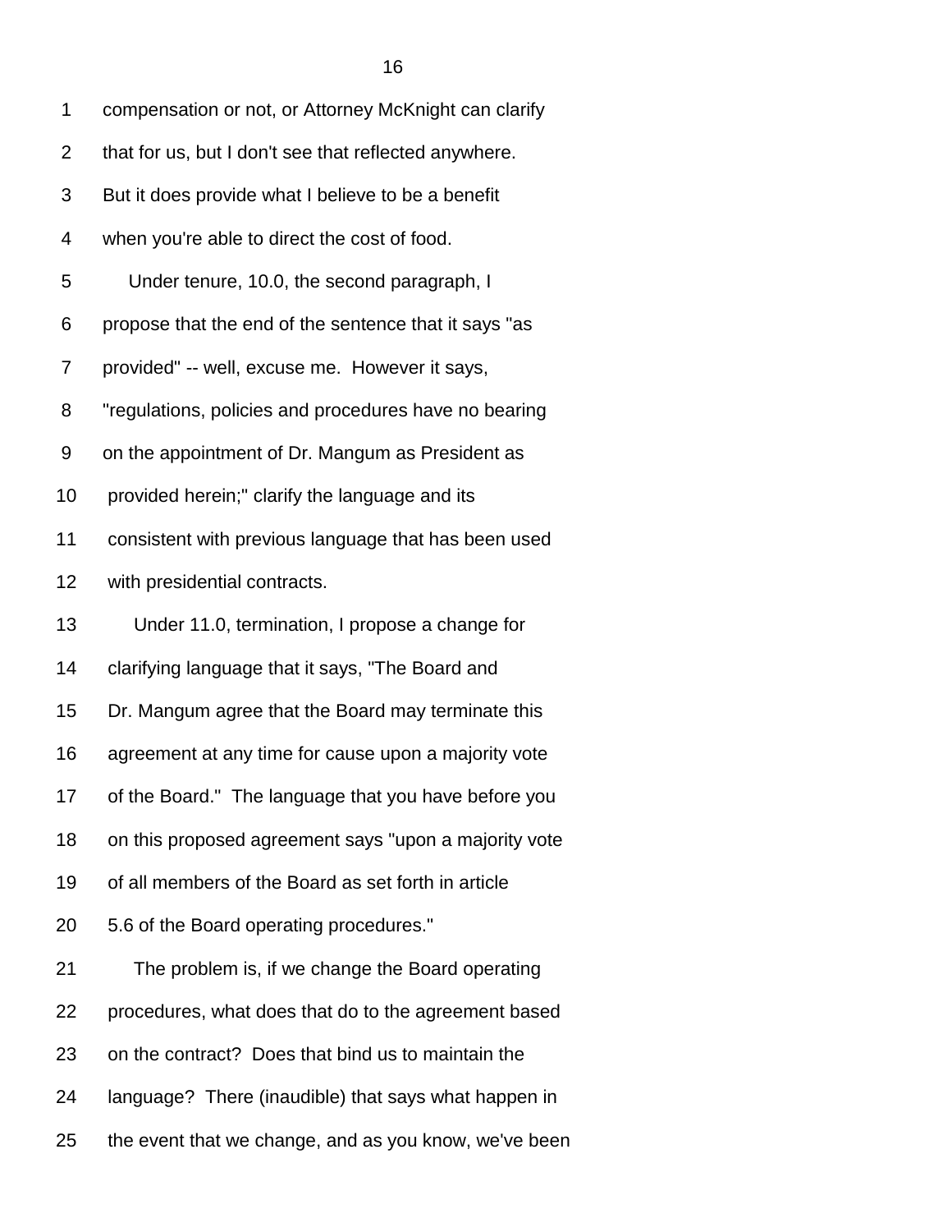1 compensation or not, or Attorney McKnight can clarify
2 that for us, but I don't see that reflected anywhere.
3 But it does provide what I believe to be a benefit
4 when you're able to direct the cost of food.
5 Under tenure, 10.0, the second paragraph, I
6 propose that the end of the sentence that it says "as
7 provided" -- well, excuse me. However it says,
8 "regulations, policies and procedures have no bearing
9 on the appointment of Dr. Mangum as President as
10 provided herein;" clarify the language and its
11 consistent with previous language that has been used
12 with presidential contracts.
13 Under 11.0, termination, I propose a change for
14 clarifying language that it says, "The Board and
15 Dr. Mangum agree that the Board may terminate this
16 agreement at any time for cause upon a majority vote
17 of the Board." The language that you have before you
18 on this proposed agreement says "upon a majority vote
19 of all members of the Board as set forth in article
20 5.6 of the Board operating procedures."
21 The problem is, if we change the Board operating
22 procedures, what does that do to the agreement based
23 on the contract? Does that bind us to maintain the
24 language? There (inaudible) that says what happen in
25 the event that we change, and as you know, we've been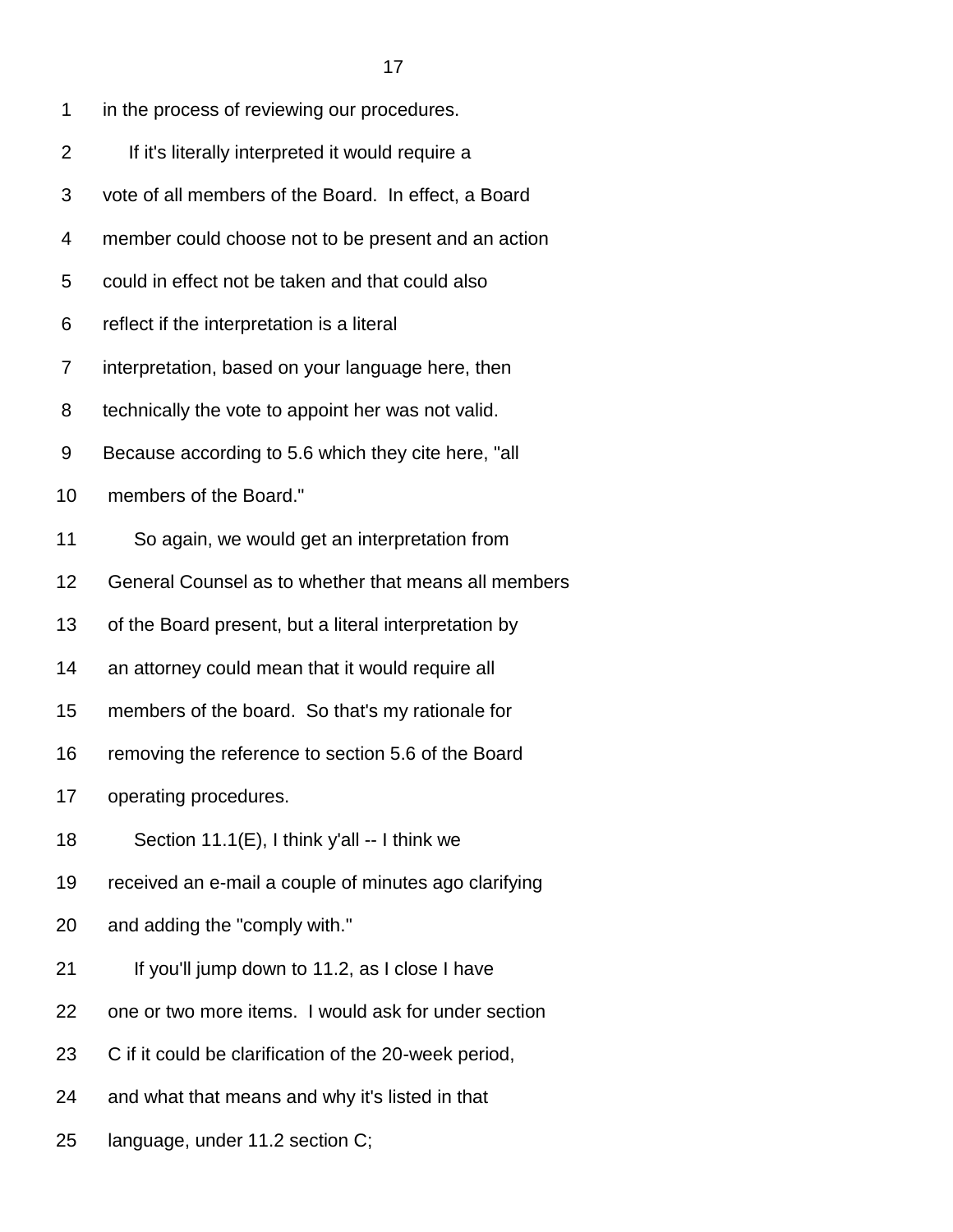in the process of reviewing our procedures.

If it's literally interpreted it would require a vote of all members of the Board. In effect, a Board member could choose not to be present and an action could in effect not be taken and that could also reflect if the interpretation is a literal interpretation, based on your language here, then technically the vote to appoint her was not valid. Because according to 5.6 which they cite here, "all members of the Board."

So again, we would get an interpretation from General Counsel as to whether that means all members of the Board present, but a literal interpretation by an attorney could mean that it would require all members of the board. So that's my rationale for removing the reference to section 5.6 of the Board operating procedures.

Section 11.1(E), I think y'all -- I think we received an e-mail a couple of minutes ago clarifying and adding the "comply with."

If you'll jump down to 11.2, as I close I have one or two more items. I would ask for under section C if it could be clarification of the 20-week period, and what that means and why it's listed in that language, under 11.2 section C;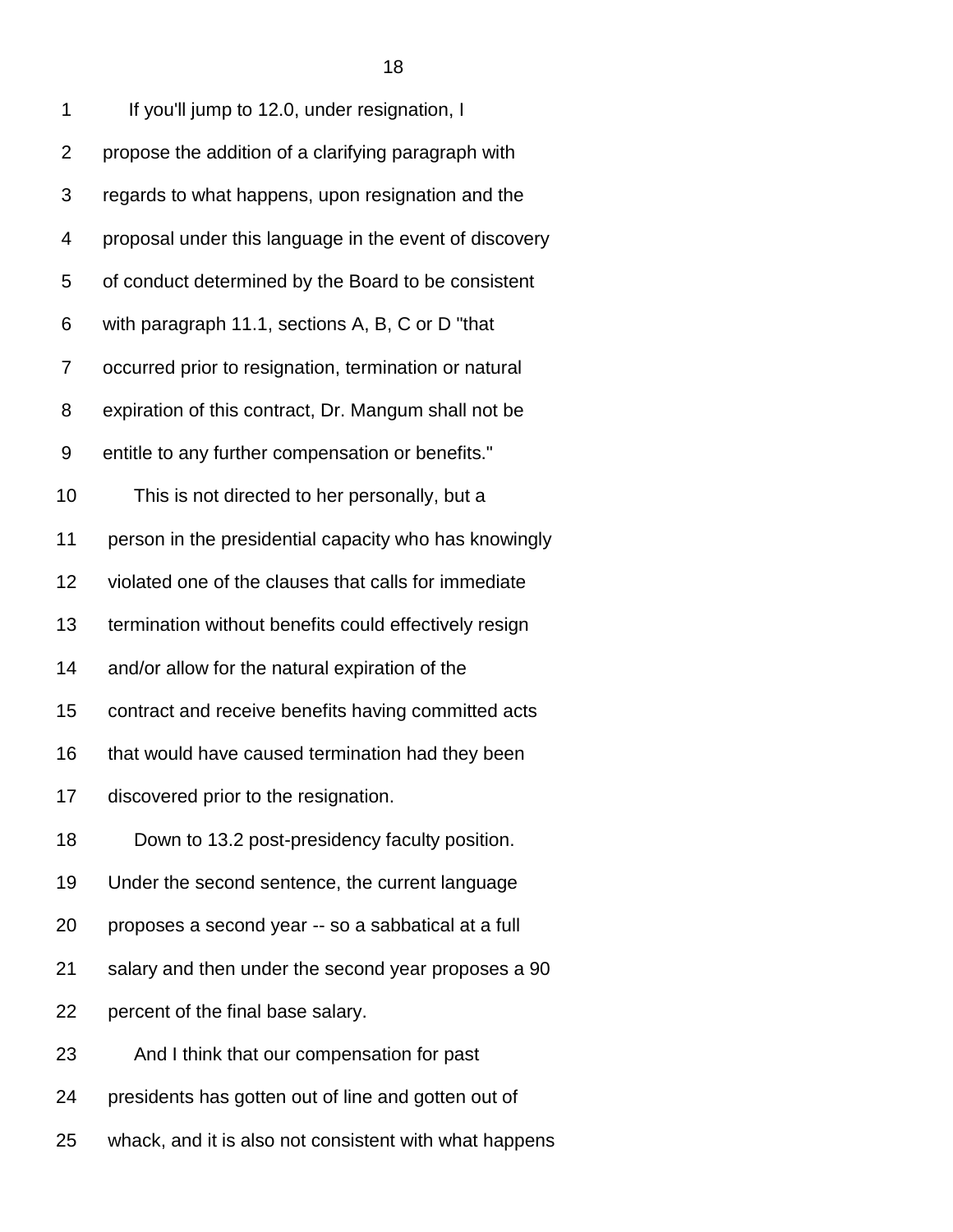If you'll jump to 12.0, under resignation, I propose the addition of a clarifying paragraph with regards to what happens, upon resignation and the proposal under this language in the event of discovery of conduct determined by the Board to be consistent with paragraph 11.1, sections A, B, C or D "that occurred prior to resignation, termination or natural expiration of this contract, Dr. Mangum shall not be entile to any further compensation or benefits."

This is not directed to her personally, but a person in the presidential capacity who has knowingly violated one of the clauses that calls for immediate termination without benefits could effectively resign and/or allow for the natural expiration of the contract and receive benefits having committed acts that would have caused termination had they been discovered prior to the resignation.

Down to 13.2 post-presidency faculty position. Under the second sentence, the current language proposes a second year -- so a sabbatical at a full salary and then under the second year proposes a 90 percent of the final base salary.

And I think that our compensation for past presidents has gotten out of line and gotten out of whack, and it is also not consistent with what happens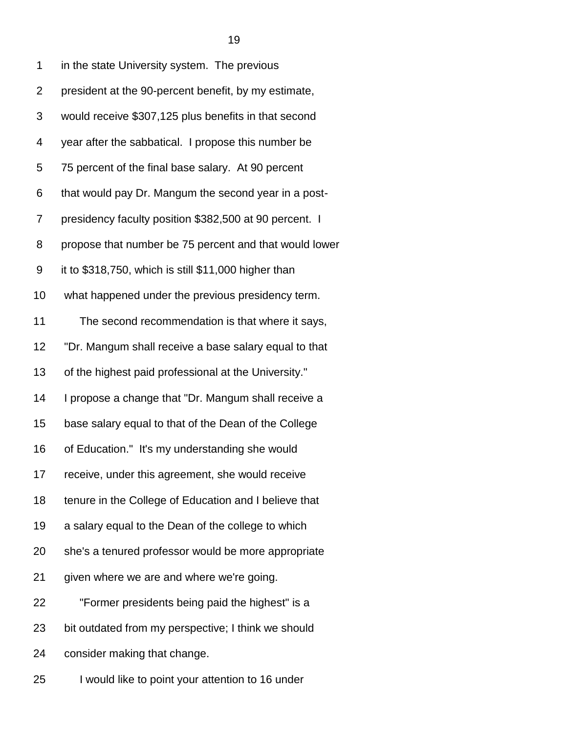in the state University system. The previous president at the 90-percent benefit, by my estimate, would receive $307,125 plus benefits in that second year after the sabbatical. I propose this number be 75 percent of the final base salary. At 90 percent that would pay Dr. Mangum the second year in a post-presidency faculty position $382,500 at 90 percent. I propose that number be 75 percent and that would lower it to $318,750, which is still $11,000 higher than what happened under the previous presidency term.

The second recommendation is that where it says, "Dr. Mangum shall receive a base salary equal to that of the highest paid professional at the University." I propose a change that "Dr. Mangum shall receive a base salary equal to that of the Dean of the College of Education." It's my understanding she would receive, under this agreement, she would receive tenure in the College of Education and I believe that a salary equal to the Dean of the college to which she's a tenured professor would be more appropriate given where we are and where we're going.

"Former presidents being paid the highest" is a bit outdated from my perspective; I think we should consider making that change.

I would like to point your attention to 16 under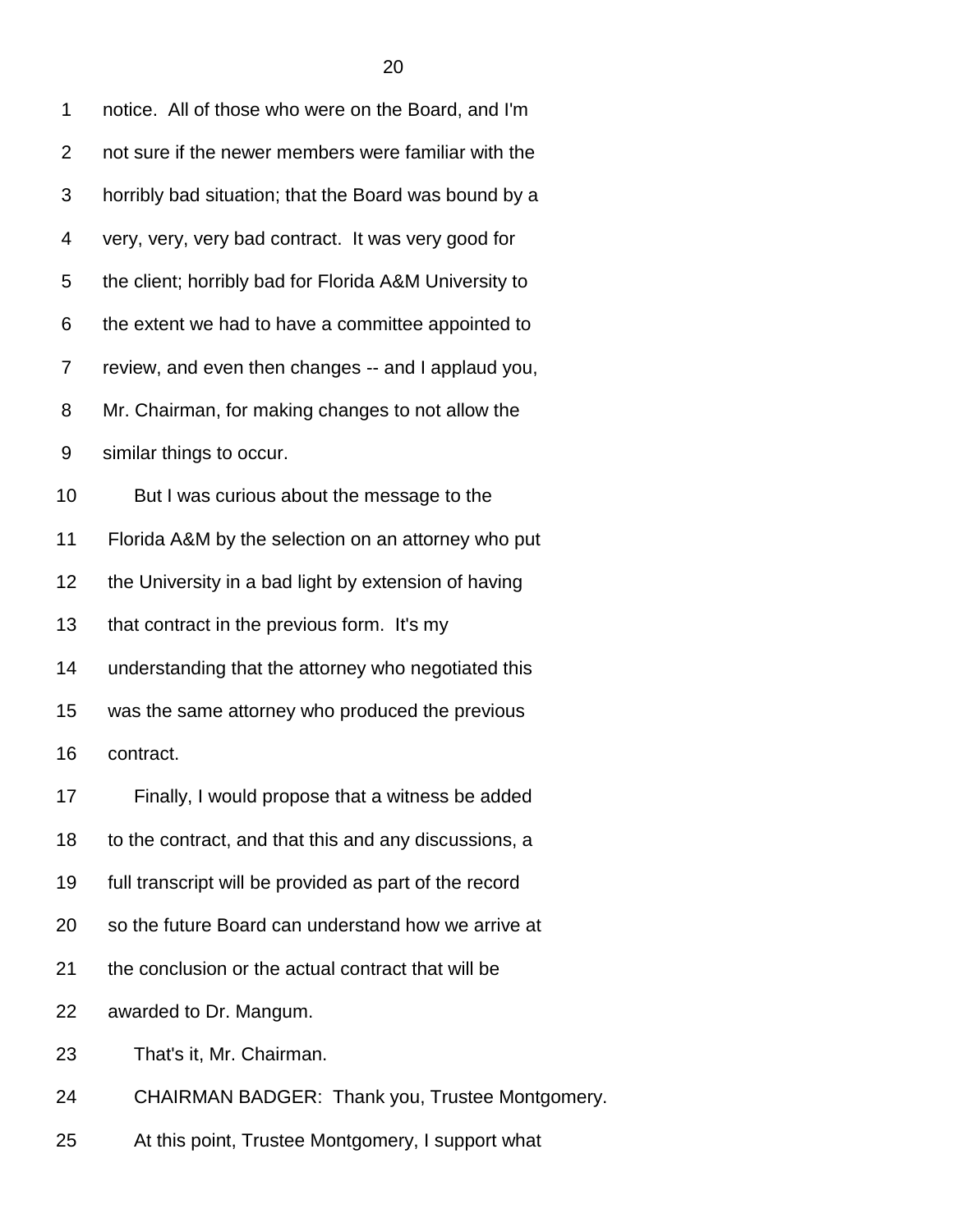notice. All of those who were on the Board, and I'm not sure if the newer members were familiar with the horribly bad situation; that the Board was bound by a very, very, very bad contract. It was very good for the client; horribly bad for Florida A&M University to the extent we had to have a committee appointed to review, and even then changes -- and I applaud you, Mr. Chairman, for making changes to not allow the similar things to occur.

But I was curious about the message to the Florida A&M by the selection on an attorney who put the University in a bad light by extension of having that contract in the previous form. It's my understanding that the attorney who negotiated this was the same attorney who produced the previous contract.

Finally, I would propose that a witness be added to the contract, and that this and any discussions, a full transcript will be provided as part of the record so the future Board can understand how we arrive at the conclusion or the actual contract that will be awarded to Dr. Mangum.

That's it, Mr. Chairman.

CHAIRMAN BADGER: Thank you, Trustee Montgomery.

At this point, Trustee Montgomery, I support what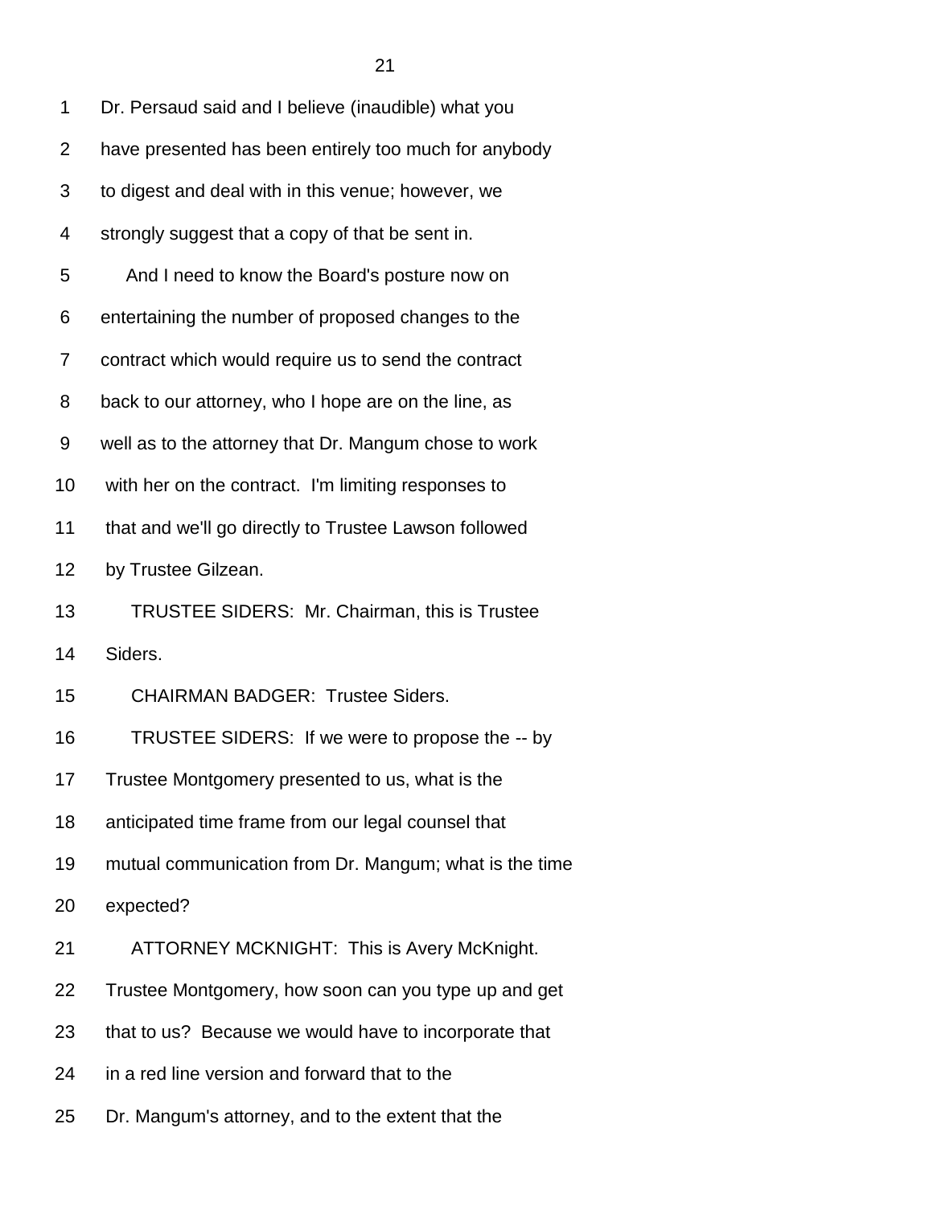1 Dr. Persaud said and I believe (inaudible) what you

2 have presented has been entirely too much for anybody

3 to digest and deal with in this venue; however, we

4 strongly suggest that a copy of that be sent in.

5 And I need to know the Board's posture now on

6 entertaining the number of proposed changes to the

7 contract which would require us to send the contract

8 back to our attorney, who I hope are on the line, as

9 well as to the attorney that Dr. Mangum chose to work

10 with her on the contract. I'm limiting responses to

11 that and we'll go directly to Trustee Lawson followed

12 by Trustee Gilzean.

13 TRUSTEE SIDERS: Mr. Chairman, this is Trustee

14 Siders.

15 CHAIRMAN BADGER: Trustee Siders.

16 TRUSTEE SIDERS: If we were to propose the -- by

17 Trustee Montgomery presented to us, what is the

18 anticipated time frame from our legal counsel that

19 mutual communication from Dr. Mangum; what is the time

20 expected?

21 ATTORNEY MCKNIGHT: This is Avery McKnight.

22 Trustee Montgomery, how soon can you type up and get

23 that to us? Because we would have to incorporate that

24 in a red line version and forward that to the

25 Dr. Mangum's attorney, and to the extent that the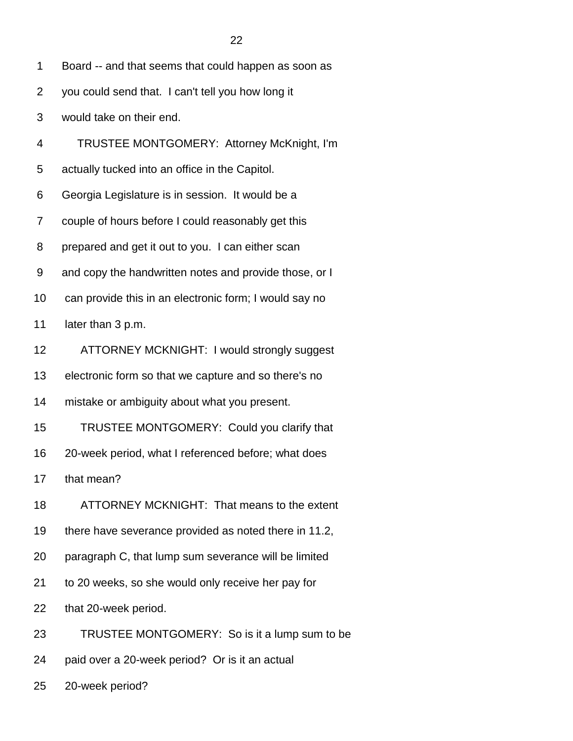Board -- and that seems that could happen as soon as you could send that. I can't tell you how long it would take on their end.

TRUSTEE MONTGOMERY: Attorney McKnight, I'm actually tucked into an office in the Capitol. Georgia Legislature is in session. It would be a couple of hours before I could reasonably get this prepared and get it out to you. I can either scan and copy the handwritten notes and provide those, or I can provide this in an electronic form; I would say no later than 3 p.m.

ATTORNEY MCKNIGHT: I would strongly suggest electronic form so that we capture and so there's no mistake or ambiguity about what you present.

TRUSTEE MONTGOMERY: Could you clarify that 20-week period, what I referenced before; what does that mean?

ATTORNEY MCKNIGHT: That means to the extent there have severance provided as noted there in 11.2, paragraph C, that lump sum severance will be limited to 20 weeks, so she would only receive her pay for that 20-week period.

TRUSTEE MONTGOMERY: So is it a lump sum to be paid over a 20-week period? Or is it an actual 20-week period?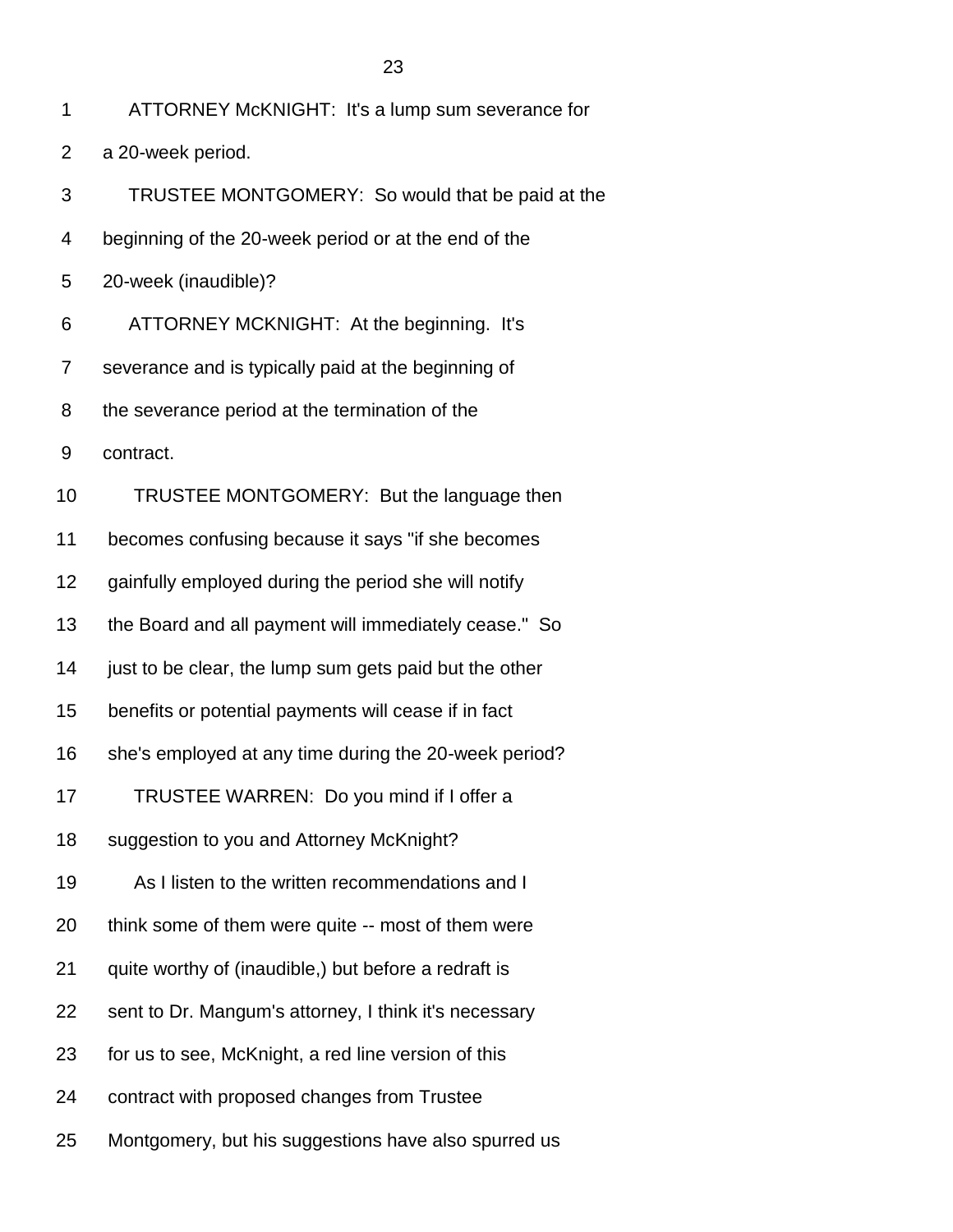1 ATTORNEY McKNIGHT: It's a lump sum severance for
2 a 20-week period.
3 TRUSTEE MONTGOMERY: So would that be paid at the
4 beginning of the 20-week period or at the end of the
5 20-week (inaudible)?
6 ATTORNEY MCKNIGHT: At the beginning. It's
7 severance and is typically paid at the beginning of
8 the severance period at the termination of the
9 contract.
10 TRUSTEE MONTGOMERY: But the language then
11 becomes confusing because it says "if she becomes
12 gainfully employed during the period she will notify
13 the Board and all payment will immediately cease." So
14 just to be clear, the lump sum gets paid but the other
15 benefits or potential payments will cease if in fact
16 she's employed at any time during the 20-week period?
17 TRUSTEE WARREN: Do you mind if I offer a
18 suggestion to you and Attorney McKnight?
19 As I listen to the written recommendations and I
20 think some of them were quite -- most of them were
21 quite worthy of (inaudible,) but before a redraft is
22 sent to Dr. Mangum's attorney, I think it's necessary
23 for us to see, McKnight, a red line version of this
24 contract with proposed changes from Trustee
25 Montgomery, but his suggestions have also spurred us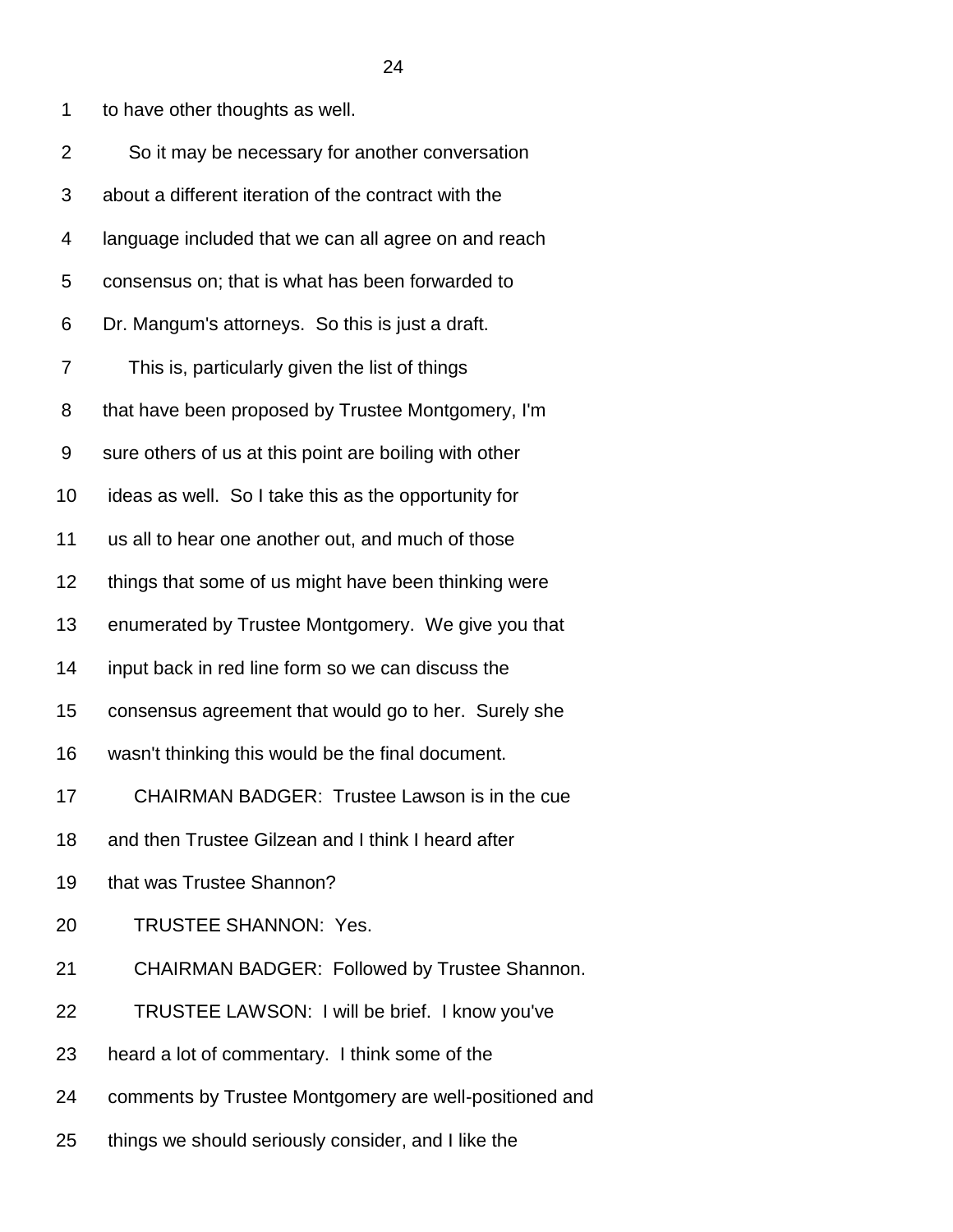to have other thoughts as well.

So it may be necessary for another conversation about a different iteration of the contract with the language included that we can all agree on and reach consensus on; that is what has been forwarded to Dr. Mangum's attorneys. So this is just a draft.

This is, particularly given the list of things that have been proposed by Trustee Montgomery, I'm sure others of us at this point are boiling with other ideas as well. So I take this as the opportunity for us all to hear one another out, and much of those things that some of us might have been thinking were enumerated by Trustee Montgomery. We give you that input back in red line form so we can discuss the consensus agreement that would go to her. Surely she wasn't thinking this would be the final document.

CHAIRMAN BADGER: Trustee Lawson is in the cue and then Trustee Gilzean and I think I heard after that was Trustee Shannon?

TRUSTEE SHANNON: Yes.

CHAIRMAN BADGER: Followed by Trustee Shannon.

TRUSTEE LAWSON: I will be brief. I know you've heard a lot of commentary. I think some of the comments by Trustee Montgomery are well-positioned and things we should seriously consider, and I like the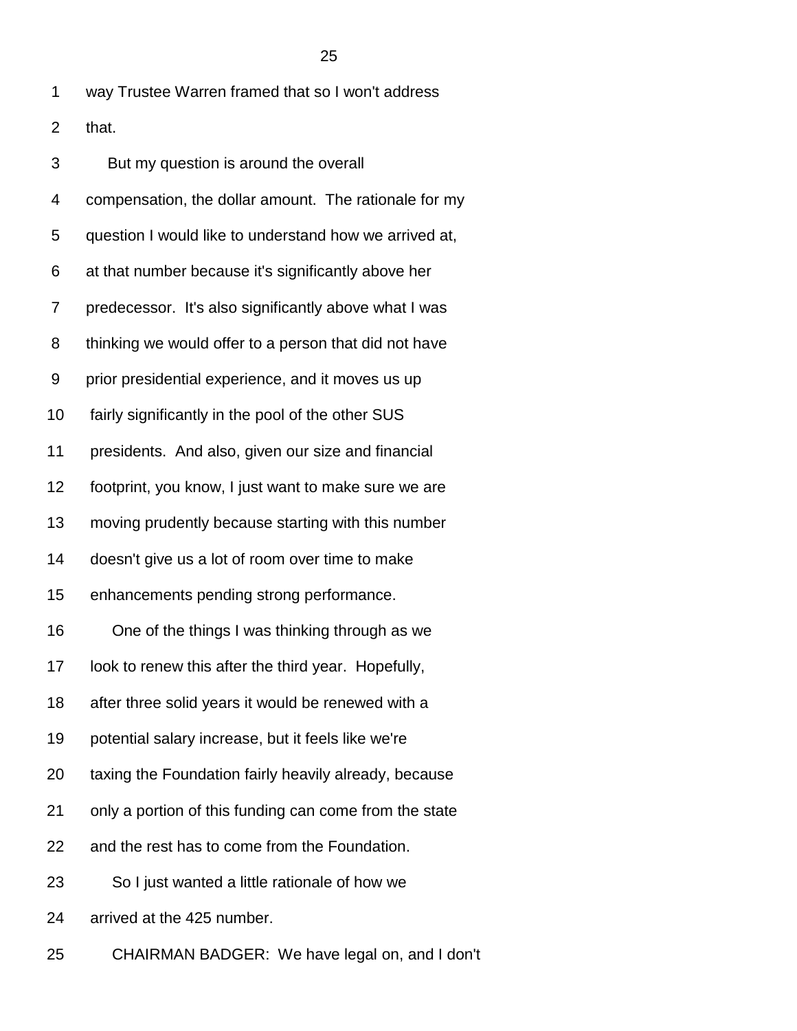way Trustee Warren framed that so I won't address that.

But my question is around the overall compensation, the dollar amount. The rationale for my question I would like to understand how we arrived at, at that number because it's significantly above her predecessor. It's also significantly above what I was thinking we would offer to a person that did not have prior presidential experience, and it moves us up fairly significantly in the pool of the other SUS presidents. And also, given our size and financial footprint, you know, I just want to make sure we are moving prudently because starting with this number doesn't give us a lot of room over time to make enhancements pending strong performance.

One of the things I was thinking through as we look to renew this after the third year. Hopefully, after three solid years it would be renewed with a potential salary increase, but it feels like we're taxing the Foundation fairly heavily already, because only a portion of this funding can come from the state and the rest has to come from the Foundation.

So I just wanted a little rationale of how we arrived at the 425 number.

CHAIRMAN BADGER: We have legal on, and I don't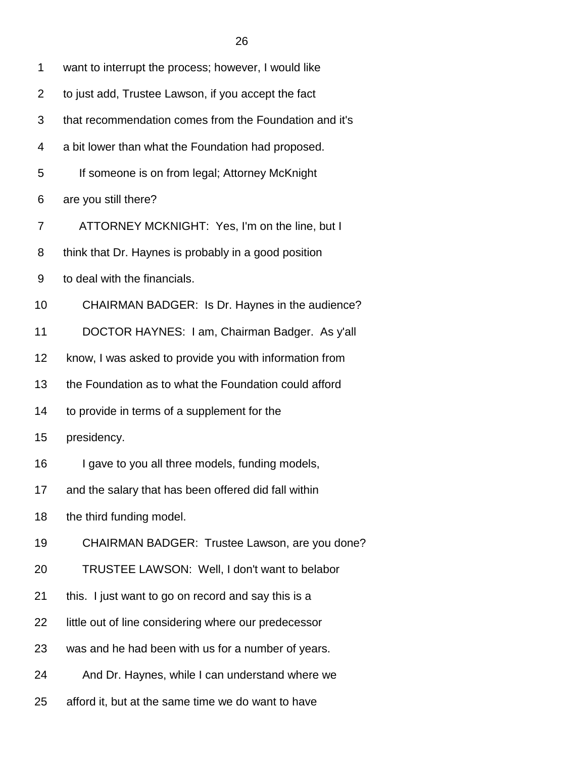want to interrupt the process; however, I would like to just add, Trustee Lawson, if you accept the fact that recommendation comes from the Foundation and it's a bit lower than what the Foundation had proposed.

If someone is on from legal; Attorney McKnight are you still there?

ATTORNEY MCKNIGHT: Yes, I'm on the line, but I think that Dr. Haynes is probably in a good position to deal with the financials.

CHAIRMAN BADGER: Is Dr. Haynes in the audience?

DOCTOR HAYNES: I am, Chairman Badger. As y'all know, I was asked to provide you with information from the Foundation as to what the Foundation could afford to provide in terms of a supplement for the presidency.

I gave to you all three models, funding models, and the salary that has been offered did fall within the third funding model.

CHAIRMAN BADGER: Trustee Lawson, are you done?

TRUSTEE LAWSON: Well, I don't want to belabor this. I just want to go on record and say this is a little out of line considering where our predecessor was and he had been with us for a number of years.

And Dr. Haynes, while I can understand where we afford it, but at the same time we do want to have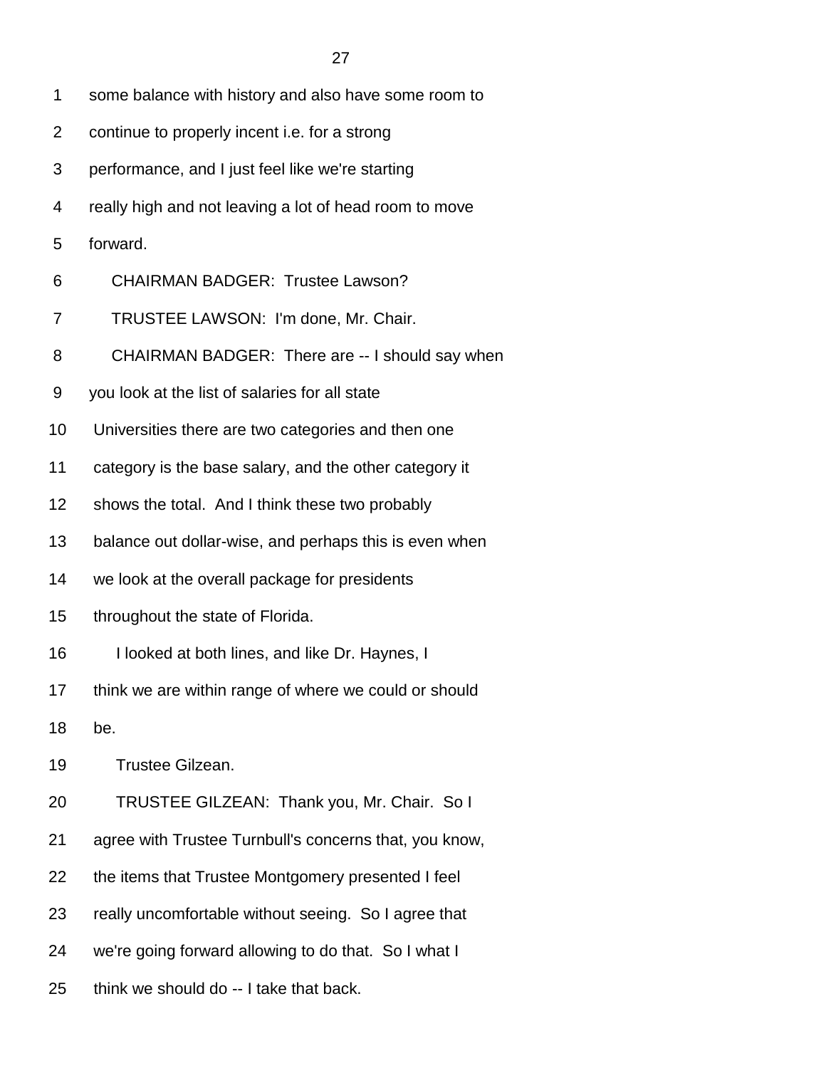some balance with history and also have some room to continue to properly incent i.e. for a strong performance, and I just feel like we're starting really high and not leaving a lot of head room to move forward.

CHAIRMAN BADGER: Trustee Lawson?

TRUSTEE LAWSON: I'm done, Mr. Chair.

CHAIRMAN BADGER: There are -- I should say when you look at the list of salaries for all state Universities there are two categories and then one category is the base salary, and the other category it shows the total. And I think these two probably balance out dollar-wise, and perhaps this is even when we look at the overall package for presidents throughout the state of Florida.

I looked at both lines, and like Dr. Haynes, I think we are within range of where we could or should be.

Trustee Gilzean.

TRUSTEE GILZEAN: Thank you, Mr. Chair. So I agree with Trustee Turnbull's concerns that, you know, the items that Trustee Montgomery presented I feel really uncomfortable without seeing. So I agree that we're going forward allowing to do that. So I what I think we should do -- I take that back.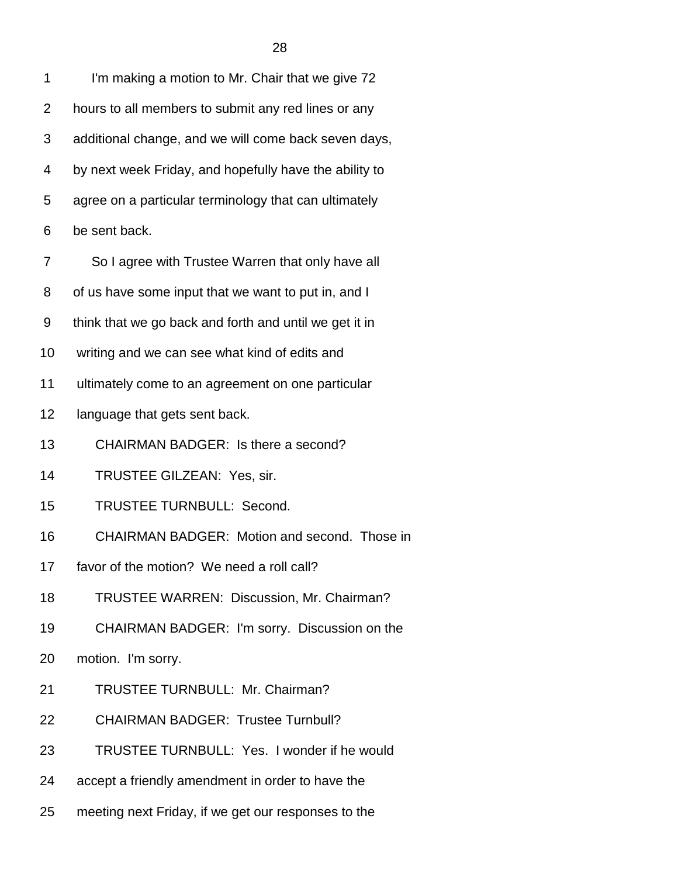I'm making a motion to Mr. Chair that we give 72 hours to all members to submit any red lines or any additional change, and we will come back seven days, by next week Friday, and hopefully have the ability to agree on a particular terminology that can ultimately be sent back.

So I agree with Trustee Warren that only have all of us have some input that we want to put in, and I think that we go back and forth and until we get it in writing and we can see what kind of edits and ultimately come to an agreement on one particular language that gets sent back.

CHAIRMAN BADGER: Is there a second?

TRUSTEE GILZEAN: Yes, sir.

TRUSTEE TURNBULL: Second.

CHAIRMAN BADGER: Motion and second. Those in favor of the motion? We need a roll call?

TRUSTEE WARREN: Discussion, Mr. Chairman?

CHAIRMAN BADGER: I'm sorry. Discussion on the motion. I'm sorry.

TRUSTEE TURNBULL: Mr. Chairman?

CHAIRMAN BADGER: Trustee Turnbull?

TRUSTEE TURNBULL: Yes. I wonder if he would accept a friendly amendment in order to have the meeting next Friday, if we get our responses to the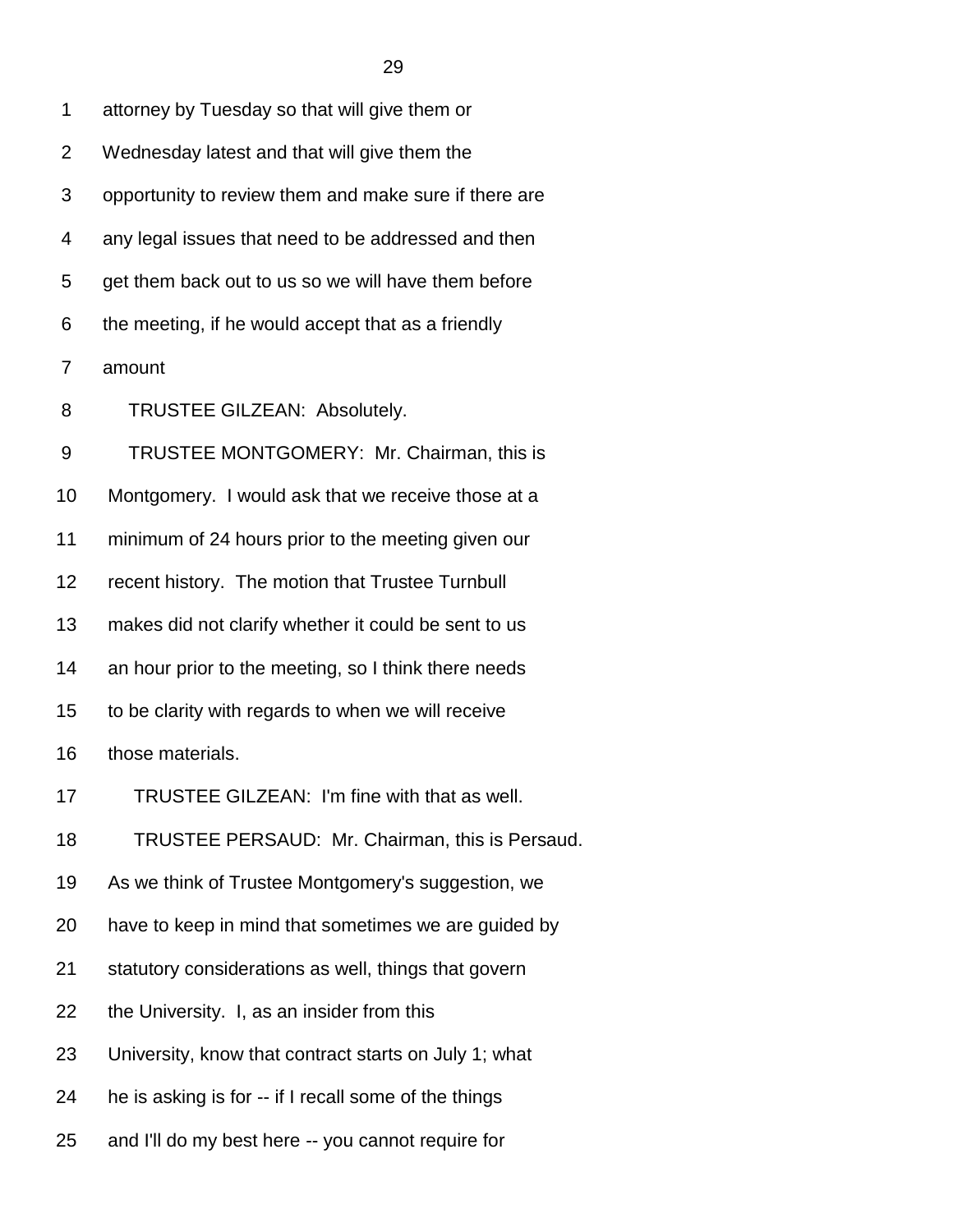attorney by Tuesday so that will give them or Wednesday latest and that will give them the opportunity to review them and make sure if there are any legal issues that need to be addressed and then get them back out to us so we will have them before the meeting, if he would accept that as a friendly amount

TRUSTEE GILZEAN: Absolutely.

TRUSTEE MONTGOMERY: Mr. Chairman, this is Montgomery. I would ask that we receive those at a minimum of 24 hours prior to the meeting given our recent history. The motion that Trustee Turnbull makes did not clarify whether it could be sent to us an hour prior to the meeting, so I think there needs to be clarity with regards to when we will receive those materials.

TRUSTEE GILZEAN: I'm fine with that as well.

TRUSTEE PERSAUD: Mr. Chairman, this is Persaud. As we think of Trustee Montgomery's suggestion, we have to keep in mind that sometimes we are guided by statutory considerations as well, things that govern the University. I, as an insider from this University, know that contract starts on July 1; what he is asking is for -- if I recall some of the things and I'll do my best here -- you cannot require for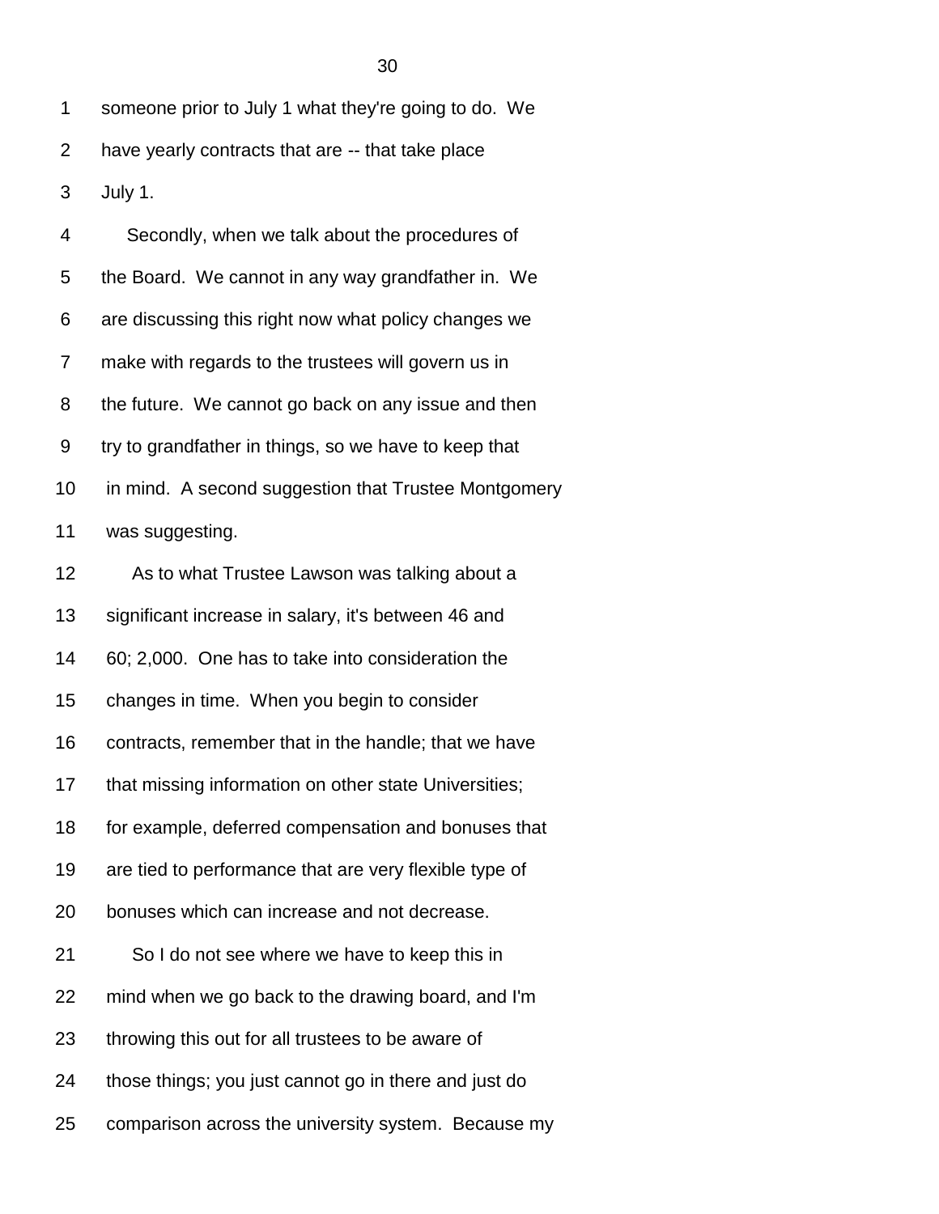1 someone prior to July 1 what they're going to do. We
2 have yearly contracts that are -- that take place
3 July 1.
4 Secondly, when we talk about the procedures of
5 the Board. We cannot in any way grandfather in. We
6 are discussing this right now what policy changes we
7 make with regards to the trustees will govern us in
8 the future. We cannot go back on any issue and then
9 try to grandfather in things, so we have to keep that
10 in mind. A second suggestion that Trustee Montgomery
11 was suggesting.
12 As to what Trustee Lawson was talking about a
13 significant increase in salary, it's between 46 and
14 60; 2,000. One has to take into consideration the
15 changes in time. When you begin to consider
16 contracts, remember that in the handle; that we have
17 that missing information on other state Universities;
18 for example, deferred compensation and bonuses that
19 are tied to performance that are very flexible type of
20 bonuses which can increase and not decrease.
21 So I do not see where we have to keep this in
22 mind when we go back to the drawing board, and I'm
23 throwing this out for all trustees to be aware of
24 those things; you just cannot go in there and just do
25 comparison across the university system. Because my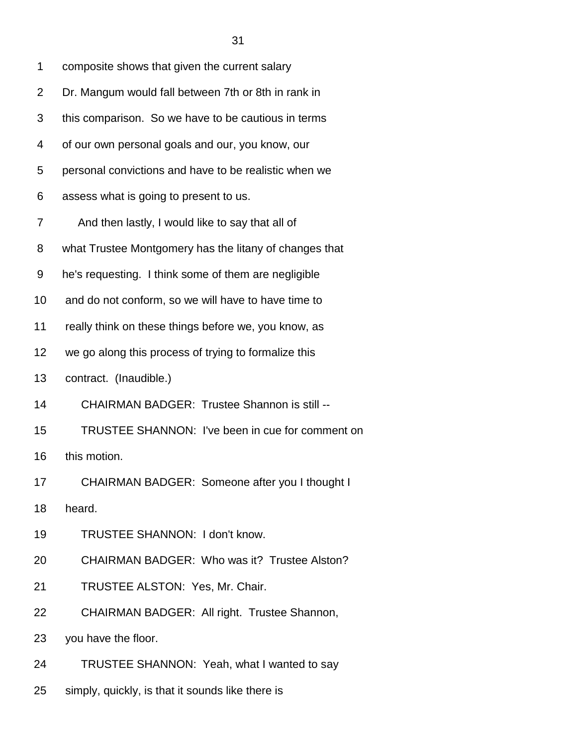composite shows that given the current salary Dr. Mangum would fall between 7th or 8th in rank in this comparison. So we have to be cautious in terms of our own personal goals and our, you know, our personal convictions and have to be realistic when we assess what is going to present to us.

And then lastly, I would like to say that all of what Trustee Montgomery has the litany of changes that he's requesting. I think some of them are negligible and do not conform, so we will have to have time to really think on these things before we, you know, as we go along this process of trying to formalize this contract. (Inaudible.)

CHAIRMAN BADGER: Trustee Shannon is still --

TRUSTEE SHANNON: I've been in cue for comment on this motion.

CHAIRMAN BADGER: Someone after you I thought I heard.

TRUSTEE SHANNON: I don't know.

CHAIRMAN BADGER: Who was it? Trustee Alston?

TRUSTEE ALSTON: Yes, Mr. Chair.

CHAIRMAN BADGER: All right. Trustee Shannon, you have the floor.

TRUSTEE SHANNON: Yeah, what I wanted to say simply, quickly, is that it sounds like there is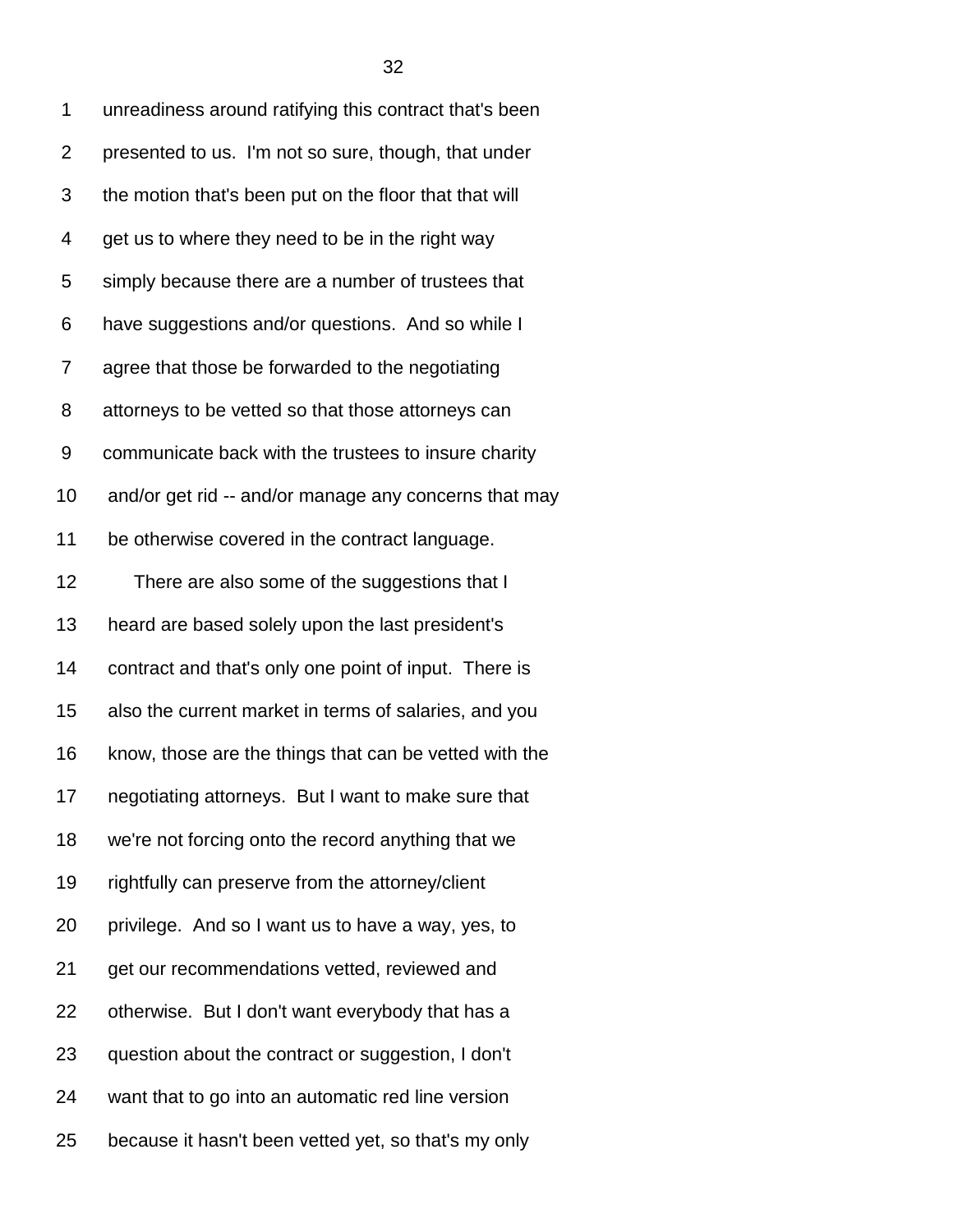unreadiness around ratifying this contract that's been presented to us. I'm not so sure, though, that under the motion that's been put on the floor that that will get us to where they need to be in the right way simply because there are a number of trustees that have suggestions and/or questions. And so while I agree that those be forwarded to the negotiating attorneys to be vetted so that those attorneys can communicate back with the trustees to insure charity and/or get rid -- and/or manage any concerns that may be otherwise covered in the contract language.

There are also some of the suggestions that I heard are based solely upon the last president's contract and that's only one point of input. There is also the current market in terms of salaries, and you know, those are the things that can be vetted with the negotiating attorneys. But I want to make sure that we're not forcing onto the record anything that we rightfully can preserve from the attorney/client privilege. And so I want us to have a way, yes, to get our recommendations vetted, reviewed and otherwise. But I don't want everybody that has a question about the contract or suggestion, I don't want that to go into an automatic red line version because it hasn't been vetted yet, so that's my only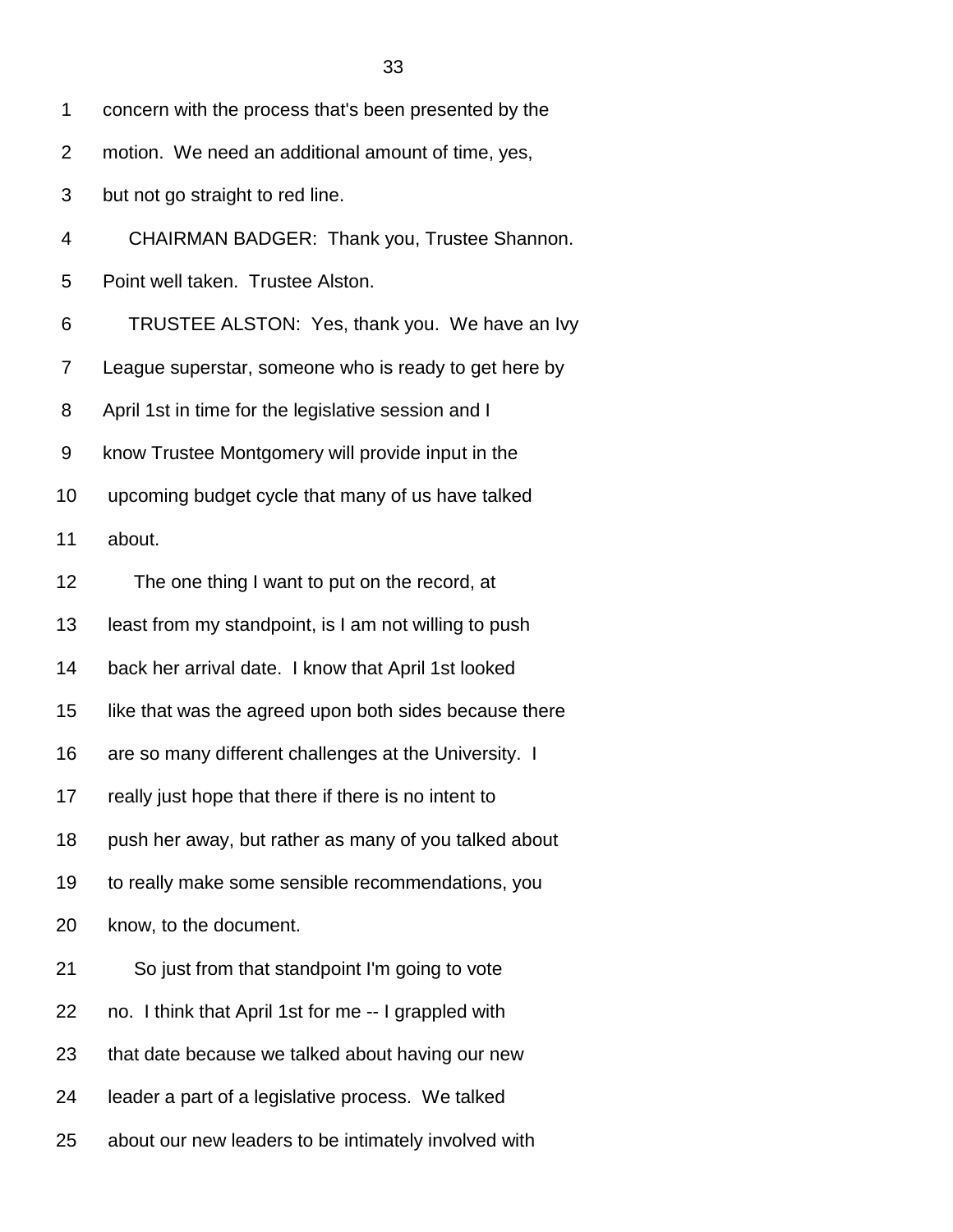concern with the process that's been presented by the motion. We need an additional amount of time, yes, but not go straight to red line.

CHAIRMAN BADGER: Thank you, Trustee Shannon. Point well taken. Trustee Alston.

TRUSTEE ALSTON: Yes, thank you. We have an Ivy League superstar, someone who is ready to get here by April 1st in time for the legislative session and I know Trustee Montgomery will provide input in the upcoming budget cycle that many of us have talked about.

The one thing I want to put on the record, at least from my standpoint, is I am not willing to push back her arrival date. I know that April 1st looked like that was the agreed upon both sides because there are so many different challenges at the University. I really just hope that there if there is no intent to push her away, but rather as many of you talked about to really make some sensible recommendations, you know, to the document.

So just from that standpoint I'm going to vote no. I think that April 1st for me -- I grappled with that date because we talked about having our new leader a part of a legislative process. We talked about our new leaders to be intimately involved with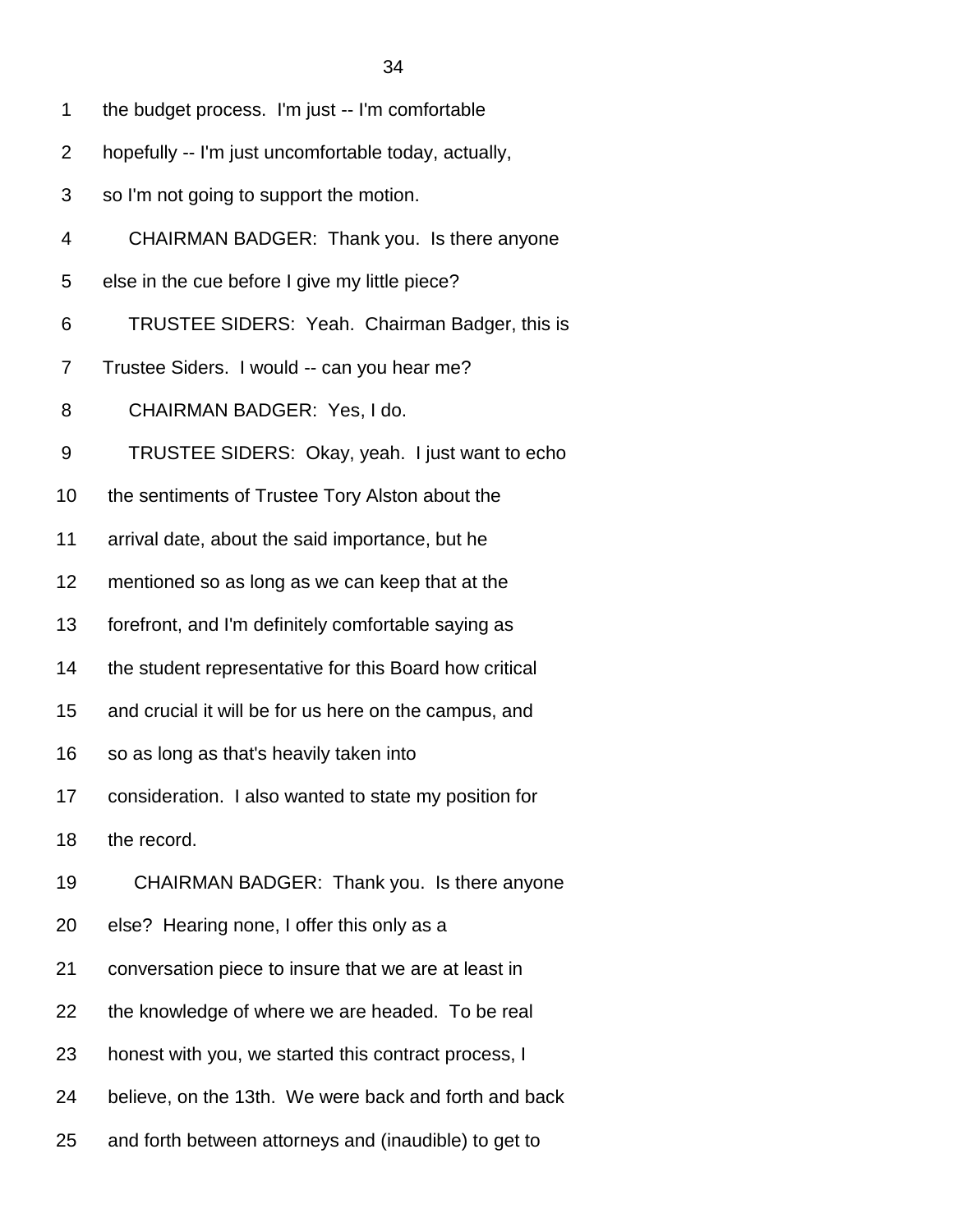1 the budget process. I'm just -- I'm comfortable
2 hopefully -- I'm just uncomfortable today, actually,
3 so I'm not going to support the motion.
4 CHAIRMAN BADGER: Thank you. Is there anyone
5 else in the cue before I give my little piece?
6 TRUSTEE SIDERS: Yeah. Chairman Badger, this is
7 Trustee Siders. I would -- can you hear me?
8 CHAIRMAN BADGER: Yes, I do.
9 TRUSTEE SIDERS: Okay, yeah. I just want to echo
10 the sentiments of Trustee Tory Alston about the
11 arrival date, about the said importance, but he
12 mentioned so as long as we can keep that at the
13 forefront, and I'm definitely comfortable saying as
14 the student representative for this Board how critical
15 and crucial it will be for us here on the campus, and
16 so as long as that's heavily taken into
17 consideration. I also wanted to state my position for
18 the record.
19 CHAIRMAN BADGER: Thank you. Is there anyone
20 else? Hearing none, I offer this only as a
21 conversation piece to insure that we are at least in
22 the knowledge of where we are headed. To be real
23 honest with you, we started this contract process, I
24 believe, on the 13th. We were back and forth and back
25 and forth between attorneys and (inaudible) to get to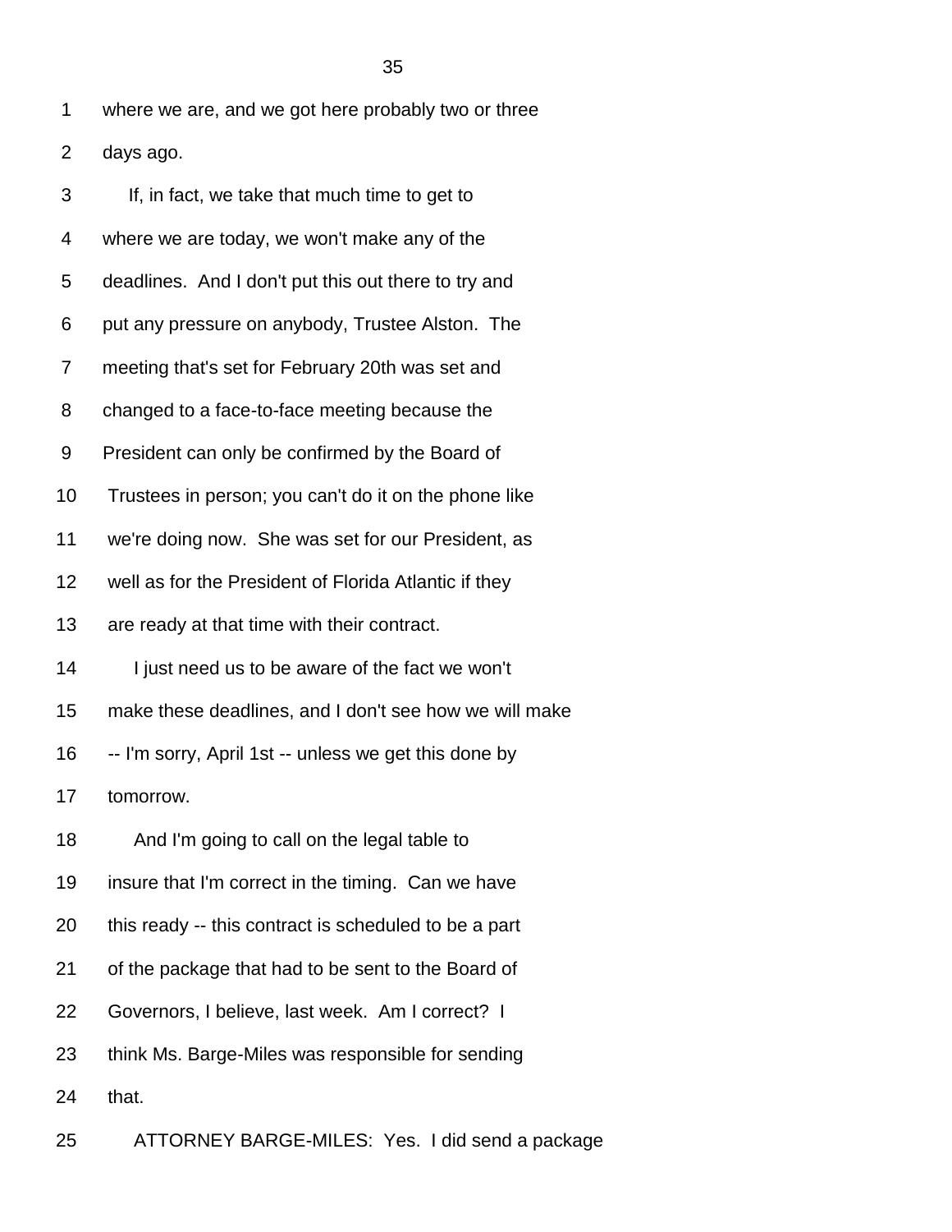where we are, and we got here probably two or three days ago.

If, in fact, we take that much time to get to where we are today, we won't make any of the deadlines. And I don't put this out there to try and put any pressure on anybody, Trustee Alston. The meeting that's set for February 20th was set and changed to a face-to-face meeting because the President can only be confirmed by the Board of Trustees in person; you can't do it on the phone like we're doing now. She was set for our President, as well as for the President of Florida Atlantic if they are ready at that time with their contract.

I just need us to be aware of the fact we won't make these deadlines, and I don't see how we will make -- I'm sorry, April 1st -- unless we get this done by tomorrow.

And I'm going to call on the legal table to insure that I'm correct in the timing. Can we have this ready -- this contract is scheduled to be a part of the package that had to be sent to the Board of Governors, I believe, last week. Am I correct? I think Ms. Barge-Miles was responsible for sending that.

ATTORNEY BARGE-MILES: Yes. I did send a package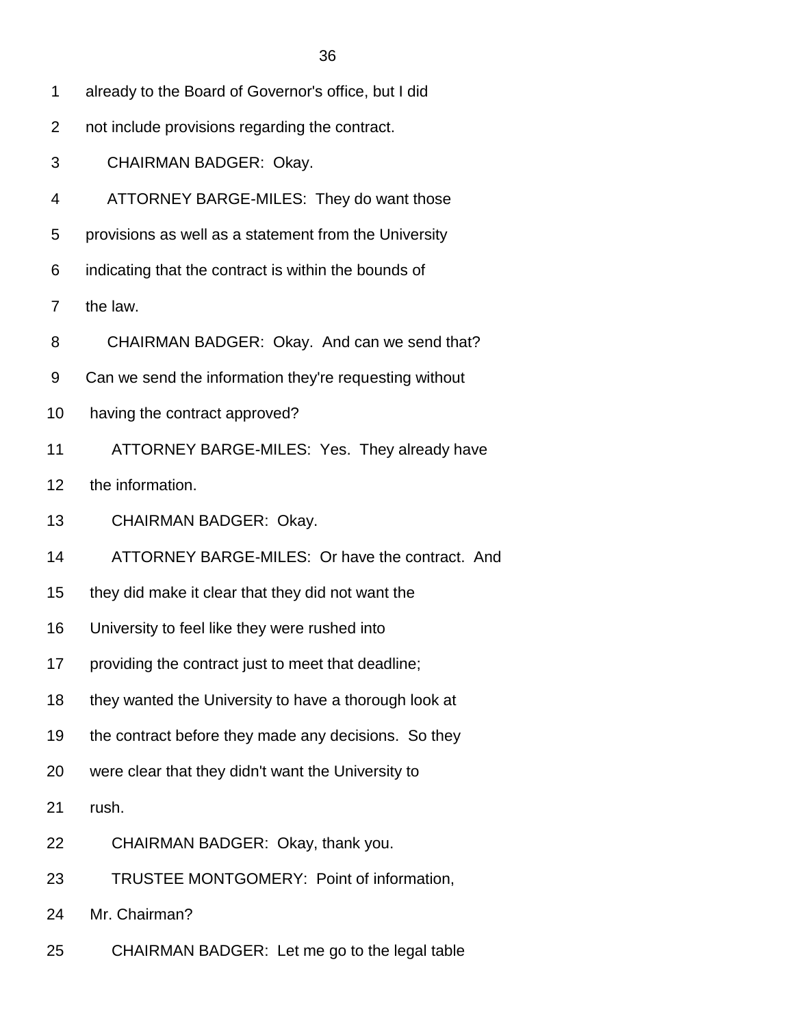already to the Board of Governor's office, but I did not include provisions regarding the contract.

CHAIRMAN BADGER: Okay.

ATTORNEY BARGE-MILES: They do want those provisions as well as a statement from the University indicating that the contract is within the bounds of the law.

CHAIRMAN BADGER: Okay. And can we send that? Can we send the information they're requesting without having the contract approved?

ATTORNEY BARGE-MILES: Yes. They already have the information.

CHAIRMAN BADGER: Okay.

ATTORNEY BARGE-MILES: Or have the contract. And they did make it clear that they did not want the University to feel like they were rushed into providing the contract just to meet that deadline; they wanted the University to have a thorough look at the contract before they made any decisions. So they were clear that they didn't want the University to rush.

CHAIRMAN BADGER: Okay, thank you.

TRUSTEE MONTGOMERY: Point of information, Mr. Chairman?

CHAIRMAN BADGER: Let me go to the legal table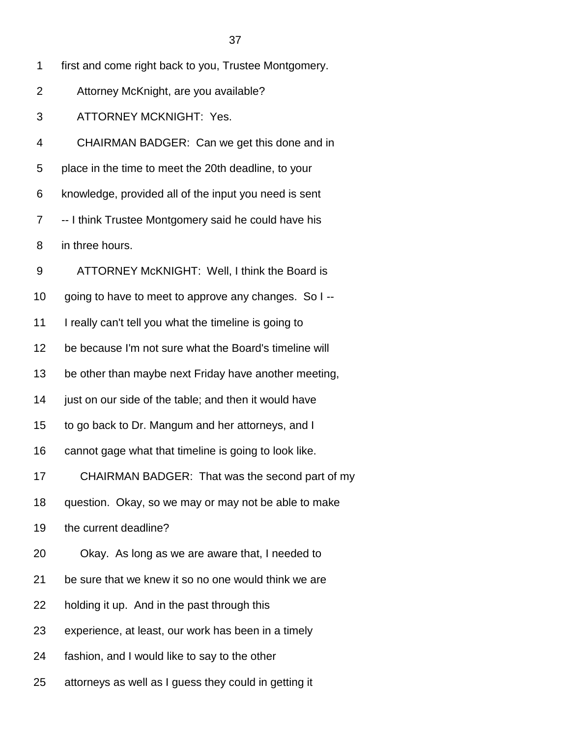1 first and come right back to you, Trustee Montgomery.

2 Attorney McKnight, are you available?

3 ATTORNEY MCKNIGHT: Yes.

4 CHAIRMAN BADGER: Can we get this done and in

5 place in the time to meet the 20th deadline, to your

6 knowledge, provided all of the input you need is sent

7 -- I think Trustee Montgomery said he could have his

8 in three hours.

9 ATTORNEY McKNIGHT: Well, I think the Board is

10 going to have to meet to approve any changes. So I --

11 I really can't tell you what the timeline is going to

12 be because I'm not sure what the Board's timeline will

13 be other than maybe next Friday have another meeting,

14 just on our side of the table; and then it would have

15 to go back to Dr. Mangum and her attorneys, and I

16 cannot gage what that timeline is going to look like.

17 CHAIRMAN BADGER: That was the second part of my

18 question. Okay, so we may or may not be able to make

19 the current deadline?

20 Okay. As long as we are aware that, I needed to

21 be sure that we knew it so no one would think we are

22 holding it up. And in the past through this

23 experience, at least, our work has been in a timely

24 fashion, and I would like to say to the other

25 attorneys as well as I guess they could in getting it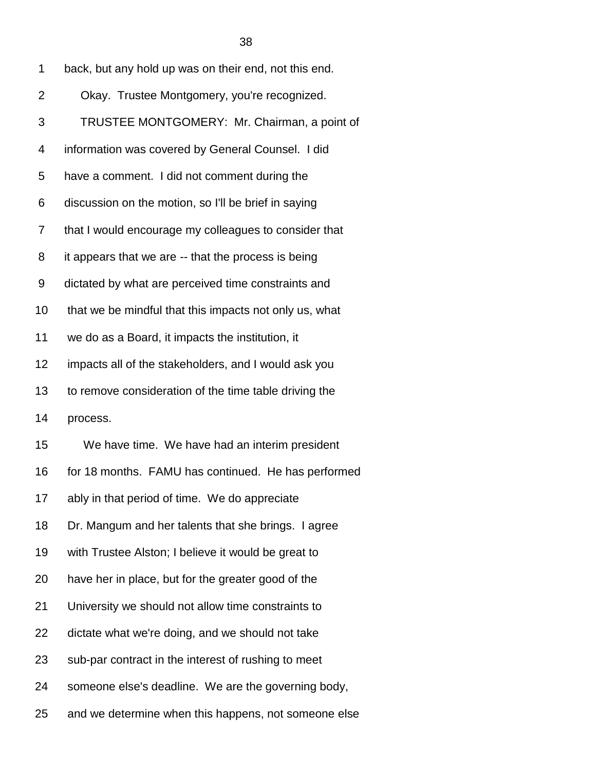back, but any hold up was on their end, not this end.

Okay. Trustee Montgomery, you're recognized.

TRUSTEE MONTGOMERY: Mr. Chairman, a point of information was covered by General Counsel. I did have a comment. I did not comment during the discussion on the motion, so I'll be brief in saying that I would encourage my colleagues to consider that it appears that we are -- that the process is being dictated by what are perceived time constraints and that we be mindful that this impacts not only us, what we do as a Board, it impacts the institution, it impacts all of the stakeholders, and I would ask you to remove consideration of the time table driving the process.

We have time. We have had an interim president for 18 months. FAMU has continued. He has performed ably in that period of time. We do appreciate Dr. Mangum and her talents that she brings. I agree with Trustee Alston; I believe it would be great to have her in place, but for the greater good of the University we should not allow time constraints to dictate what we're doing, and we should not take sub-par contract in the interest of rushing to meet someone else's deadline. We are the governing body, and we determine when this happens, not someone else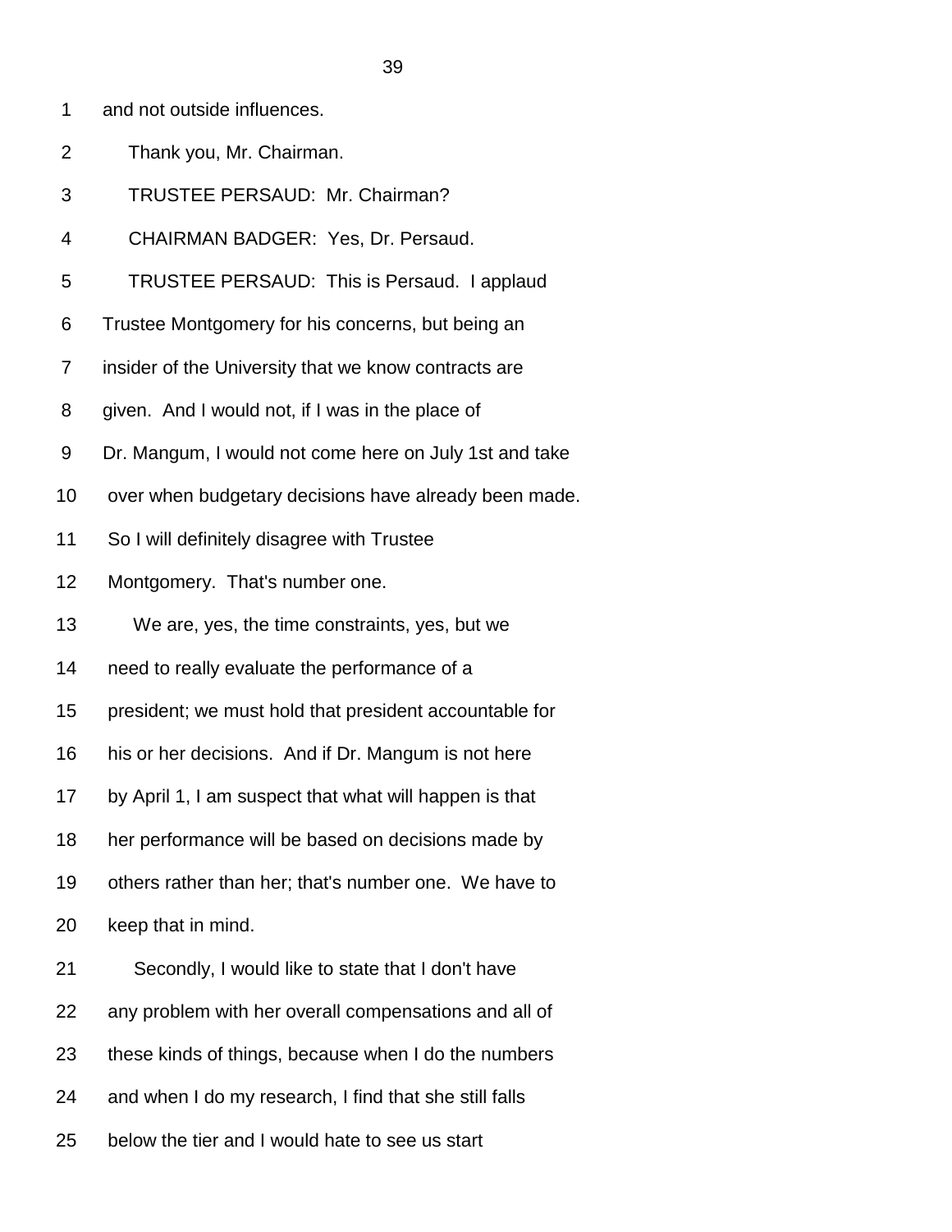and not outside influences.

Thank you, Mr. Chairman.

TRUSTEE PERSAUD: Mr. Chairman?

CHAIRMAN BADGER: Yes, Dr. Persaud.

TRUSTEE PERSAUD: This is Persaud. I applaud Trustee Montgomery for his concerns, but being an insider of the University that we know contracts are given. And I would not, if I was in the place of Dr. Mangum, I would not come here on July 1st and take over when budgetary decisions have already been made. So I will definitely disagree with Trustee Montgomery. That's number one.

We are, yes, the time constraints, yes, but we need to really evaluate the performance of a president; we must hold that president accountable for his or her decisions. And if Dr. Mangum is not here by April 1, I am suspect that what will happen is that her performance will be based on decisions made by others rather than her; that's number one. We have to keep that in mind.

Secondly, I would like to state that I don't have any problem with her overall compensations and all of these kinds of things, because when I do the numbers and when I do my research, I find that she still falls below the tier and I would hate to see us start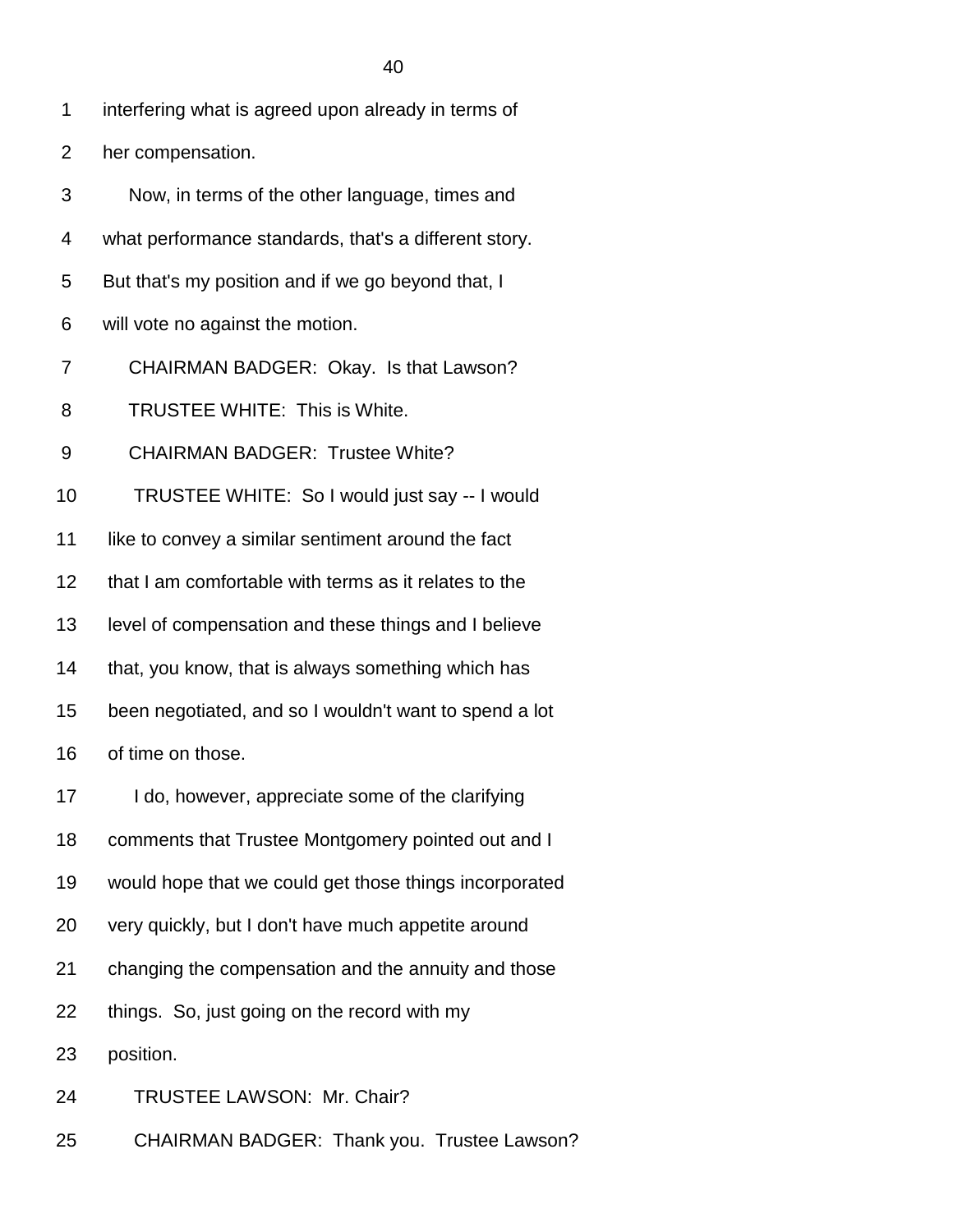interfering what is agreed upon already in terms of her compensation.

Now, in terms of the other language, times and what performance standards, that's a different story. But that's my position and if we go beyond that, I will vote no against the motion.

CHAIRMAN BADGER: Okay. Is that Lawson?

TRUSTEE WHITE: This is White.

CHAIRMAN BADGER: Trustee White?

TRUSTEE WHITE: So I would just say -- I would like to convey a similar sentiment around the fact that I am comfortable with terms as it relates to the level of compensation and these things and I believe that, you know, that is always something which has been negotiated, and so I wouldn't want to spend a lot of time on those.

I do, however, appreciate some of the clarifying comments that Trustee Montgomery pointed out and I would hope that we could get those things incorporated very quickly, but I don't have much appetite around changing the compensation and the annuity and those things. So, just going on the record with my position.

TRUSTEE LAWSON: Mr. Chair?

CHAIRMAN BADGER: Thank you. Trustee Lawson?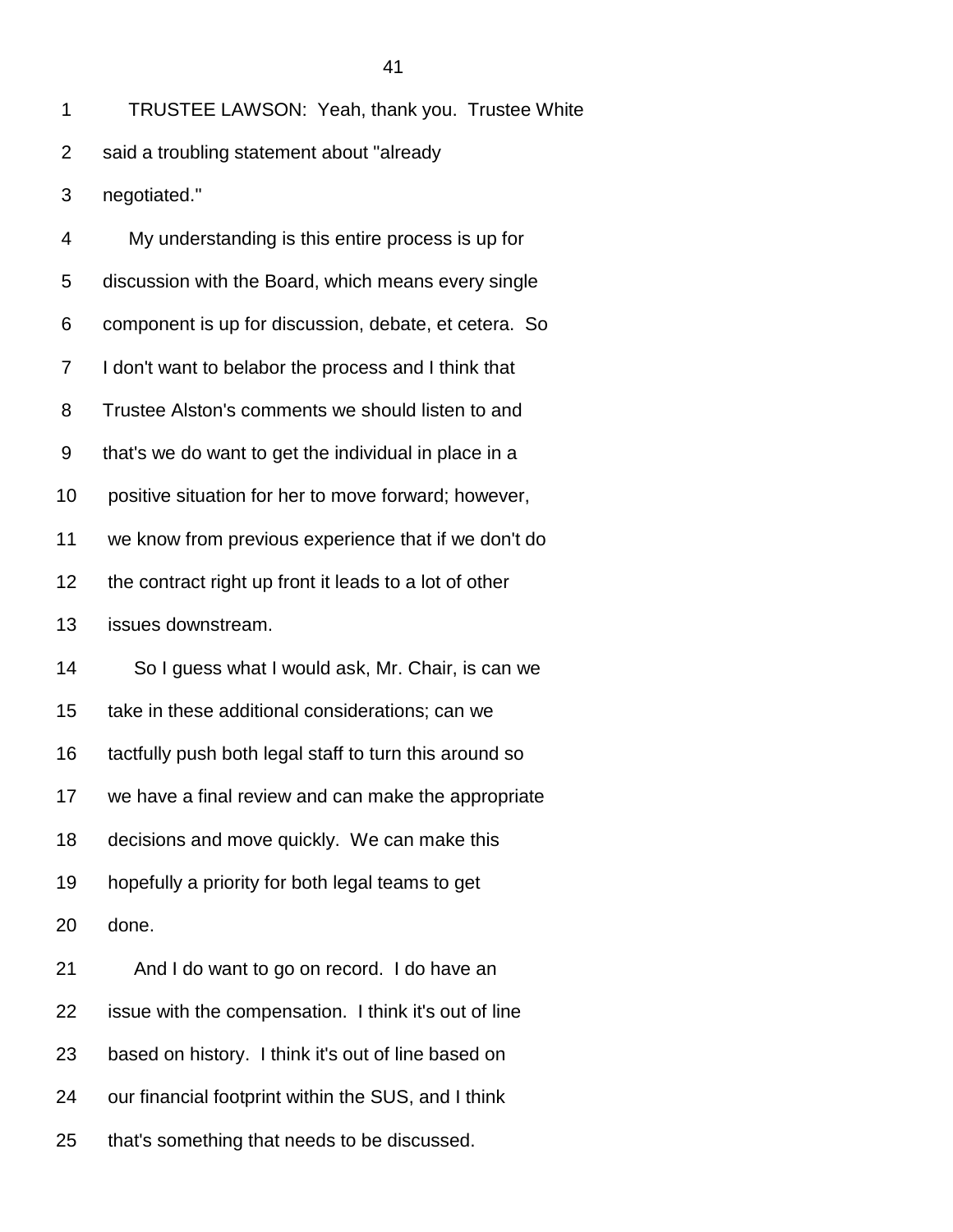TRUSTEE LAWSON: Yeah, thank you. Trustee White said a troubling statement about "already negotiated."

My understanding is this entire process is up for discussion with the Board, which means every single component is up for discussion, debate, et cetera. So I don't want to belabor the process and I think that Trustee Alston's comments we should listen to and that's we do want to get the individual in place in a positive situation for her to move forward; however, we know from previous experience that if we don't do the contract right up front it leads to a lot of other issues downstream.

So I guess what I would ask, Mr. Chair, is can we take in these additional considerations; can we tactfully push both legal staff to turn this around so we have a final review and can make the appropriate decisions and move quickly. We can make this hopefully a priority for both legal teams to get done.

And I do want to go on record. I do have an issue with the compensation. I think it's out of line based on history. I think it's out of line based on our financial footprint within the SUS, and I think that's something that needs to be discussed.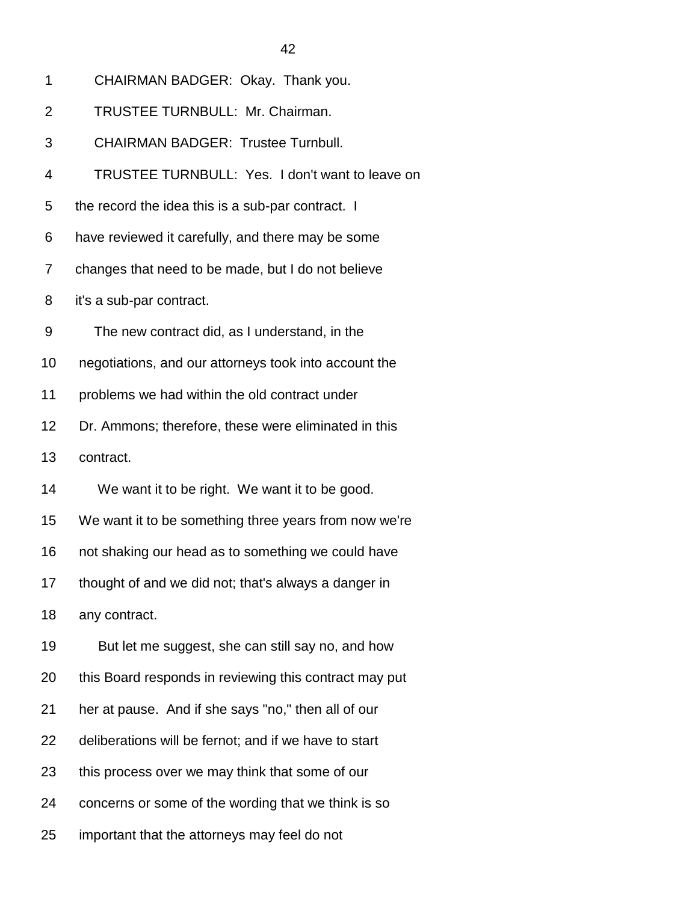1 CHAIRMAN BADGER: Okay. Thank you.

2 TRUSTEE TURNBULL: Mr. Chairman.

3 CHAIRMAN BADGER: Trustee Turnbull.

4 TRUSTEE TURNBULL: Yes. I don't want to leave on

5 the record the idea this is a sub-par contract. I

6 have reviewed it carefully, and there may be some

7 changes that need to be made, but I do not believe

8 it's a sub-par contract.

9 The new contract did, as I understand, in the

10 negotiations, and our attorneys took into account the

11 problems we had within the old contract under

12 Dr. Ammons; therefore, these were eliminated in this

13 contract.

14 We want it to be right. We want it to be good.

15 We want it to be something three years from now we're

16 not shaking our head as to something we could have

17 thought of and we did not; that's always a danger in

18 any contract.

19 But let me suggest, she can still say no, and how

20 this Board responds in reviewing this contract may put

21 her at pause. And if she says "no," then all of our

22 deliberations will be fernot; and if we have to start

23 this process over we may think that some of our

24 concerns or some of the wording that we think is so

25 important that the attorneys may feel do not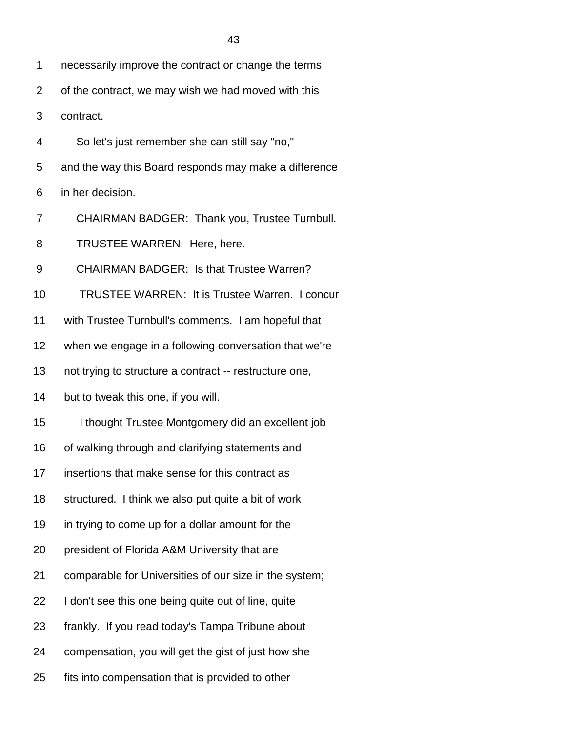necessarily improve the contract or change the terms of the contract, we may wish we had moved with this contract.

So let's just remember she can still say "no," and the way this Board responds may make a difference in her decision.

CHAIRMAN BADGER: Thank you, Trustee Turnbull.

TRUSTEE WARREN: Here, here.

CHAIRMAN BADGER: Is that Trustee Warren?

TRUSTEE WARREN: It is Trustee Warren. I concur with Trustee Turnbull's comments. I am hopeful that when we engage in a following conversation that we're not trying to structure a contract -- restructure one, but to tweak this one, if you will.

I thought Trustee Montgomery did an excellent job of walking through and clarifying statements and insertions that make sense for this contract as structured. I think we also put quite a bit of work in trying to come up for a dollar amount for the president of Florida A&M University that are comparable for Universities of our size in the system; I don't see this one being quite out of line, quite frankly. If you read today's Tampa Tribune about compensation, you will get the gist of just how she fits into compensation that is provided to other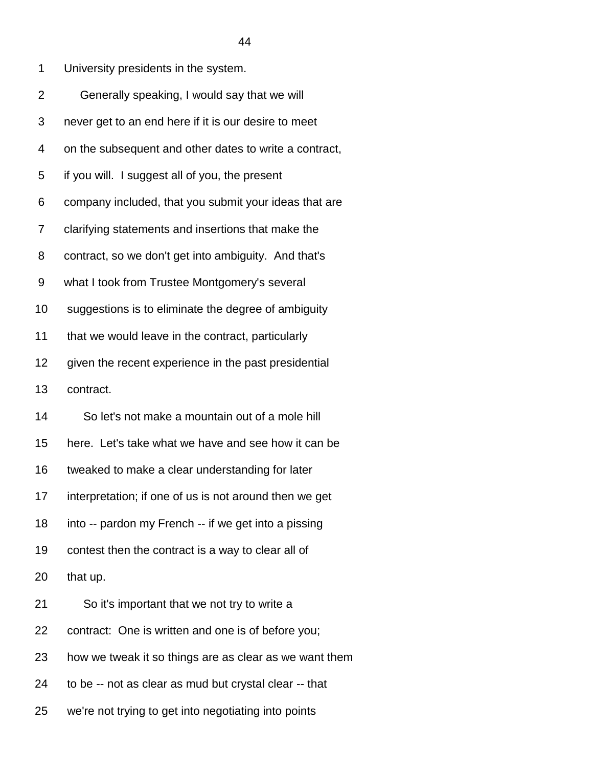University presidents in the system.

Generally speaking, I would say that we will never get to an end here if it is our desire to meet on the subsequent and other dates to write a contract, if you will. I suggest all of you, the present company included, that you submit your ideas that are clarifying statements and insertions that make the contract, so we don't get into ambiguity. And that's what I took from Trustee Montgomery's several suggestions is to eliminate the degree of ambiguity that we would leave in the contract, particularly given the recent experience in the past presidential contract.

So let's not make a mountain out of a mole hill here. Let's take what we have and see how it can be tweaked to make a clear understanding for later interpretation; if one of us is not around then we get into -- pardon my French -- if we get into a pissing contest then the contract is a way to clear all of that up.

So it's important that we not try to write a contract: One is written and one is of before you; how we tweak it so things are as clear as we want them to be -- not as clear as mud but crystal clear -- that we're not trying to get into negotiating into points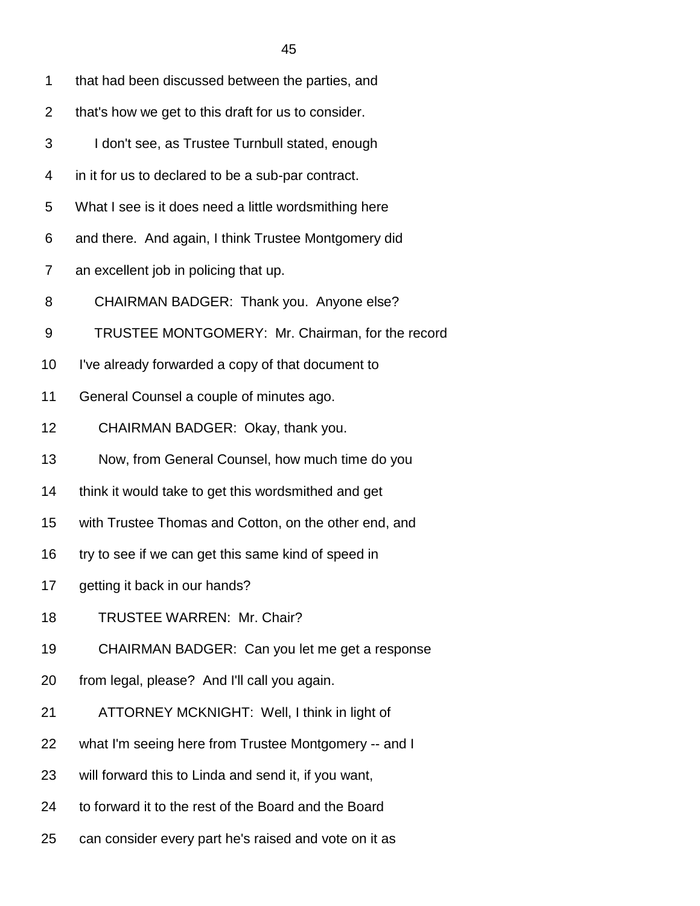1 that had been discussed between the parties, and

2 that's how we get to this draft for us to consider.

3 I don't see, as Trustee Turnbull stated, enough

4 in it for us to declared to be a sub-par contract.

5 What I see is it does need a little wordsmithing here

6 and there. And again, I think Trustee Montgomery did

7 an excellent job in policing that up.

8 CHAIRMAN BADGER: Thank you. Anyone else?

9 TRUSTEE MONTGOMERY: Mr. Chairman, for the record

10 I've already forwarded a copy of that document to

11 General Counsel a couple of minutes ago.

12 CHAIRMAN BADGER: Okay, thank you.

13 Now, from General Counsel, how much time do you

14 think it would take to get this wordsmithed and get

15 with Trustee Thomas and Cotton, on the other end, and

16 try to see if we can get this same kind of speed in

17 getting it back in our hands?

18 TRUSTEE WARREN: Mr. Chair?

19 CHAIRMAN BADGER: Can you let me get a response

20 from legal, please? And I'll call you again.

21 ATTORNEY MCKNIGHT: Well, I think in light of

22 what I'm seeing here from Trustee Montgomery -- and I

23 will forward this to Linda and send it, if you want,

24 to forward it to the rest of the Board and the Board

25 can consider every part he's raised and vote on it as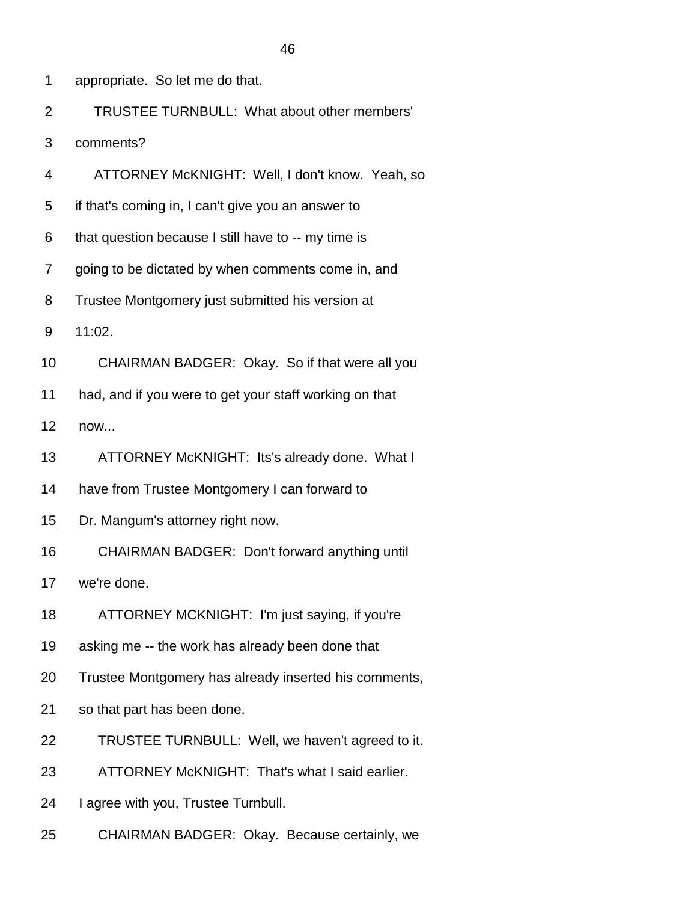1 appropriate. So let me do that.

2 TRUSTEE TURNBULL: What about other members'

3 comments?

4 ATTORNEY McKNIGHT: Well, I don't know. Yeah, so

5 if that's coming in, I can't give you an answer to

6 that question because I still have to -- my time is

7 going to be dictated by when comments come in, and

8 Trustee Montgomery just submitted his version at

9 11:02.

10 CHAIRMAN BADGER: Okay. So if that were all you

11 had, and if you were to get your staff working on that

12 now...

13 ATTORNEY McKNIGHT: Its's already done. What I

14 have from Trustee Montgomery I can forward to

15 Dr. Mangum's attorney right now.

16 CHAIRMAN BADGER: Don't forward anything until

17 we're done.

18 ATTORNEY MCKNIGHT: I'm just saying, if you're

19 asking me -- the work has already been done that

20 Trustee Montgomery has already inserted his comments,

21 so that part has been done.

22 TRUSTEE TURNBULL: Well, we haven't agreed to it.

23 ATTORNEY McKNIGHT: That's what I said earlier.

24 I agree with you, Trustee Turnbull.

25 CHAIRMAN BADGER: Okay. Because certainly, we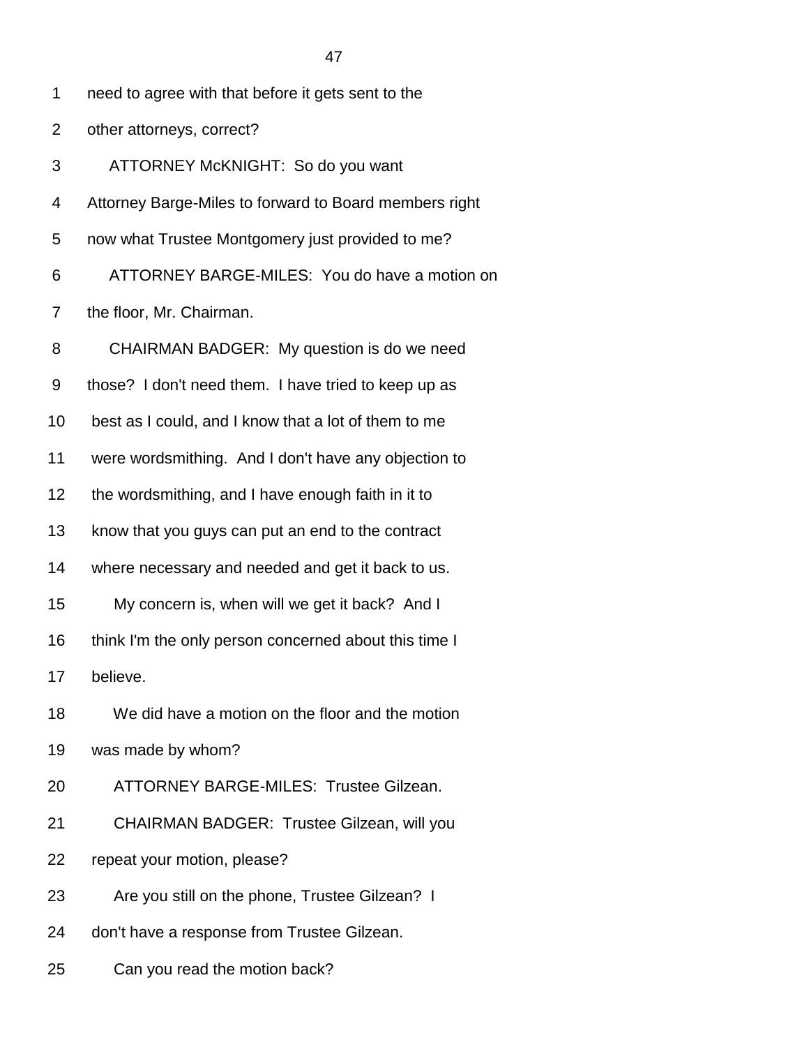need to agree with that before it gets sent to the other attorneys, correct?

ATTORNEY McKNIGHT: So do you want Attorney Barge-Miles to forward to Board members right now what Trustee Montgomery just provided to me?

ATTORNEY BARGE-MILES: You do have a motion on the floor, Mr. Chairman.

CHAIRMAN BADGER: My question is do we need those? I don't need them. I have tried to keep up as best as I could, and I know that a lot of them to me were wordsmithing. And I don't have any objection to the wordsmithing, and I have enough faith in it to know that you guys can put an end to the contract where necessary and needed and get it back to us.

My concern is, when will we get it back? And I think I'm the only person concerned about this time I believe.

We did have a motion on the floor and the motion was made by whom?

ATTORNEY BARGE-MILES: Trustee Gilzean.

CHAIRMAN BADGER: Trustee Gilzean, will you repeat your motion, please?

Are you still on the phone, Trustee Gilzean? I don't have a response from Trustee Gilzean.

Can you read the motion back?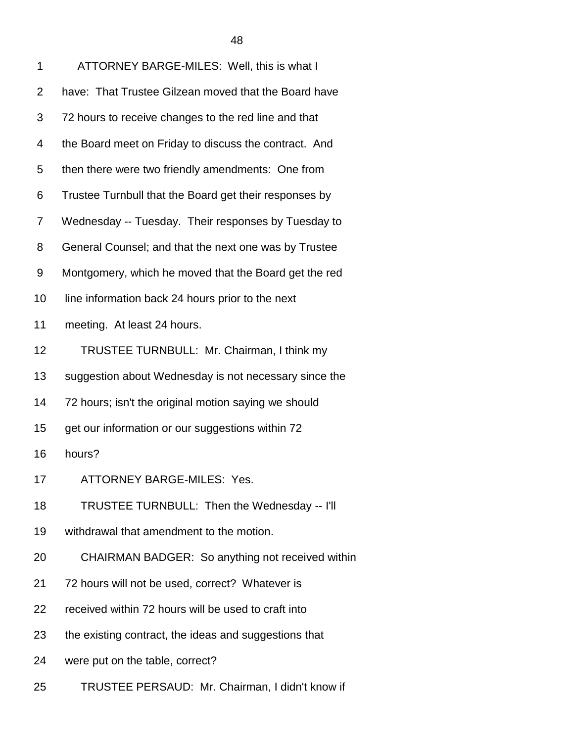1 ATTORNEY BARGE-MILES: Well, this is what I
2 have: That Trustee Gilzean moved that the Board have
3 72 hours to receive changes to the red line and that
4 the Board meet on Friday to discuss the contract. And
5 then there were two friendly amendments: One from
6 Trustee Turnbull that the Board get their responses by
7 Wednesday -- Tuesday. Their responses by Tuesday to
8 General Counsel; and that the next one was by Trustee
9 Montgomery, which he moved that the Board get the red
10 line information back 24 hours prior to the next
11 meeting. At least 24 hours.
12 TRUSTEE TURNBULL: Mr. Chairman, I think my
13 suggestion about Wednesday is not necessary since the
14 72 hours; isn't the original motion saying we should
15 get our information or our suggestions within 72
16 hours?
17 ATTORNEY BARGE-MILES: Yes.
18 TRUSTEE TURNBULL: Then the Wednesday -- I'll
19 withdrawal that amendment to the motion.
20 CHAIRMAN BADGER: So anything not received within
21 72 hours will not be used, correct? Whatever is
22 received within 72 hours will be used to craft into
23 the existing contract, the ideas and suggestions that
24 were put on the table, correct?
25 TRUSTEE PERSAUD: Mr. Chairman, I didn't know if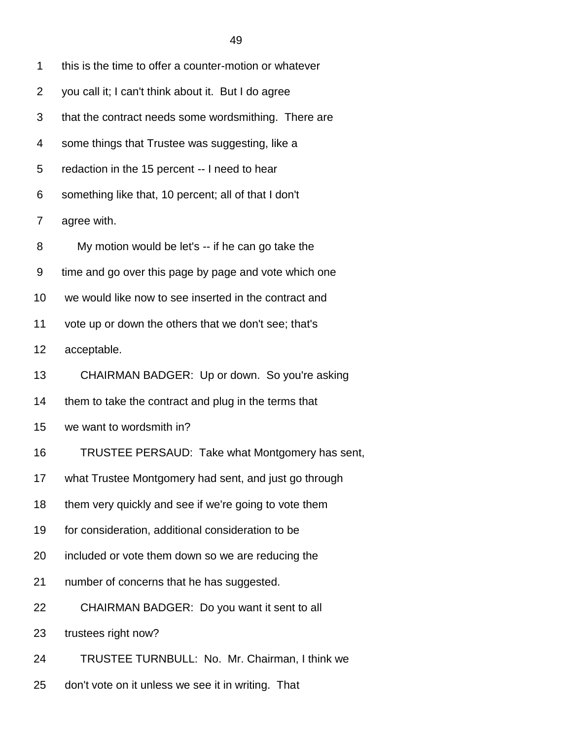this is the time to offer a counter-motion or whatever you call it; I can't think about it. But I do agree that the contract needs some wordsmithing. There are some things that Trustee was suggesting, like a redaction in the 15 percent -- I need to hear something like that, 10 percent; all of that I don't agree with.

My motion would be let's -- if he can go take the time and go over this page by page and vote which one we would like now to see inserted in the contract and vote up or down the others that we don't see; that's acceptable.

CHAIRMAN BADGER: Up or down. So you're asking them to take the contract and plug in the terms that we want to wordsmith in?

TRUSTEE PERSAUD: Take what Montgomery has sent, what Trustee Montgomery had sent, and just go through them very quickly and see if we're going to vote them for consideration, additional consideration to be included or vote them down so we are reducing the number of concerns that he has suggested.

CHAIRMAN BADGER: Do you want it sent to all trustees right now?

TRUSTEE TURNBULL: No. Mr. Chairman, I think we don't vote on it unless we see it in writing. That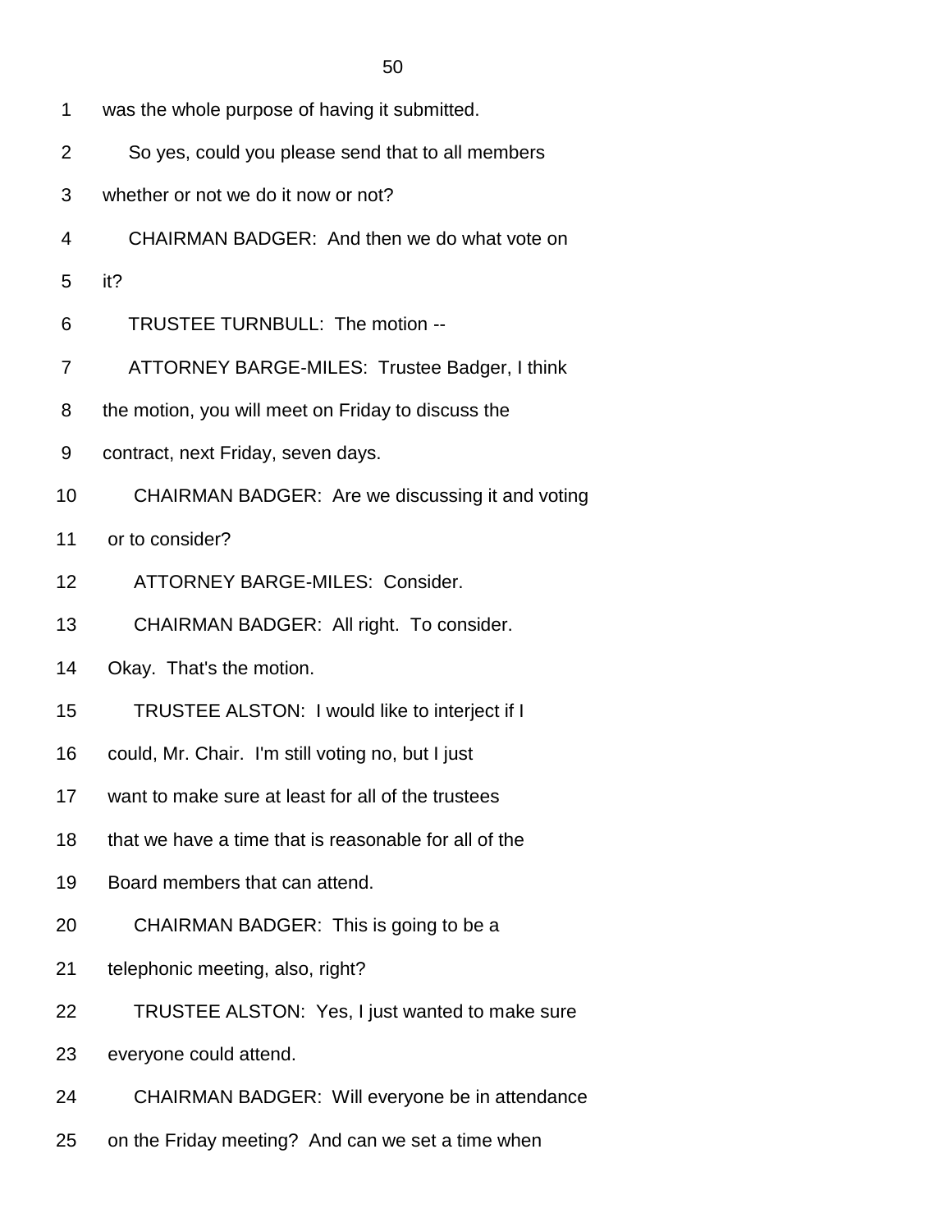1 was the whole purpose of having it submitted.

2 So yes, could you please send that to all members

3 whether or not we do it now or not?

4 CHAIRMAN BADGER: And then we do what vote on

5 it?

6 TRUSTEE TURNBULL: The motion --

7 ATTORNEY BARGE-MILES: Trustee Badger, I think

8 the motion, you will meet on Friday to discuss the

9 contract, next Friday, seven days.

10 CHAIRMAN BADGER: Are we discussing it and voting

11 or to consider?

12 ATTORNEY BARGE-MILES: Consider.

13 CHAIRMAN BADGER: All right. To consider.

14 Okay. That's the motion.

15 TRUSTEE ALSTON: I would like to interject if I

16 could, Mr. Chair. I'm still voting no, but I just

17 want to make sure at least for all of the trustees

18 that we have a time that is reasonable for all of the

19 Board members that can attend.

20 CHAIRMAN BADGER: This is going to be a

21 telephonic meeting, also, right?

22 TRUSTEE ALSTON: Yes, I just wanted to make sure

23 everyone could attend.

24 CHAIRMAN BADGER: Will everyone be in attendance

25 on the Friday meeting? And can we set a time when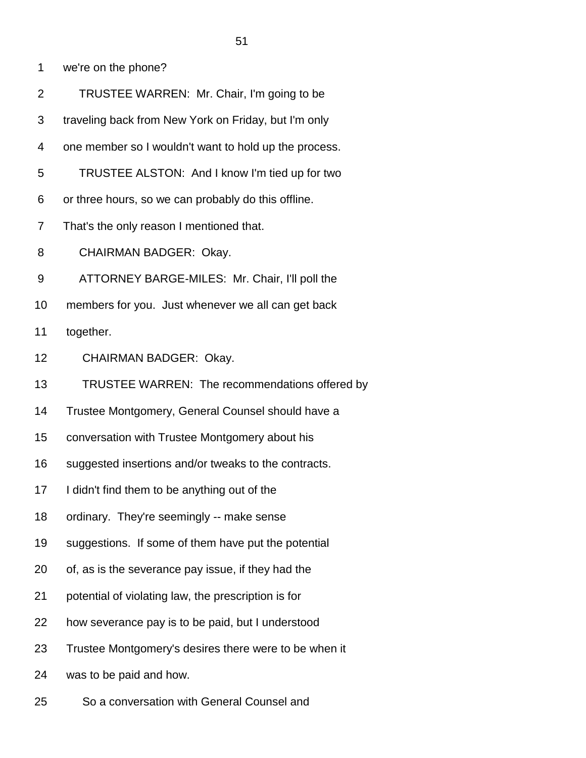1 we're on the phone?

2 TRUSTEE WARREN: Mr. Chair, I'm going to be

3 traveling back from New York on Friday, but I'm only

4 one member so I wouldn't want to hold up the process.

5 TRUSTEE ALSTON: And I know I'm tied up for two

6 or three hours, so we can probably do this offline.

7 That's the only reason I mentioned that.

8 CHAIRMAN BADGER: Okay.

9 ATTORNEY BARGE-MILES: Mr. Chair, I'll poll the

10 members for you. Just whenever we all can get back

11 together.

12 CHAIRMAN BADGER: Okay.

13 TRUSTEE WARREN: The recommendations offered by

14 Trustee Montgomery, General Counsel should have a

15 conversation with Trustee Montgomery about his

16 suggested insertions and/or tweaks to the contracts.

17 I didn't find them to be anything out of the

18 ordinary. They're seemingly -- make sense

19 suggestions. If some of them have put the potential

20 of, as is the severance pay issue, if they had the

21 potential of violating law, the prescription is for

22 how severance pay is to be paid, but I understood

23 Trustee Montgomery's desires there were to be when it

24 was to be paid and how.

25 So a conversation with General Counsel and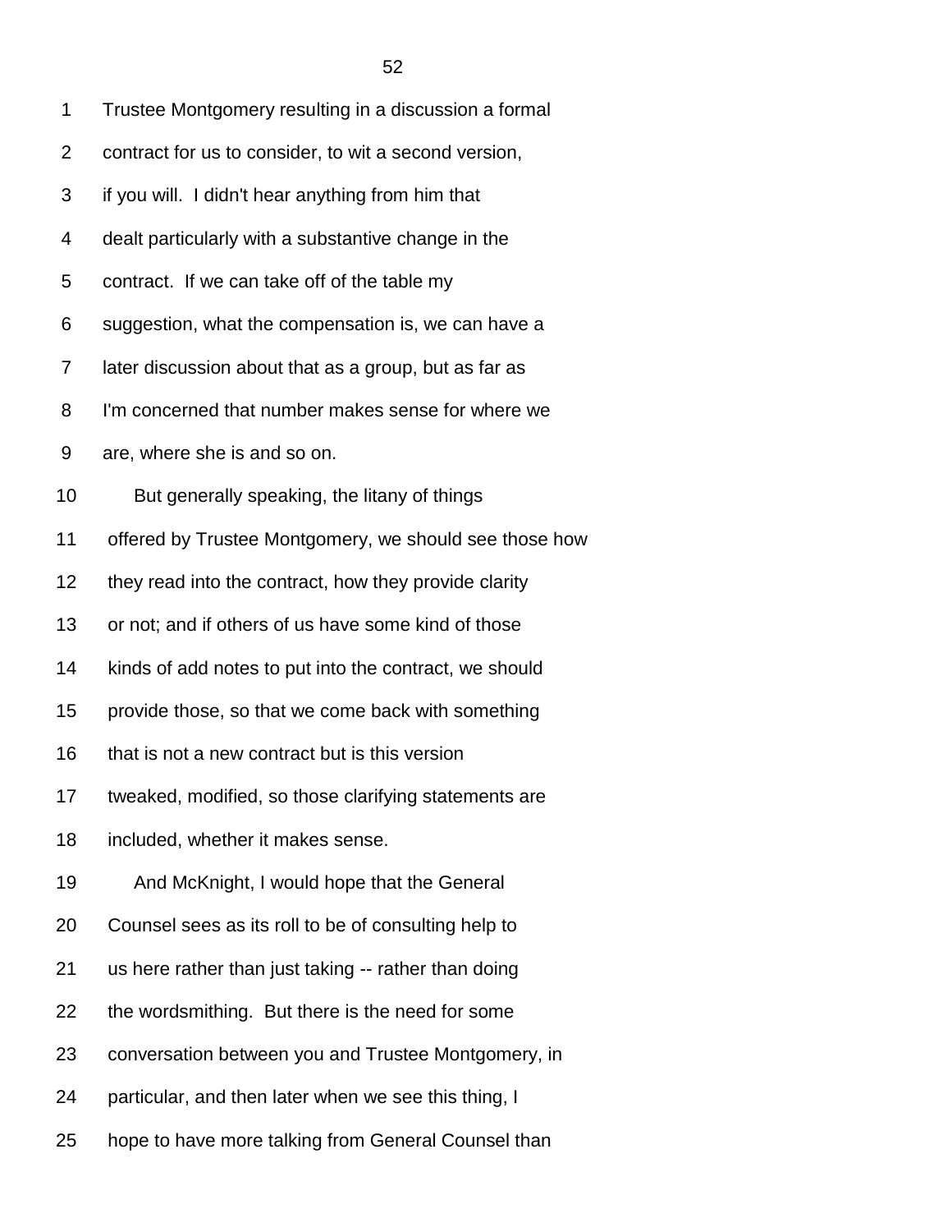Trustee Montgomery resulting in a discussion a formal contract for us to consider, to wit a second version, if you will. I didn't hear anything from him that dealt particularly with a substantive change in the contract. If we can take off of the table my suggestion, what the compensation is, we can have a later discussion about that as a group, but as far as I'm concerned that number makes sense for where we are, where she is and so on.

But generally speaking, the litany of things offered by Trustee Montgomery, we should see those how they read into the contract, how they provide clarity or not; and if others of us have some kind of those kinds of add notes to put into the contract, we should provide those, so that we come back with something that is not a new contract but is this version tweaked, modified, so those clarifying statements are included, whether it makes sense.

And McKnight, I would hope that the General Counsel sees as its roll to be of consulting help to us here rather than just taking -- rather than doing the wordsmithing. But there is the need for some conversation between you and Trustee Montgomery, in particular, and then later when we see this thing, I hope to have more talking from General Counsel than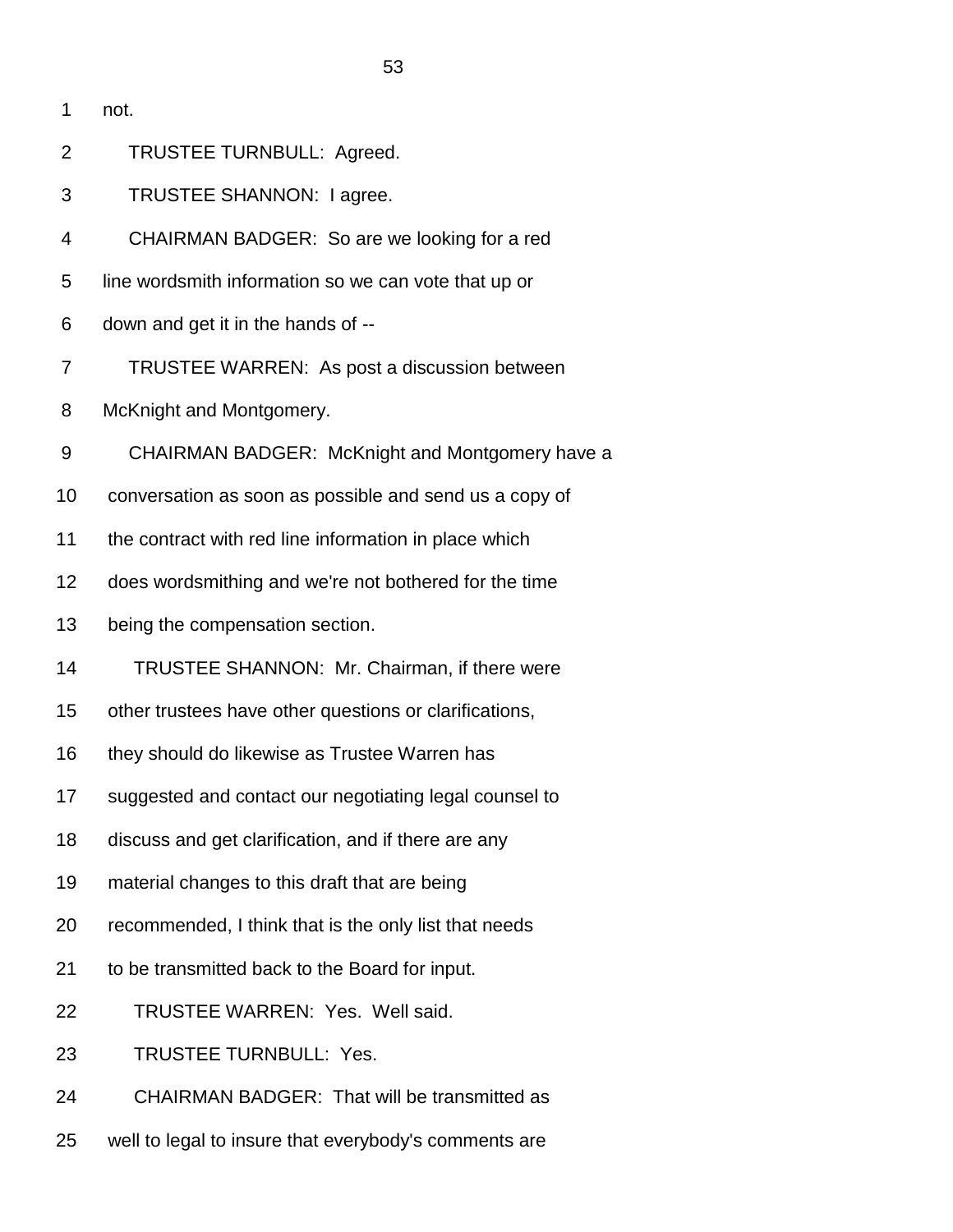1 not.

2 TRUSTEE TURNBULL: Agreed.

3 TRUSTEE SHANNON: I agree.

4 CHAIRMAN BADGER: So are we looking for a red

5 line wordsmith information so we can vote that up or

6 down and get it in the hands of --

7 TRUSTEE WARREN: As post a discussion between

8 McKnight and Montgomery.

9 CHAIRMAN BADGER: McKnight and Montgomery have a

10 conversation as soon as possible and send us a copy of

11 the contract with red line information in place which

12 does wordsmithing and we're not bothered for the time

13 being the compensation section.

14 TRUSTEE SHANNON: Mr. Chairman, if there were

15 other trustees have other questions or clarifications,

16 they should do likewise as Trustee Warren has

17 suggested and contact our negotiating legal counsel to

18 discuss and get clarification, and if there are any

19 material changes to this draft that are being

20 recommended, I think that is the only list that needs

21 to be transmitted back to the Board for input.

22 TRUSTEE WARREN: Yes. Well said.

23 TRUSTEE TURNBULL: Yes.

24 CHAIRMAN BADGER: That will be transmitted as

25 well to legal to insure that everybody's comments are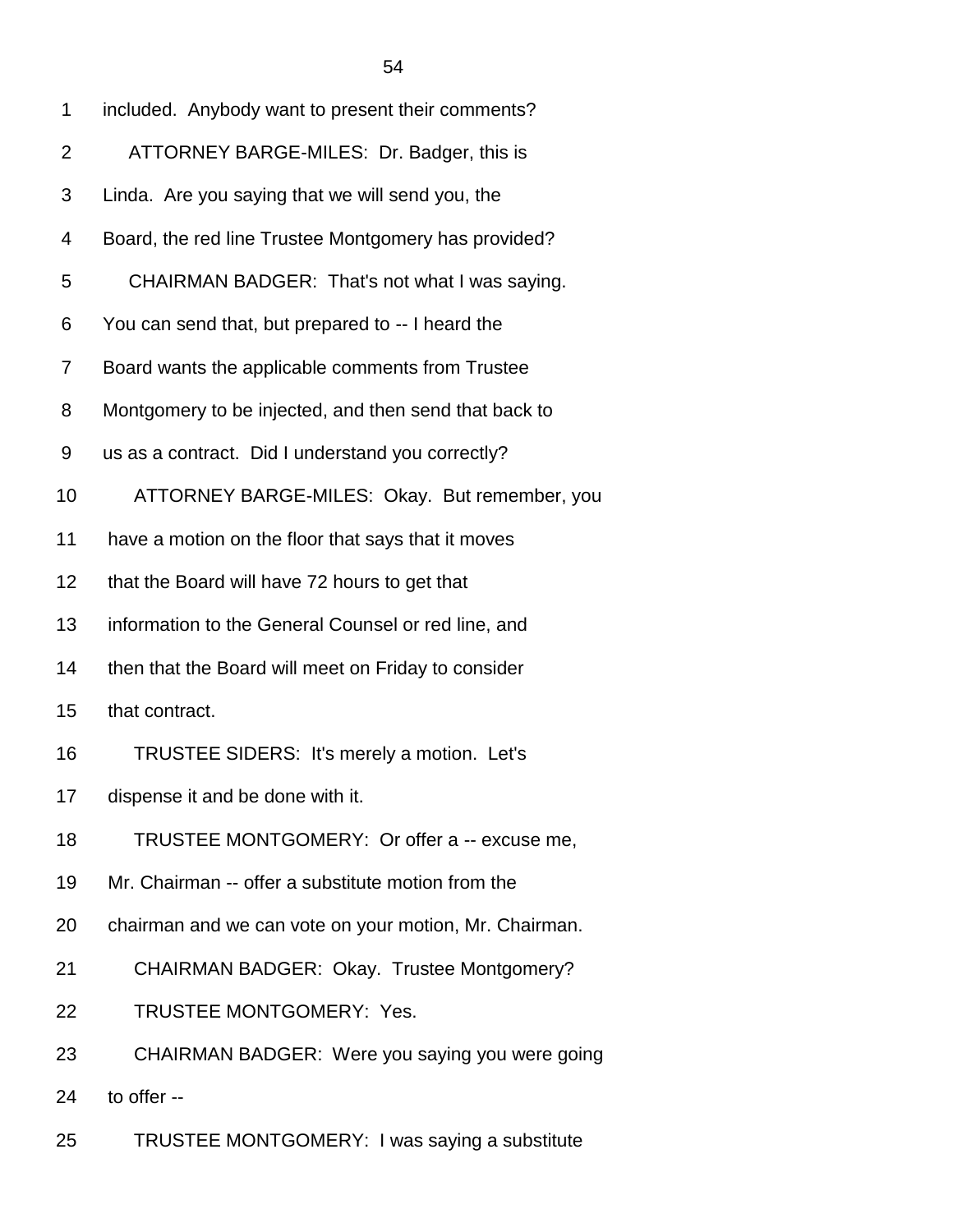1 included. Anybody want to present their comments?

2 ATTORNEY BARGE-MILES: Dr. Badger, this is

3 Linda. Are you saying that we will send you, the

4 Board, the red line Trustee Montgomery has provided?

5 CHAIRMAN BADGER: That's not what I was saying.

6 You can send that, but prepared to -- I heard the

7 Board wants the applicable comments from Trustee

8 Montgomery to be injected, and then send that back to

9 us as a contract. Did I understand you correctly?

10 ATTORNEY BARGE-MILES: Okay. But remember, you

11 have a motion on the floor that says that it moves

12 that the Board will have 72 hours to get that

13 information to the General Counsel or red line, and

14 then that the Board will meet on Friday to consider

15 that contract.

16 TRUSTEE SIDERS: It's merely a motion. Let's

17 dispense it and be done with it.

18 TRUSTEE MONTGOMERY: Or offer a -- excuse me,

19 Mr. Chairman -- offer a substitute motion from the

20 chairman and we can vote on your motion, Mr. Chairman.

21 CHAIRMAN BADGER: Okay. Trustee Montgomery?

22 TRUSTEE MONTGOMERY: Yes.

23 CHAIRMAN BADGER: Were you saying you were going

24 to offer --

25 TRUSTEE MONTGOMERY: I was saying a substitute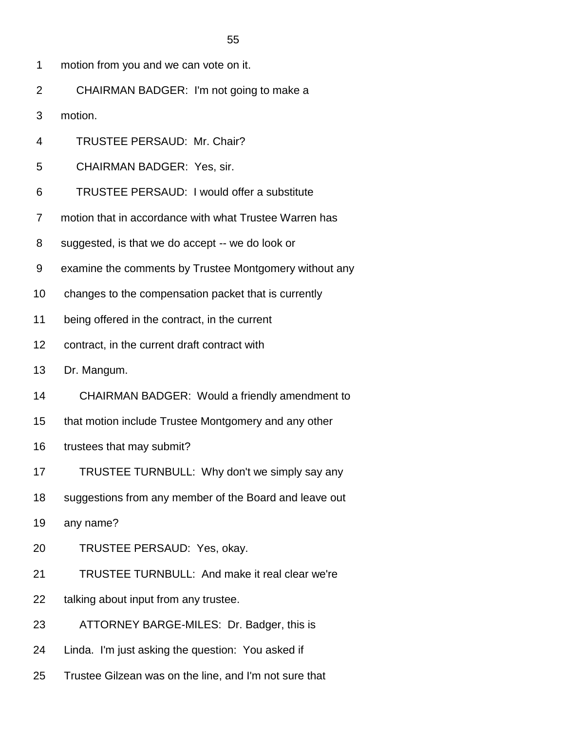1 motion from you and we can vote on it.

2 CHAIRMAN BADGER: I'm not going to make a

3 motion.

4 TRUSTEE PERSAUD: Mr. Chair?

5 CHAIRMAN BADGER: Yes, sir.

6 TRUSTEE PERSAUD: I would offer a substitute

7 motion that in accordance with what Trustee Warren has

8 suggested, is that we do accept -- we do look or

9 examine the comments by Trustee Montgomery without any

10 changes to the compensation packet that is currently

11 being offered in the contract, in the current

12 contract, in the current draft contract with

13 Dr. Mangum.

14 CHAIRMAN BADGER: Would a friendly amendment to

15 that motion include Trustee Montgomery and any other

16 trustees that may submit?

17 TRUSTEE TURNBULL: Why don't we simply say any

18 suggestions from any member of the Board and leave out

19 any name?

20 TRUSTEE PERSAUD: Yes, okay.

21 TRUSTEE TURNBULL: And make it real clear we're

22 talking about input from any trustee.

23 ATTORNEY BARGE-MILES: Dr. Badger, this is

24 Linda. I'm just asking the question: You asked if

25 Trustee Gilzean was on the line, and I'm not sure that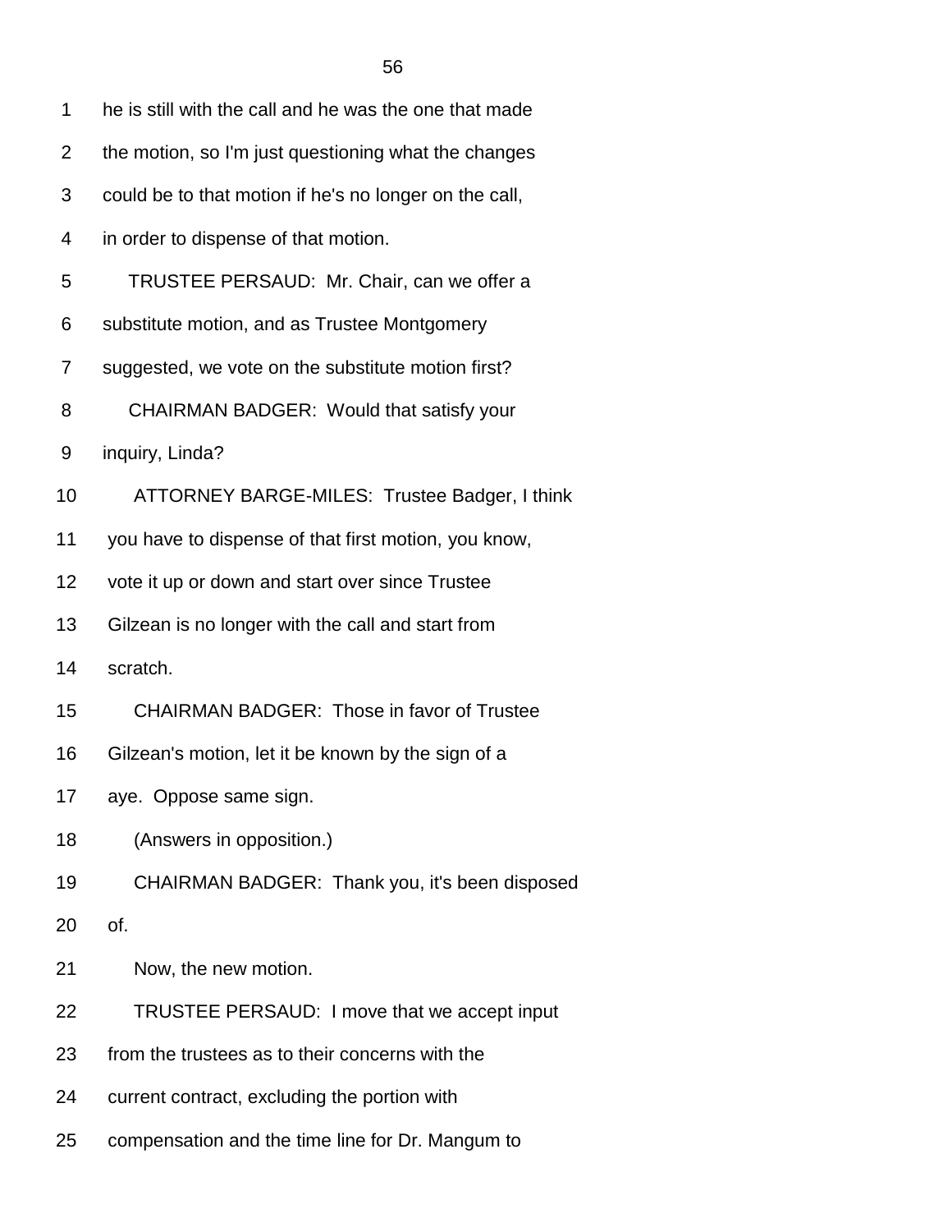1 he is still with the call and he was the one that made

2 the motion, so I'm just questioning what the changes

3 could be to that motion if he's no longer on the call,

4 in order to dispense of that motion.

5 TRUSTEE PERSAUD: Mr. Chair, can we offer a

6 substitute motion, and as Trustee Montgomery

7 suggested, we vote on the substitute motion first?

8 CHAIRMAN BADGER: Would that satisfy your

9 inquiry, Linda?

10 ATTORNEY BARGE-MILES: Trustee Badger, I think

11 you have to dispense of that first motion, you know,

12 vote it up or down and start over since Trustee

13 Gilzean is no longer with the call and start from

14 scratch.

15 CHAIRMAN BADGER: Those in favor of Trustee

16 Gilzean's motion, let it be known by the sign of a

17 aye. Oppose same sign.

18 (Answers in opposition.)

19 CHAIRMAN BADGER: Thank you, it's been disposed

20 of.

21 Now, the new motion.

22 TRUSTEE PERSAUD: I move that we accept input

23 from the trustees as to their concerns with the

24 current contract, excluding the portion with

25 compensation and the time line for Dr. Mangum to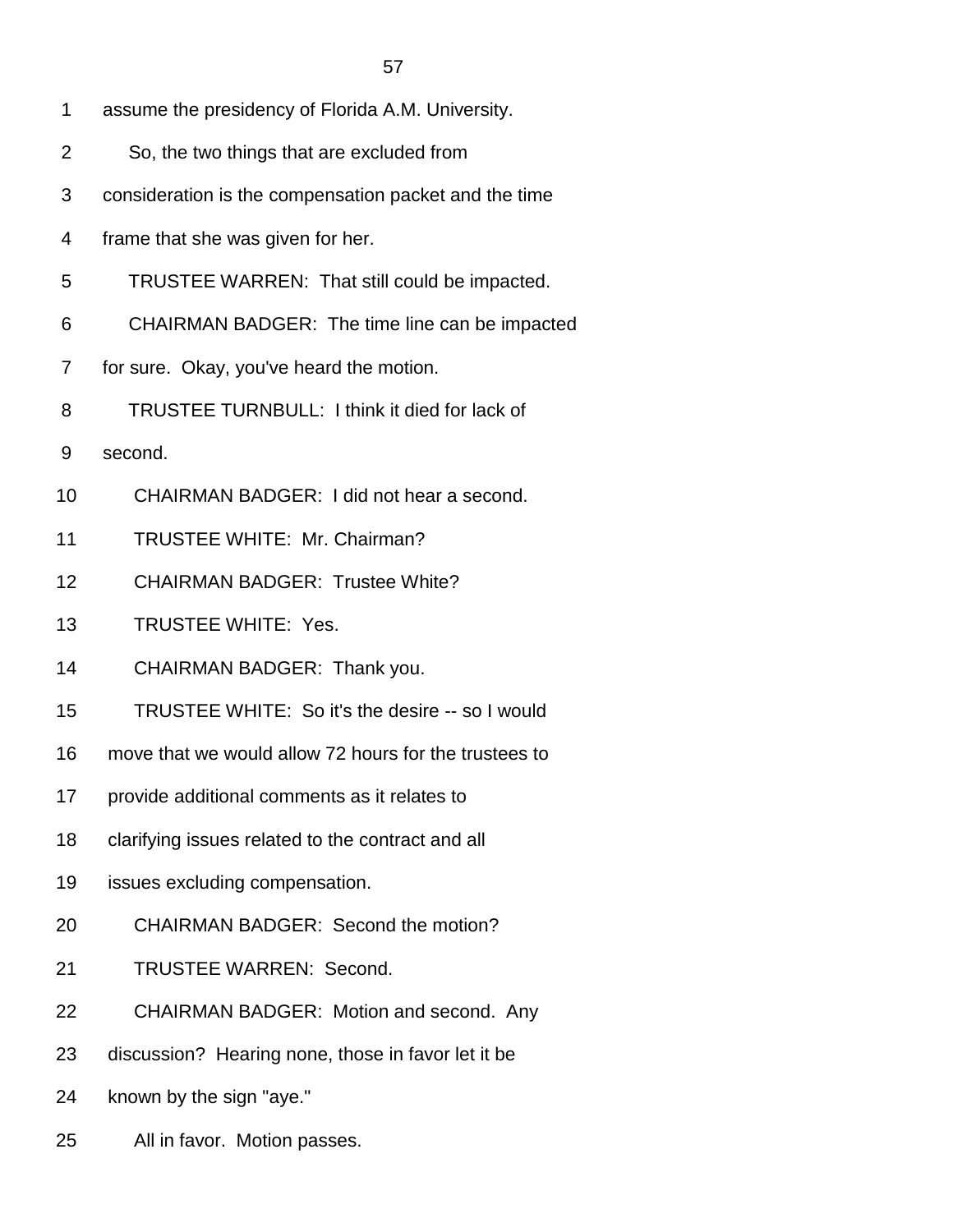1 assume the presidency of Florida A.M. University.

2 So, the two things that are excluded from

3 consideration is the compensation packet and the time

4 frame that she was given for her.

5 TRUSTEE WARREN: That still could be impacted.

6 CHAIRMAN BADGER: The time line can be impacted

7 for sure. Okay, you've heard the motion.

8 TRUSTEE TURNBULL: I think it died for lack of

9 second.

10 CHAIRMAN BADGER: I did not hear a second.

11 TRUSTEE WHITE: Mr. Chairman?

12 CHAIRMAN BADGER: Trustee White?

13 TRUSTEE WHITE: Yes.

14 CHAIRMAN BADGER: Thank you.

15 TRUSTEE WHITE: So it's the desire -- so I would

16 move that we would allow 72 hours for the trustees to

17 provide additional comments as it relates to

18 clarifying issues related to the contract and all

19 issues excluding compensation.

20 CHAIRMAN BADGER: Second the motion?

21 TRUSTEE WARREN: Second.

22 CHAIRMAN BADGER: Motion and second. Any

23 discussion? Hearing none, those in favor let it be

24 known by the sign "aye."

25 All in favor. Motion passes.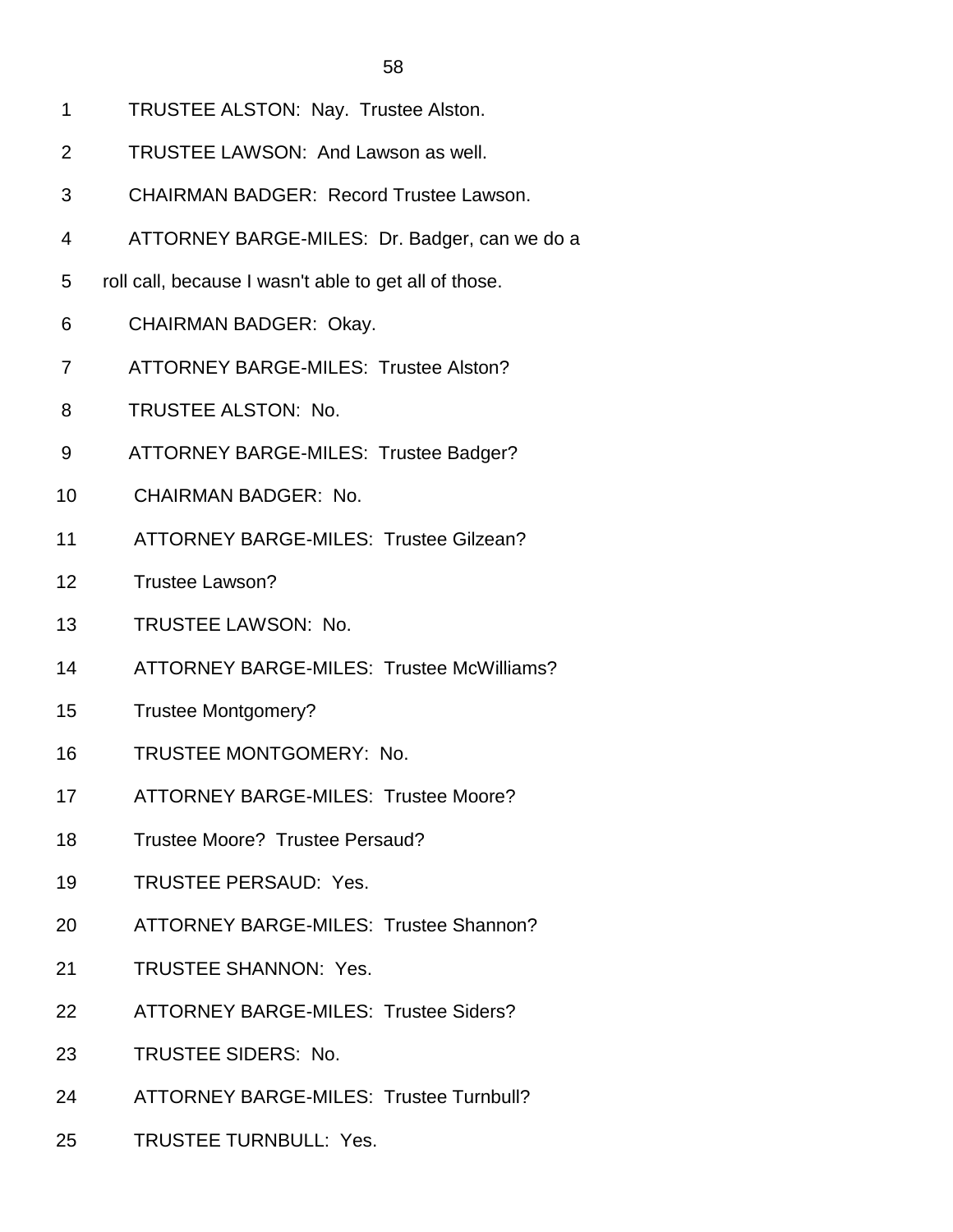1 TRUSTEE ALSTON: Nay. Trustee Alston.

2 TRUSTEE LAWSON: And Lawson as well.

3 CHAIRMAN BADGER: Record Trustee Lawson.

4 ATTORNEY BARGE-MILES: Dr. Badger, can we do a

5 roll call, because I wasn't able to get all of those.

6 CHAIRMAN BADGER: Okay.

7 ATTORNEY BARGE-MILES: Trustee Alston?

8 TRUSTEE ALSTON: No.

9 ATTORNEY BARGE-MILES: Trustee Badger?

10 CHAIRMAN BADGER: No.

11 ATTORNEY BARGE-MILES: Trustee Gilzean?

12 Trustee Lawson?

13 TRUSTEE LAWSON: No.

14 ATTORNEY BARGE-MILES: Trustee McWilliams?

15 Trustee Montgomery?

16 TRUSTEE MONTGOMERY: No.

17 ATTORNEY BARGE-MILES: Trustee Moore?

18 Trustee Moore? Trustee Persaud?

19 TRUSTEE PERSAUD: Yes.

20 ATTORNEY BARGE-MILES: Trustee Shannon?

21 TRUSTEE SHANNON: Yes.

22 ATTORNEY BARGE-MILES: Trustee Siders?

23 TRUSTEE SIDERS: No.

24 ATTORNEY BARGE-MILES: Trustee Turnbull?

25 TRUSTEE TURNBULL: Yes.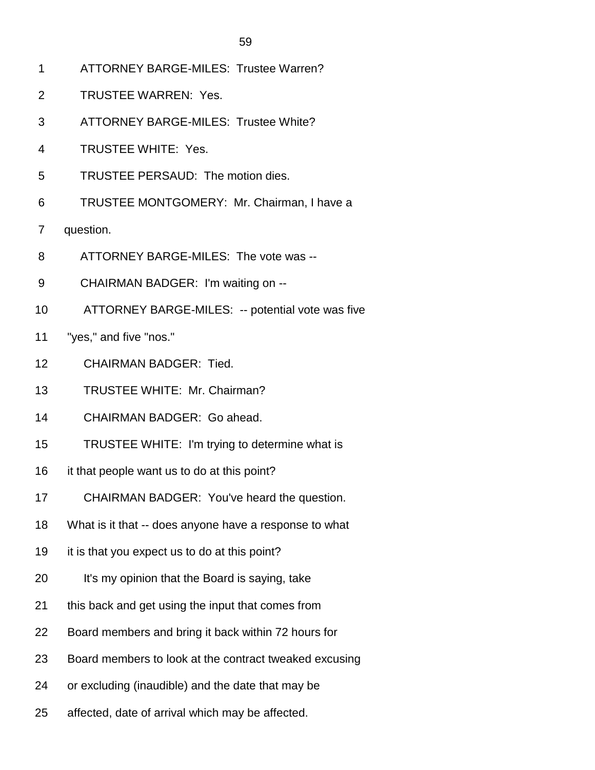1 ATTORNEY BARGE-MILES: Trustee Warren?

2 TRUSTEE WARREN: Yes.

3 ATTORNEY BARGE-MILES: Trustee White?

4 TRUSTEE WHITE: Yes.

5 TRUSTEE PERSAUD: The motion dies.

6 TRUSTEE MONTGOMERY: Mr. Chairman, I have a

7 question.

8 ATTORNEY BARGE-MILES: The vote was --

9 CHAIRMAN BADGER: I'm waiting on --

10 ATTORNEY BARGE-MILES: -- potential vote was five

11 "yes," and five "nos."

12 CHAIRMAN BADGER: Tied.

13 TRUSTEE WHITE: Mr. Chairman?

14 CHAIRMAN BADGER: Go ahead.

15 TRUSTEE WHITE: I'm trying to determine what is

16 it that people want us to do at this point?

17 CHAIRMAN BADGER: You've heard the question.

18 What is it that -- does anyone have a response to what

19 it is that you expect us to do at this point?

20 It's my opinion that the Board is saying, take

21 this back and get using the input that comes from

22 Board members and bring it back within 72 hours for

23 Board members to look at the contract tweaked excusing

24 or excluding (inaudible) and the date that may be

25 affected, date of arrival which may be affected.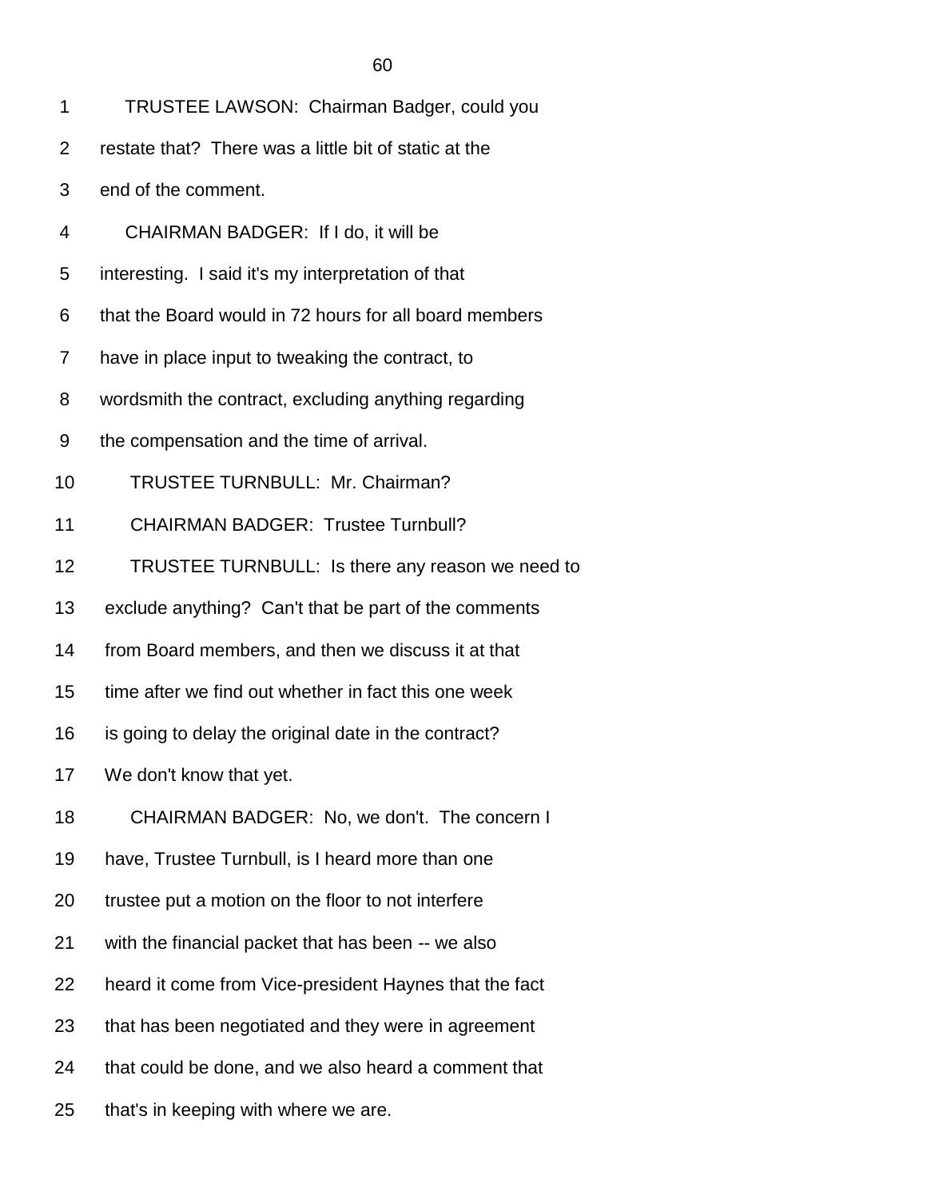TRUSTEE LAWSON: Chairman Badger, could you restate that? There was a little bit of static at the end of the comment.

CHAIRMAN BADGER: If I do, it will be interesting. I said it's my interpretation of that that the Board would in 72 hours for all board members have in place input to tweaking the contract, to wordsmith the contract, excluding anything regarding the compensation and the time of arrival.

TRUSTEE TURNBULL: Mr. Chairman?

CHAIRMAN BADGER: Trustee Turnbull?

TRUSTEE TURNBULL: Is there any reason we need to exclude anything? Can't that be part of the comments from Board members, and then we discuss it at that time after we find out whether in fact this one week is going to delay the original date in the contract? We don't know that yet.

CHAIRMAN BADGER: No, we don't. The concern I have, Trustee Turnbull, is I heard more than one trustee put a motion on the floor to not interfere with the financial packet that has been -- we also heard it come from Vice-president Haynes that the fact that has been negotiated and they were in agreement that could be done, and we also heard a comment that that's in keeping with where we are.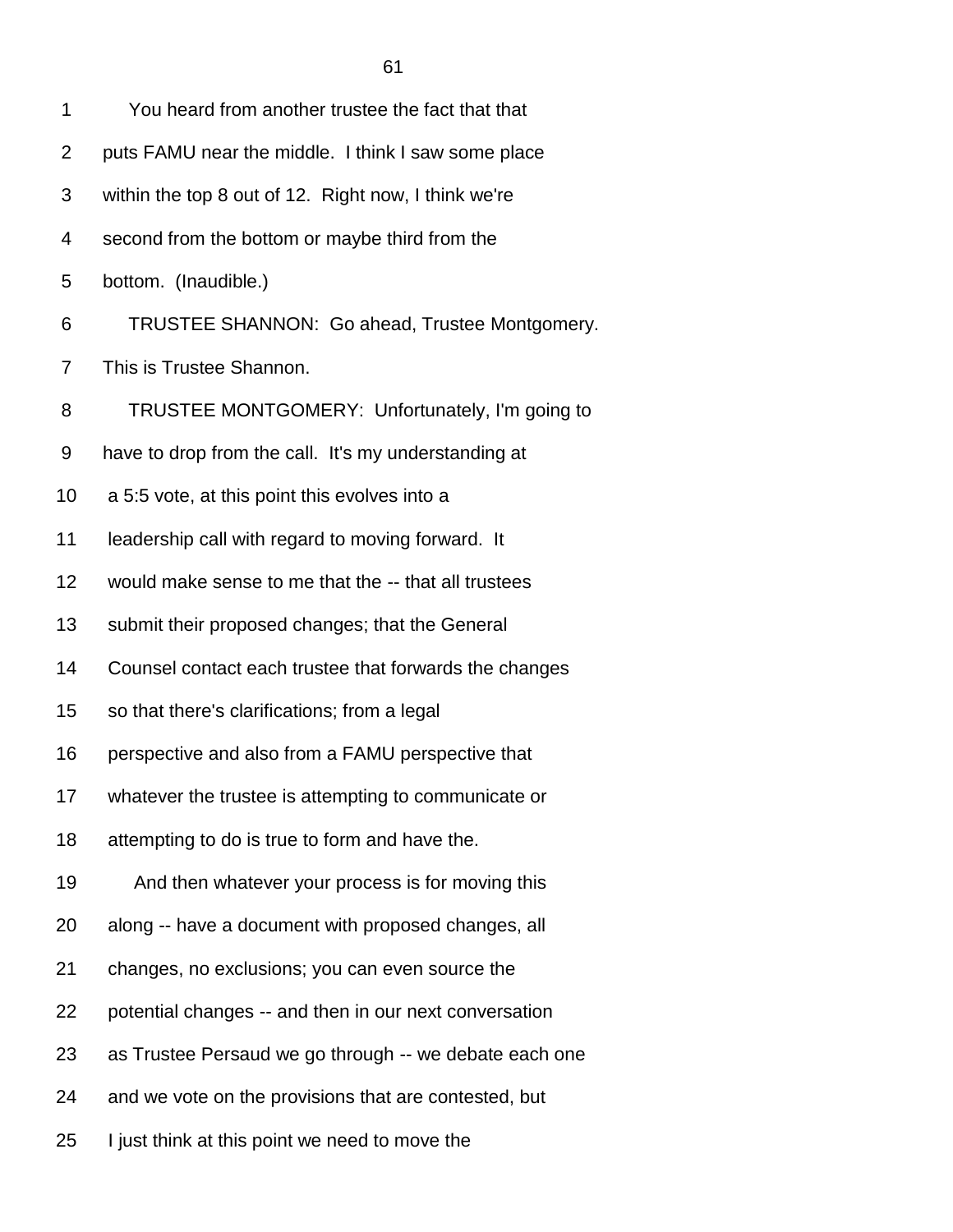1 You heard from another trustee the fact that that
2 puts FAMU near the middle. I think I saw some place
3 within the top 8 out of 12. Right now, I think we're
4 second from the bottom or maybe third from the
5 bottom. (Inaudible.)
6 TRUSTEE SHANNON: Go ahead, Trustee Montgomery.
7 This is Trustee Shannon.
8 TRUSTEE MONTGOMERY: Unfortunately, I'm going to
9 have to drop from the call. It's my understanding at
10 a 5:5 vote, at this point this evolves into a
11 leadership call with regard to moving forward. It
12 would make sense to me that the -- that all trustees
13 submit their proposed changes; that the General
14 Counsel contact each trustee that forwards the changes
15 so that there's clarifications; from a legal
16 perspective and also from a FAMU perspective that
17 whatever the trustee is attempting to communicate or
18 attempting to do is true to form and have the.
19 And then whatever your process is for moving this
20 along -- have a document with proposed changes, all
21 changes, no exclusions; you can even source the
22 potential changes -- and then in our next conversation
23 as Trustee Persaud we go through -- we debate each one
24 and we vote on the provisions that are contested, but
25 I just think at this point we need to move the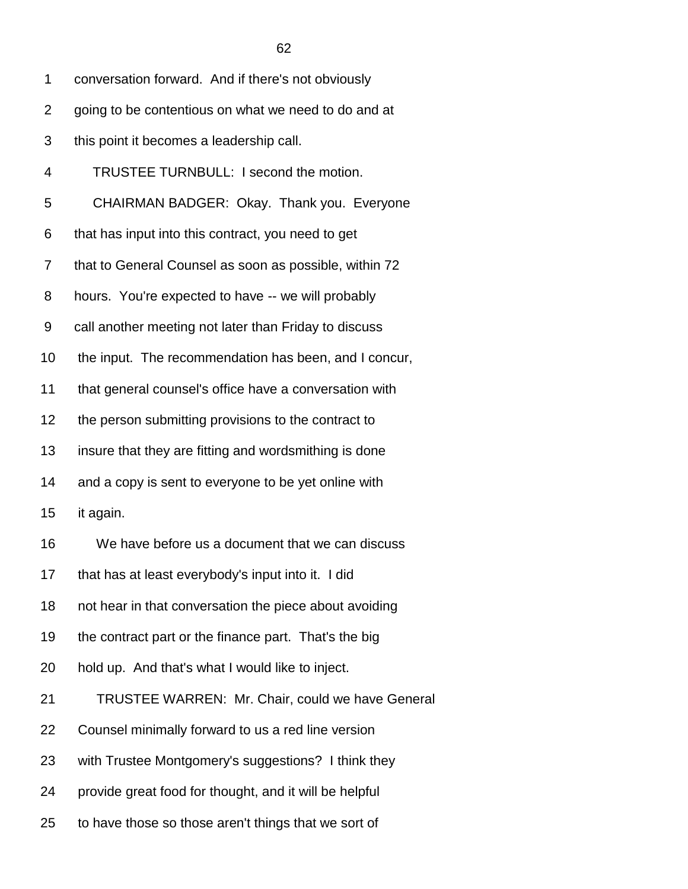conversation forward. And if there's not obviously going to be contentious on what we need to do and at this point it becomes a leadership call.

TRUSTEE TURNBULL: I second the motion.

CHAIRMAN BADGER: Okay. Thank you. Everyone that has input into this contract, you need to get that to General Counsel as soon as possible, within 72 hours. You're expected to have -- we will probably call another meeting not later than Friday to discuss the input. The recommendation has been, and I concur, that general counsel's office have a conversation with the person submitting provisions to the contract to insure that they are fitting and wordsmithing is done and a copy is sent to everyone to be yet online with it again.

We have before us a document that we can discuss that has at least everybody's input into it. I did not hear in that conversation the piece about avoiding the contract part or the finance part. That's the big hold up. And that's what I would like to inject.

TRUSTEE WARREN: Mr. Chair, could we have General Counsel minimally forward to us a red line version with Trustee Montgomery's suggestions? I think they provide great food for thought, and it will be helpful to have those so those aren't things that we sort of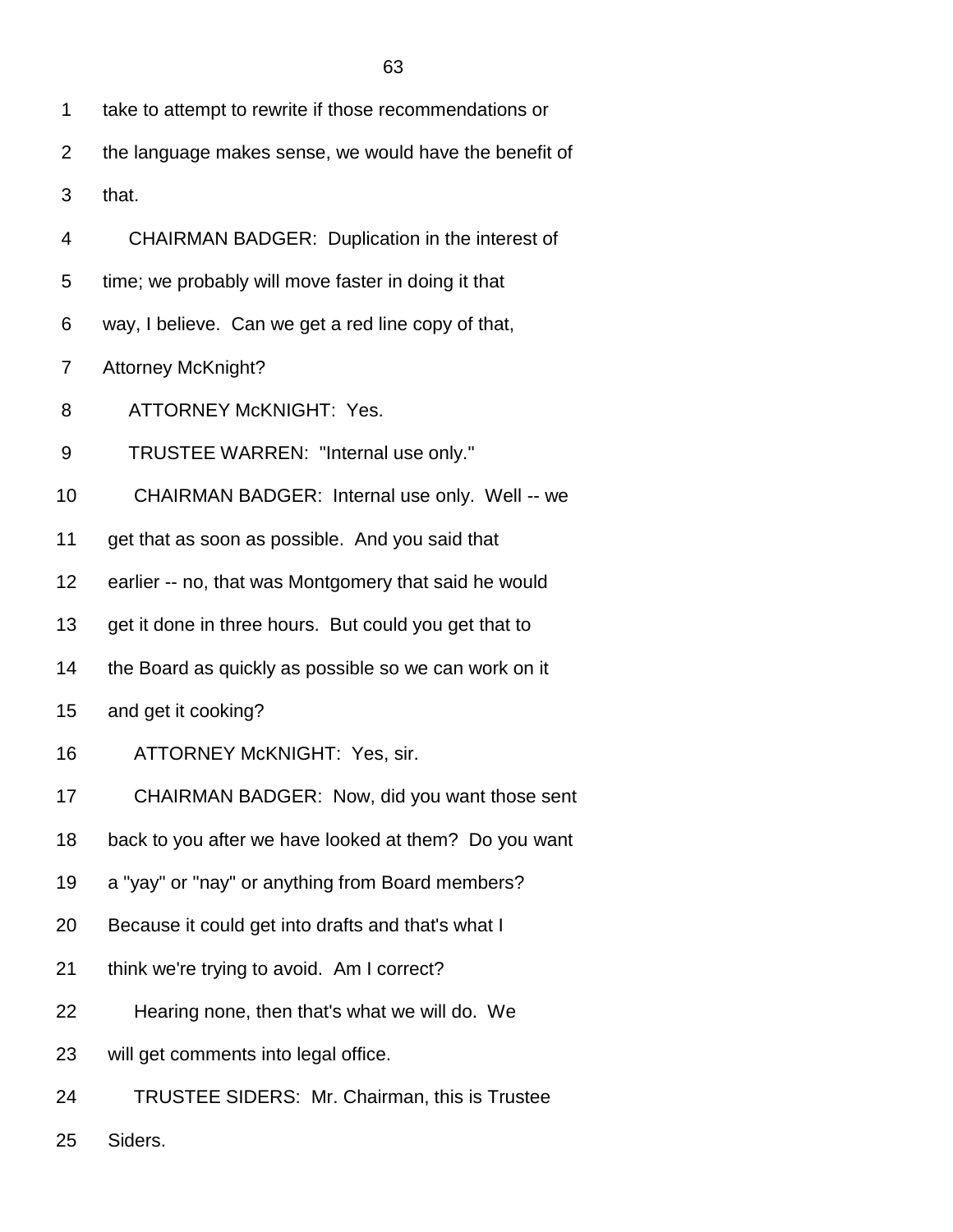take to attempt to rewrite if those recommendations or the language makes sense, we would have the benefit of that.

CHAIRMAN BADGER: Duplication in the interest of time; we probably will move faster in doing it that way, I believe. Can we get a red line copy of that, Attorney McKnight?

ATTORNEY McKNIGHT: Yes.

TRUSTEE WARREN: "Internal use only."

CHAIRMAN BADGER: Internal use only. Well -- we get that as soon as possible. And you said that earlier -- no, that was Montgomery that said he would get it done in three hours. But could you get that to the Board as quickly as possible so we can work on it and get it cooking?

ATTORNEY McKNIGHT: Yes, sir.

CHAIRMAN BADGER: Now, did you want those sent back to you after we have looked at them? Do you want a "yay" or "nay" or anything from Board members? Because it could get into drafts and that's what I think we're trying to avoid. Am I correct?

Hearing none, then that's what we will do. We will get comments into legal office.

TRUSTEE SIDERS: Mr. Chairman, this is Trustee Siders.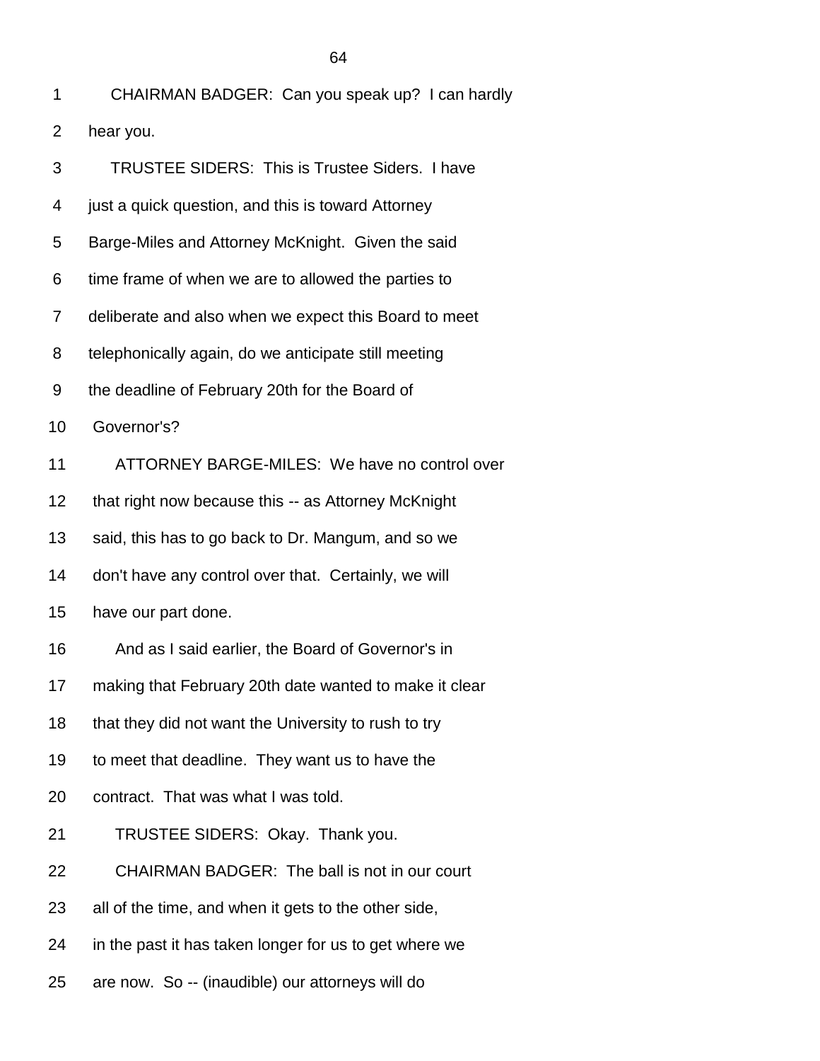1 CHAIRMAN BADGER: Can you speak up? I can hardly
2 hear you.
3 TRUSTEE SIDERS: This is Trustee Siders. I have
4 just a quick question, and this is toward Attorney
5 Barge-Miles and Attorney McKnight. Given the said
6 time frame of when we are to allowed the parties to
7 deliberate and also when we expect this Board to meet
8 telephonically again, do we anticipate still meeting
9 the deadline of February 20th for the Board of
10 Governor's?
11 ATTORNEY BARGE-MILES: We have no control over
12 that right now because this -- as Attorney McKnight
13 said, this has to go back to Dr. Mangum, and so we
14 don't have any control over that. Certainly, we will
15 have our part done.
16 And as I said earlier, the Board of Governor's in
17 making that February 20th date wanted to make it clear
18 that they did not want the University to rush to try
19 to meet that deadline. They want us to have the
20 contract. That was what I was told.
21 TRUSTEE SIDERS: Okay. Thank you.
22 CHAIRMAN BADGER: The ball is not in our court
23 all of the time, and when it gets to the other side,
24 in the past it has taken longer for us to get where we
25 are now. So -- (inaudible) our attorneys will do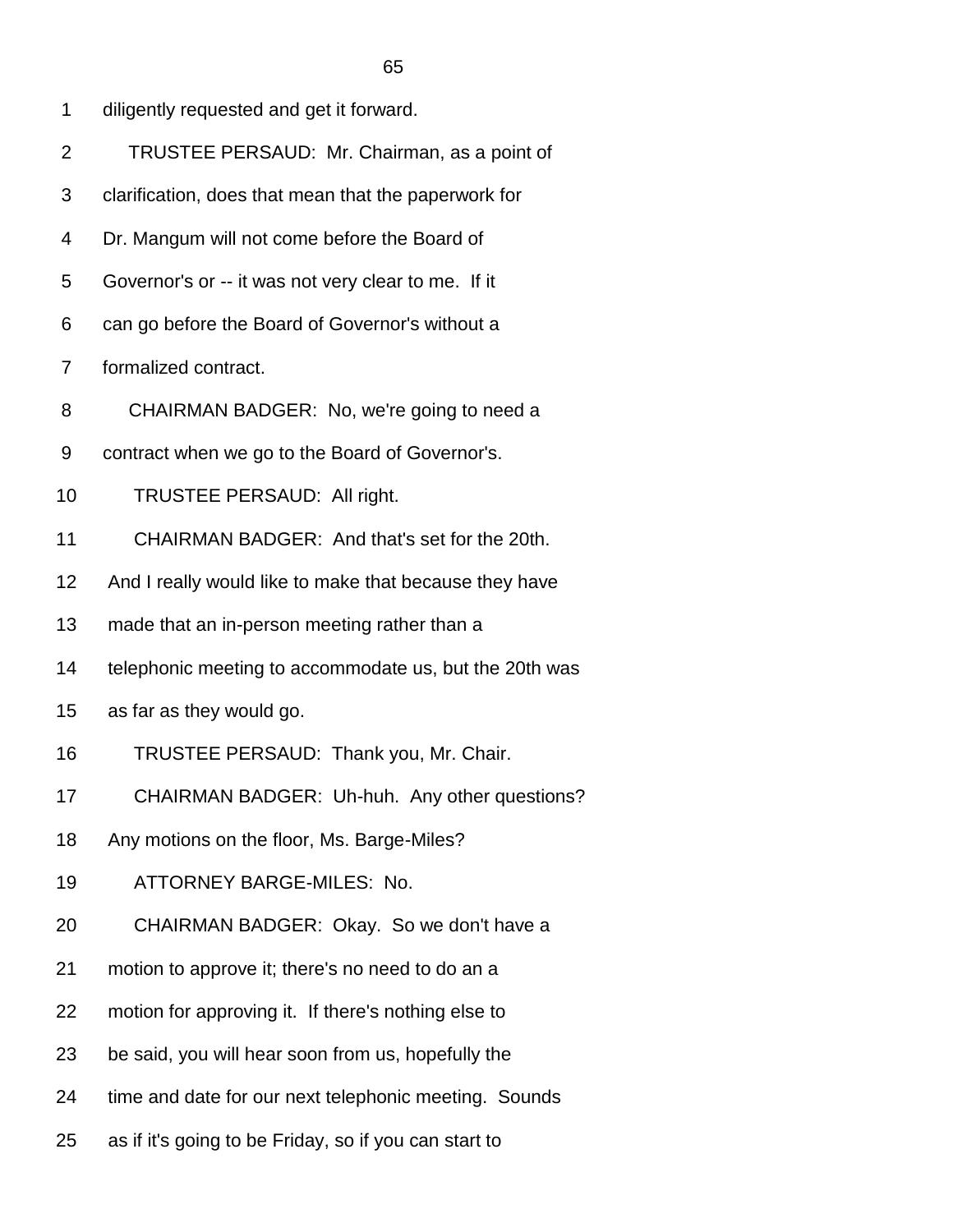1 diligently requested and get it forward.

2 TRUSTEE PERSAUD: Mr. Chairman, as a point of

3 clarification, does that mean that the paperwork for

4 Dr. Mangum will not come before the Board of

5 Governor's or -- it was not very clear to me. If it

6 can go before the Board of Governor's without a

7 formalized contract.

8 CHAIRMAN BADGER: No, we're going to need a

9 contract when we go to the Board of Governor's.

10 TRUSTEE PERSAUD: All right.

11 CHAIRMAN BADGER: And that's set for the 20th.

12 And I really would like to make that because they have

13 made that an in-person meeting rather than a

14 telephonic meeting to accommodate us, but the 20th was

15 as far as they would go.

16 TRUSTEE PERSAUD: Thank you, Mr. Chair.

17 CHAIRMAN BADGER: Uh-huh. Any other questions?

18 Any motions on the floor, Ms. Barge-Miles?

19 ATTORNEY BARGE-MILES: No.

20 CHAIRMAN BADGER: Okay. So we don't have a

21 motion to approve it; there's no need to do an a

22 motion for approving it. If there's nothing else to

23 be said, you will hear soon from us, hopefully the

24 time and date for our next telephonic meeting. Sounds

25 as if it's going to be Friday, so if you can start to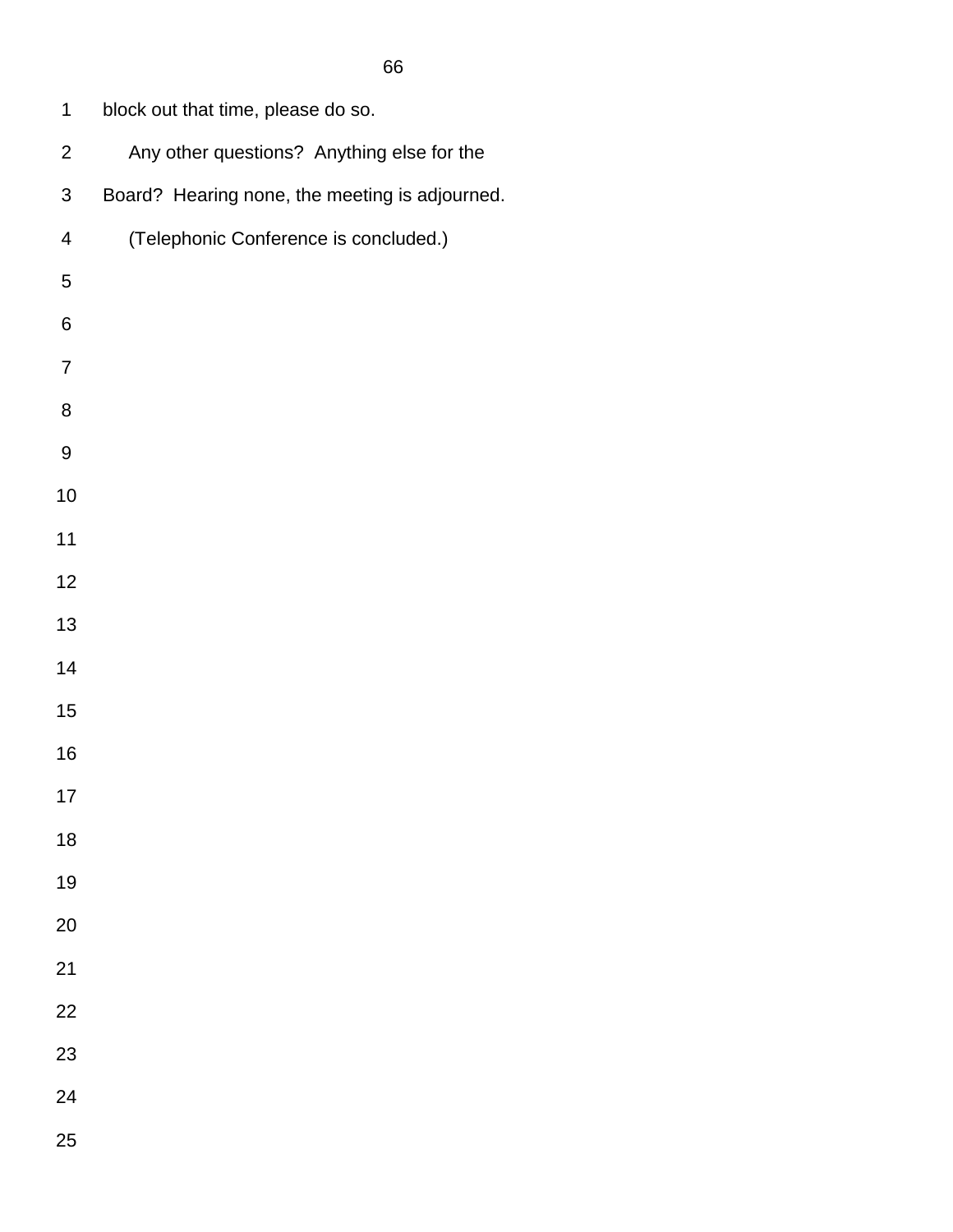block out that time, please do so.

Any other questions? Anything else for the Board? Hearing none, the meeting is adjourned.

(Telephonic Conference is concluded.)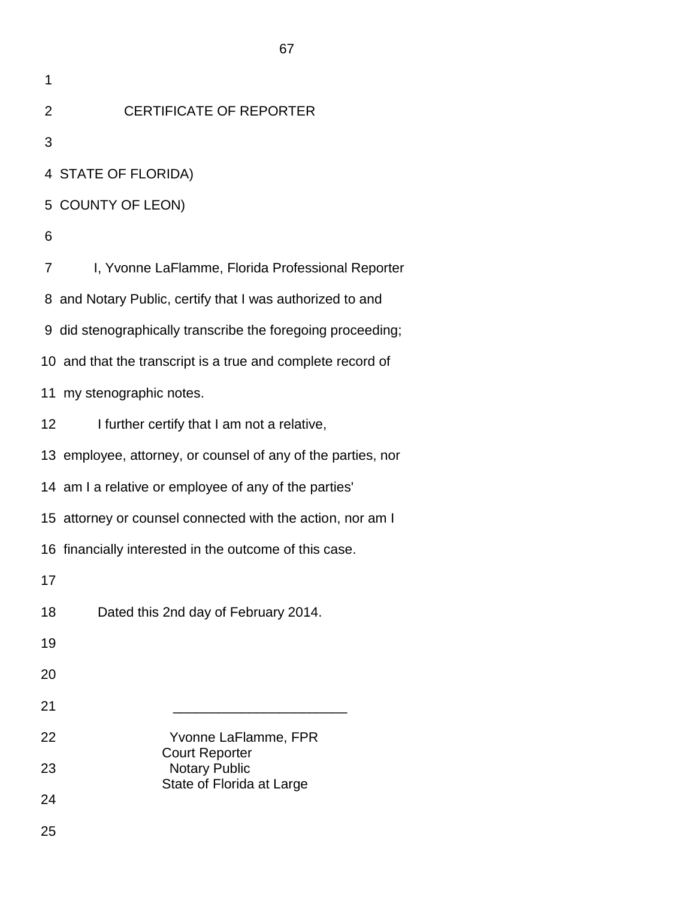## CERTIFICATE OF REPORTER

STATE OF FLORIDA)
COUNTY OF LEON)

I, Yvonne LaFlamme, Florida Professional Reporter and Notary Public, certify that I was authorized to and did stenographically transcribe the foregoing proceeding; and that the transcript is a true and complete record of my stenographic notes.

I further certify that I am not a relative, employee, attorney, or counsel of any of the parties, nor am I a relative or employee of any of the parties' attorney or counsel connected with the action, nor am I financially interested in the outcome of this case.

Dated this 2nd day of February 2014.

______________________

Yvonne LaFlamme, FPR
Court Reporter
Notary Public
State of Florida at Large